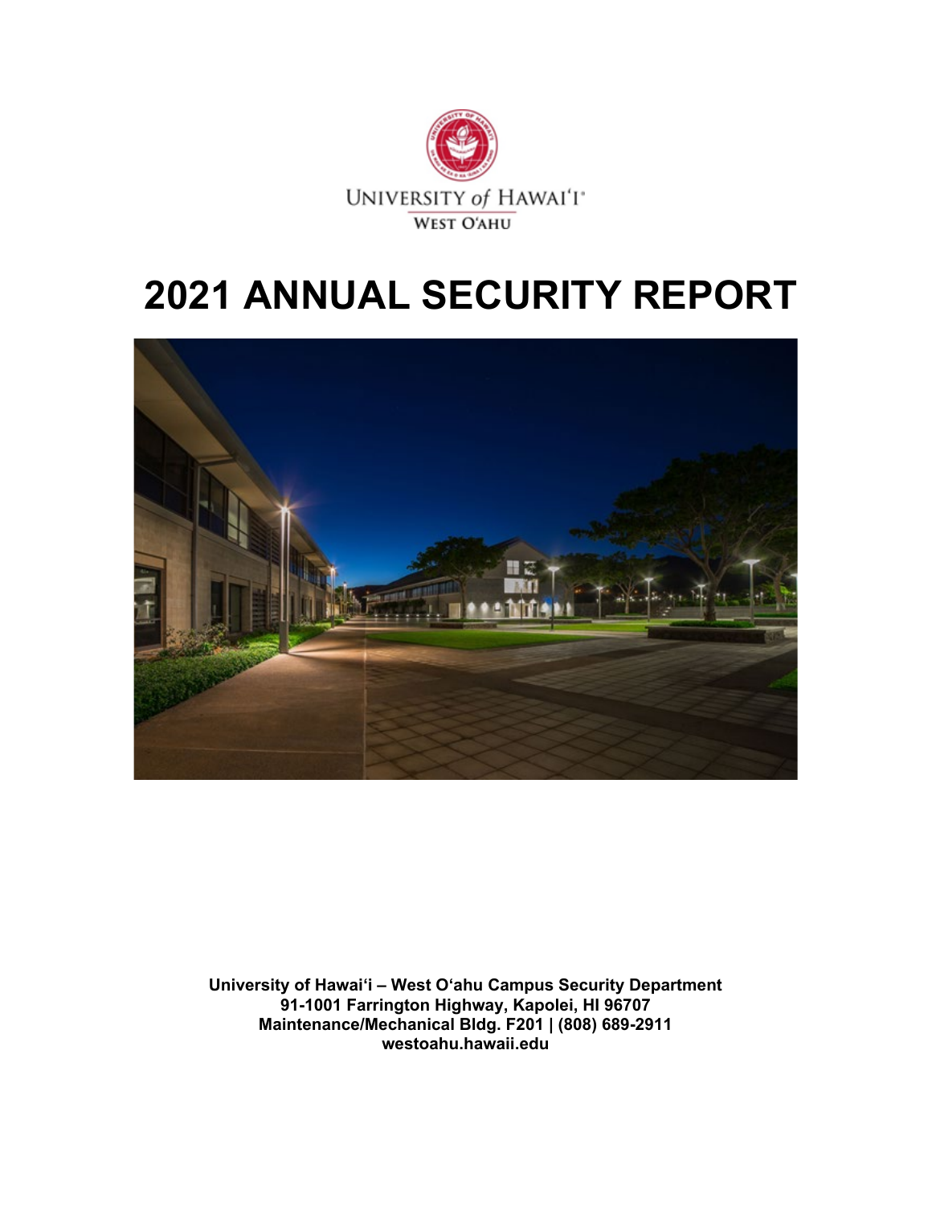UNIVERSITY of HAWAI'I®

WEST O'AHU

# 2021 ANNUAL SECURITY REPORT

**University of Hawaiʻi – West Oʻahu Campus Security Department**
**91-1001 Farrington Highway, Kapolei, HI 96707**
**Maintenance/Mechanical Bldg. F201 | (808) 689-2911**
**westoahu.hawaii.edu**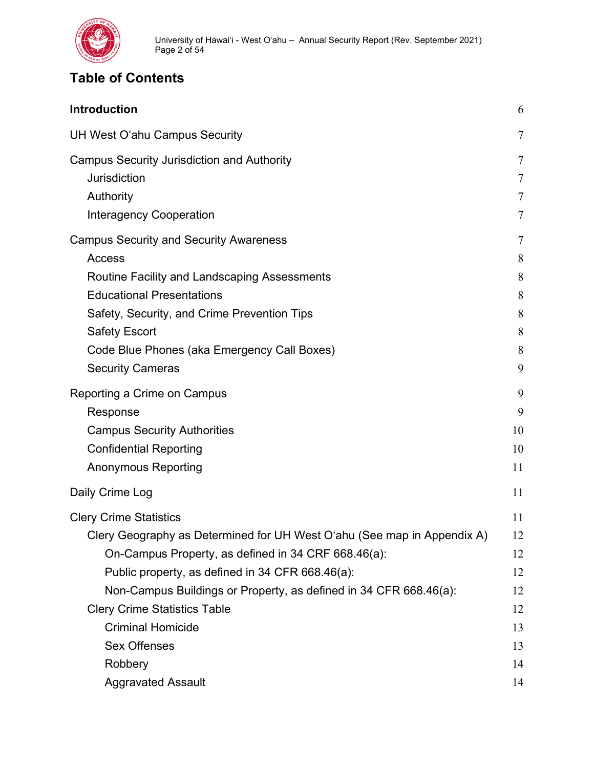# Table of Contents

| | |
|---|---|
| **Introduction** | 6 |
| UH West Oʻahu Campus Security | 7 |
| Campus Security Jurisdiction and Authority | 7 |
| Jurisdiction | 7 |
| Authority | 7 |
| Interagency Cooperation | 7 |
| Campus Security and Security Awareness | 7 |
| Access | 8 |
| Routine Facility and Landscaping Assessments | 8 |
| Educational Presentations | 8 |
| Safety, Security, and Crime Prevention Tips | 8 |
| Safety Escort | 8 |
| Code Blue Phones (aka Emergency Call Boxes) | 8 |
| Security Cameras | 9 |
| Reporting a Crime on Campus | 9 |
| Response | 9 |
| Campus Security Authorities | 10 |
| Confidential Reporting | 10 |
| Anonymous Reporting | 11 |
| Daily Crime Log | 11 |
| Clery Crime Statistics | 11 |
| Clery Geography as Determined for UH West Oʻahu (See map in Appendix A) | 12 |
| On-Campus Property, as defined in 34 CRF 668.46(a): | 12 |
| Public property, as defined in 34 CFR 668.46(a): | 12 |
| Non-Campus Buildings or Property, as defined in 34 CFR 668.46(a): | 12 |
| Clery Crime Statistics Table | 12 |
| Criminal Homicide | 13 |
| Sex Offenses | 13 |
| Robbery | 14 |
| Aggravated Assault | 14 |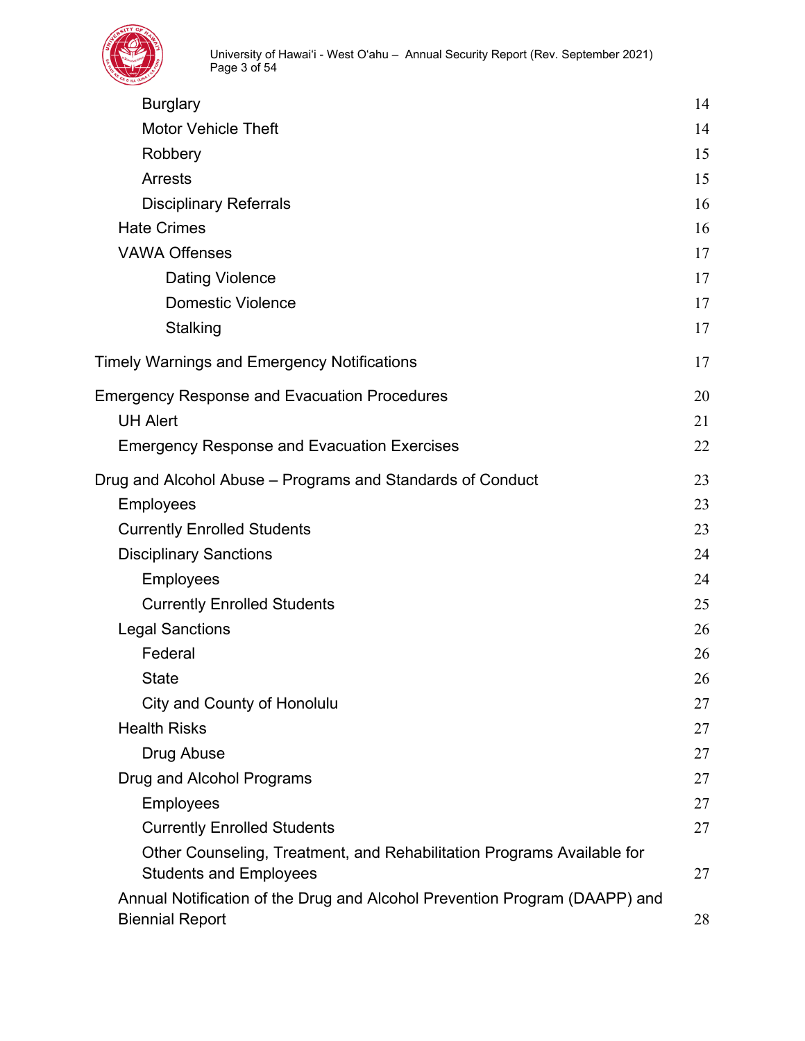| | |
|---|---|
| Burglary | 14 |
| Motor Vehicle Theft | 14 |
| Robbery | 15 |
| Arrests | 15 |
| Disciplinary Referrals | 16 |
| Hate Crimes | 16 |
| VAWA Offenses | 17 |
| Dating Violence | 17 |
| Domestic Violence | 17 |
| Stalking | 17 |
| Timely Warnings and Emergency Notifications | 17 |
| Emergency Response and Evacuation Procedures | 20 |
| UH Alert | 21 |
| Emergency Response and Evacuation Exercises | 22 |
| Drug and Alcohol Abuse – Programs and Standards of Conduct | 23 |
| Employees | 23 |
| Currently Enrolled Students | 23 |
| Disciplinary Sanctions | 24 |
| Employees | 24 |
| Currently Enrolled Students | 25 |
| Legal Sanctions | 26 |
| Federal | 26 |
| State | 26 |
| City and County of Honolulu | 27 |
| Health Risks | 27 |
| Drug Abuse | 27 |
| Drug and Alcohol Programs | 27 |
| Employees | 27 |
| Currently Enrolled Students | 27 |
| Other Counseling, Treatment, and Rehabilitation Programs Available for Students and Employees | 27 |
| Annual Notification of the Drug and Alcohol Prevention Program (DAAPP) and Biennial Report | 28 |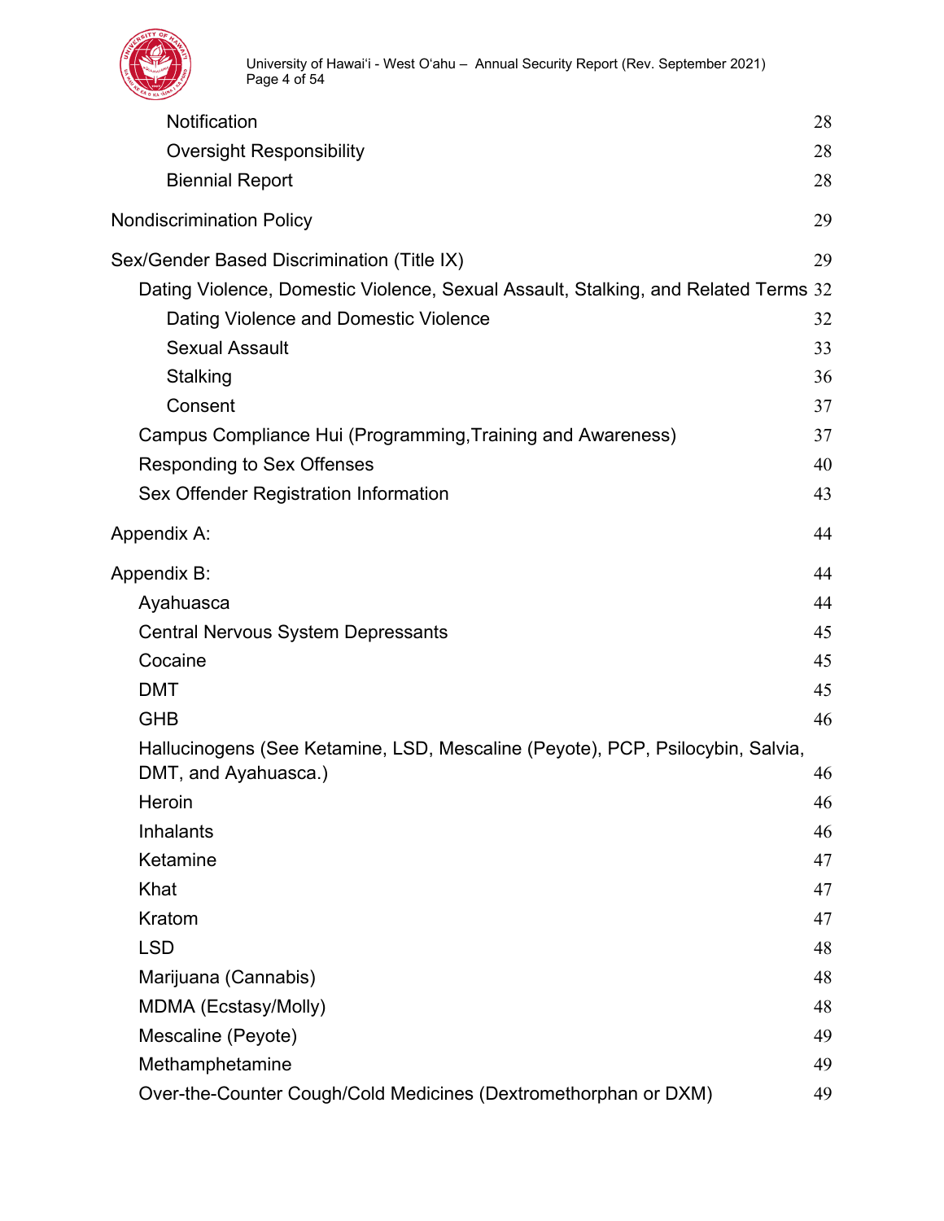- Notification 28
- Oversight Responsibility 28
- Biennial Report 28

Nondiscrimination Policy 29

Sex/Gender Based Discrimination (Title IX) 29

- Dating Violence, Domestic Violence, Sexual Assault, Stalking, and Related Terms 32
  - Dating Violence and Domestic Violence 32
  - Sexual Assault 33
  - Stalking 36
  - Consent 37
- Campus Compliance Hui (Programming,Training and Awareness) 37
- Responding to Sex Offenses 40
- Sex Offender Registration Information 43

Appendix A: 44

Appendix B: 44

- Ayahuasca 44
- Central Nervous System Depressants 45
- Cocaine 45
- DMT 45
- GHB 46
- Hallucinogens (See Ketamine, LSD, Mescaline (Peyote), PCP, Psilocybin, Salvia, DMT, and Ayahuasca.) 46
- Heroin 46
- Inhalants 46
- Ketamine 47
- Khat 47
- Kratom 47
- LSD 48
- Marijuana (Cannabis) 48
- MDMA (Ecstasy/Molly) 48
- Mescaline (Peyote) 49
- Methamphetamine 49
- Over-the-Counter Cough/Cold Medicines (Dextromethorphan or DXM) 49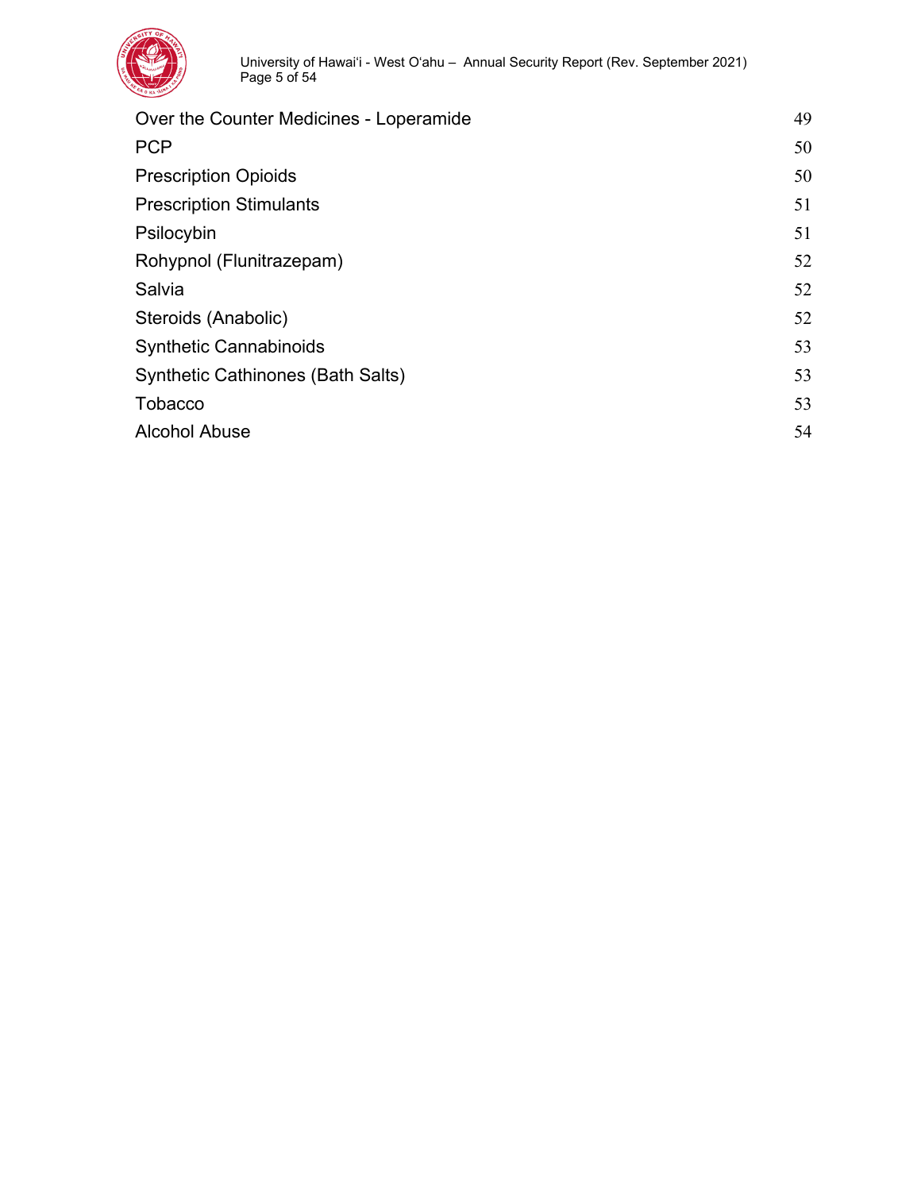| | |
|---|---|
| Over the Counter Medicines - Loperamide | 49 |
| PCP | 50 |
| Prescription Opioids | 50 |
| Prescription Stimulants | 51 |
| Psilocybin | 51 |
| Rohypnol (Flunitrazepam) | 52 |
| Salvia | 52 |
| Steroids (Anabolic) | 52 |
| Synthetic Cannabinoids | 53 |
| Synthetic Cathinones (Bath Salts) | 53 |
| Tobacco | 53 |
| Alcohol Abuse | 54 |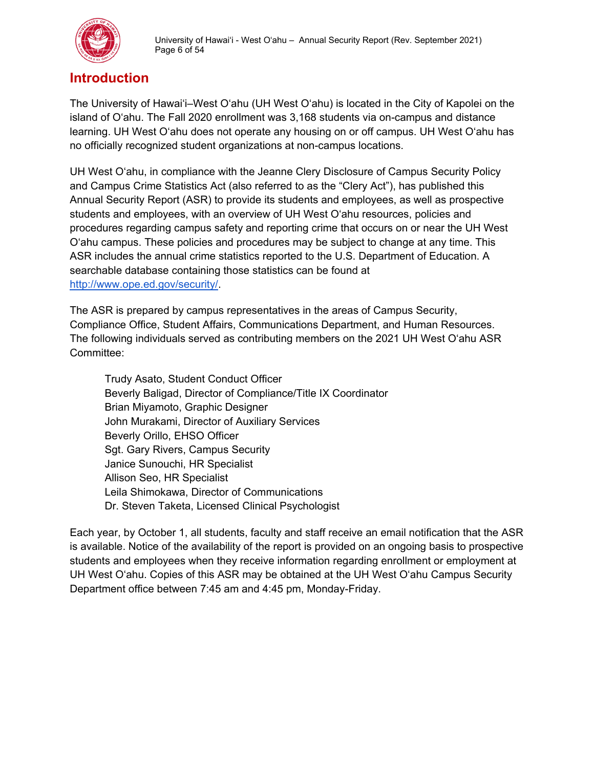# Introduction

The University of Hawaiʻi–West Oʻahu (UH West Oʻahu) is located in the City of Kapolei on the island of Oʻahu. The Fall 2020 enrollment was 3,168 students via on-campus and distance learning. UH West Oʻahu does not operate any housing on or off campus. UH West Oʻahu has no officially recognized student organizations at non-campus locations.

UH West Oʻahu, in compliance with the Jeanne Clery Disclosure of Campus Security Policy and Campus Crime Statistics Act (also referred to as the "Clery Act"), has published this Annual Security Report (ASR) to provide its students and employees, as well as prospective students and employees, with an overview of UH West Oʻahu resources, policies and procedures regarding campus safety and reporting crime that occurs on or near the UH West Oʻahu campus. These policies and procedures may be subject to change at any time. This ASR includes the annual crime statistics reported to the U.S. Department of Education. A searchable database containing those statistics can be found at [http://www.ope.ed.gov/security/](http://www.ope.ed.gov/security/).

The ASR is prepared by campus representatives in the areas of Campus Security, Compliance Office, Student Affairs, Communications Department, and Human Resources. The following individuals served as contributing members on the 2021 UH West Oʻahu ASR Committee:

Trudy Asato, Student Conduct Officer
Beverly Baligad, Director of Compliance/Title IX Coordinator
Brian Miyamoto, Graphic Designer
John Murakami, Director of Auxiliary Services
Beverly Orillo, EHSO Officer
Sgt. Gary Rivers, Campus Security
Janice Sunouchi, HR Specialist
Allison Seo, HR Specialist
Leila Shimokawa, Director of Communications
Dr. Steven Taketa, Licensed Clinical Psychologist

Each year, by October 1, all students, faculty and staff receive an email notification that the ASR is available. Notice of the availability of the report is provided on an ongoing basis to prospective students and employees when they receive information regarding enrollment or employment at UH West Oʻahu. Copies of this ASR may be obtained at the UH West Oʻahu Campus Security Department office between 7:45 am and 4:45 pm, Monday-Friday.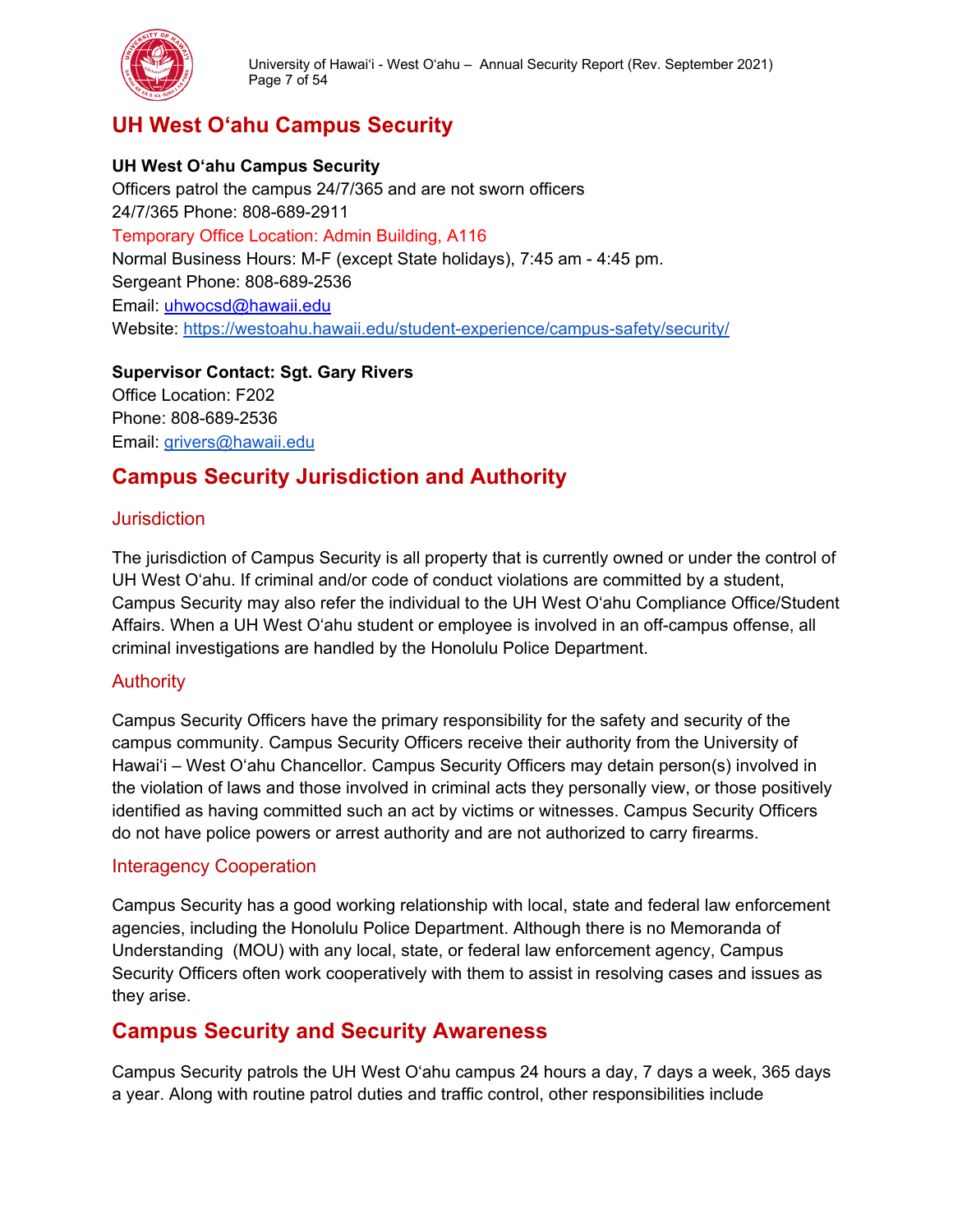## UH West O‘ahu Campus Security

**UH West O‘ahu Campus Security**
Officers patrol the campus 24/7/365 and are not sworn officers
24/7/365 Phone: 808-689-2911
Temporary Office Location: Admin Building, A116
Normal Business Hours: M-F (except State holidays), 7:45 am - 4:45 pm.
Sergeant Phone: 808-689-2536
Email: uhwocsd@hawaii.edu
Website: https://westoahu.hawaii.edu/student-experience/campus-safety/security/

**Supervisor Contact: Sgt. Gary Rivers**
Office Location: F202
Phone: 808-689-2536
Email: grivers@hawaii.edu

## Campus Security Jurisdiction and Authority

### Jurisdiction

The jurisdiction of Campus Security is all property that is currently owned or under the control of UH West O‘ahu. If criminal and/or code of conduct violations are committed by a student, Campus Security may also refer the individual to the UH West O‘ahu Compliance Office/Student Affairs. When a UH West O‘ahu student or employee is involved in an off-campus offense, all criminal investigations are handled by the Honolulu Police Department.

### Authority

Campus Security Officers have the primary responsibility for the safety and security of the campus community. Campus Security Officers receive their authority from the University of Hawai‘i – West O‘ahu Chancellor. Campus Security Officers may detain person(s) involved in the violation of laws and those involved in criminal acts they personally view, or those positively identified as having committed such an act by victims or witnesses. Campus Security Officers do not have police powers or arrest authority and are not authorized to carry firearms.

### Interagency Cooperation

Campus Security has a good working relationship with local, state and federal law enforcement agencies, including the Honolulu Police Department. Although there is no Memoranda of Understanding (MOU) with any local, state, or federal law enforcement agency, Campus Security Officers often work cooperatively with them to assist in resolving cases and issues as they arise.

## Campus Security and Security Awareness

Campus Security patrols the UH West O‘ahu campus 24 hours a day, 7 days a week, 365 days a year. Along with routine patrol duties and traffic control, other responsibilities include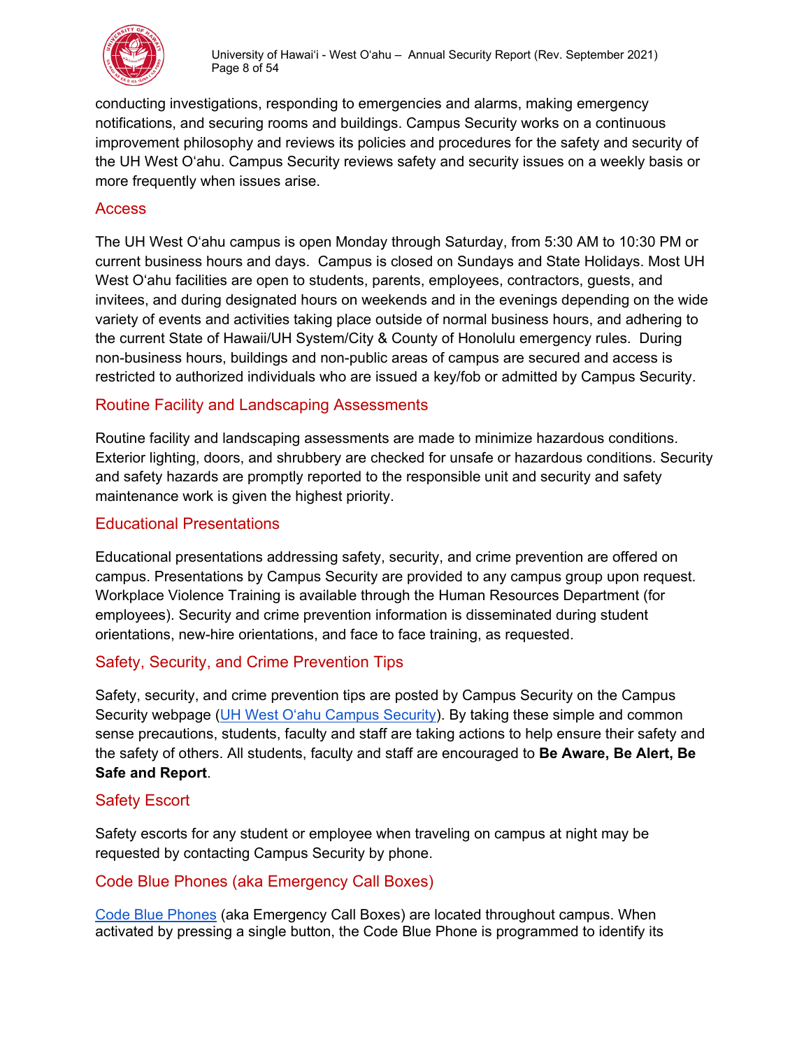conducting investigations, responding to emergencies and alarms, making emergency notifications, and securing rooms and buildings. Campus Security works on a continuous improvement philosophy and reviews its policies and procedures for the safety and security of the UH West Oʻahu. Campus Security reviews safety and security issues on a weekly basis or more frequently when issues arise.

## Access

The UH West Oʻahu campus is open Monday through Saturday, from 5:30 AM to 10:30 PM or current business hours and days. Campus is closed on Sundays and State Holidays. Most UH West Oʻahu facilities are open to students, parents, employees, contractors, guests, and invitees, and during designated hours on weekends and in the evenings depending on the wide variety of events and activities taking place outside of normal business hours, and adhering to the current State of Hawaii/UH System/City & County of Honolulu emergency rules. During non-business hours, buildings and non-public areas of campus are secured and access is restricted to authorized individuals who are issued a key/fob or admitted by Campus Security.

## Routine Facility and Landscaping Assessments

Routine facility and landscaping assessments are made to minimize hazardous conditions. Exterior lighting, doors, and shrubbery are checked for unsafe or hazardous conditions. Security and safety hazards are promptly reported to the responsible unit and security and safety maintenance work is given the highest priority.

## Educational Presentations

Educational presentations addressing safety, security, and crime prevention are offered on campus. Presentations by Campus Security are provided to any campus group upon request. Workplace Violence Training is available through the Human Resources Department (for employees). Security and crime prevention information is disseminated during student orientations, new-hire orientations, and face to face training, as requested.

## Safety, Security, and Crime Prevention Tips

Safety, security, and crime prevention tips are posted by Campus Security on the Campus Security webpage (UH West Oʻahu Campus Security). By taking these simple and common sense precautions, students, faculty and staff are taking actions to help ensure their safety and the safety of others. All students, faculty and staff are encouraged to **Be Aware, Be Alert, Be Safe and Report**.

## Safety Escort

Safety escorts for any student or employee when traveling on campus at night may be requested by contacting Campus Security by phone.

## Code Blue Phones (aka Emergency Call Boxes)

Code Blue Phones (aka Emergency Call Boxes) are located throughout campus. When activated by pressing a single button, the Code Blue Phone is programmed to identify its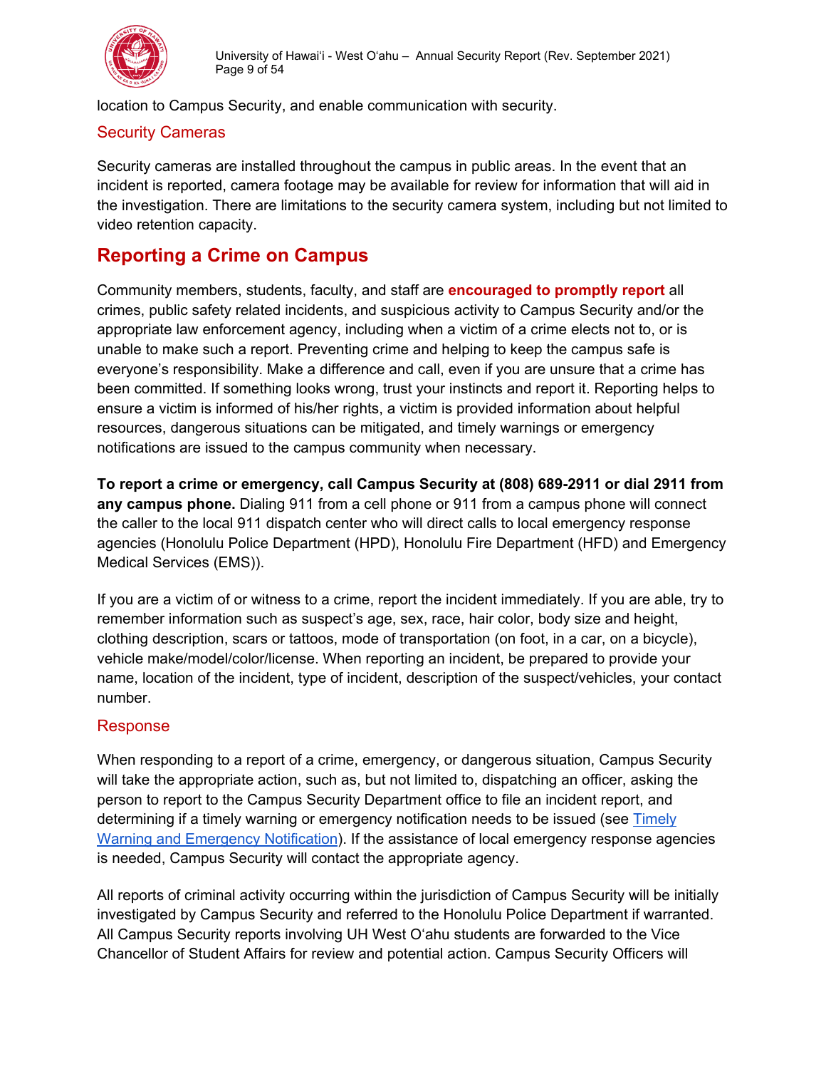location to Campus Security, and enable communication with security.

### Security Cameras

Security cameras are installed throughout the campus in public areas. In the event that an incident is reported, camera footage may be available for review for information that will aid in the investigation. There are limitations to the security camera system, including but not limited to video retention capacity.

## Reporting a Crime on Campus

Community members, students, faculty, and staff are **encouraged to promptly report** all crimes, public safety related incidents, and suspicious activity to Campus Security and/or the appropriate law enforcement agency, including when a victim of a crime elects not to, or is unable to make such a report. Preventing crime and helping to keep the campus safe is everyone's responsibility. Make a difference and call, even if you are unsure that a crime has been committed. If something looks wrong, trust your instincts and report it. Reporting helps to ensure a victim is informed of his/her rights, a victim is provided information about helpful resources, dangerous situations can be mitigated, and timely warnings or emergency notifications are issued to the campus community when necessary.

**To report a crime or emergency, call Campus Security at (808) 689-2911 or dial 2911 from any campus phone.** Dialing 911 from a cell phone or 911 from a campus phone will connect the caller to the local 911 dispatch center who will direct calls to local emergency response agencies (Honolulu Police Department (HPD), Honolulu Fire Department (HFD) and Emergency Medical Services (EMS)).

If you are a victim of or witness to a crime, report the incident immediately. If you are able, try to remember information such as suspect's age, sex, race, hair color, body size and height, clothing description, scars or tattoos, mode of transportation (on foot, in a car, on a bicycle), vehicle make/model/color/license. When reporting an incident, be prepared to provide your name, location of the incident, type of incident, description of the suspect/vehicles, your contact number.

### Response

When responding to a report of a crime, emergency, or dangerous situation, Campus Security will take the appropriate action, such as, but not limited to, dispatching an officer, asking the person to report to the Campus Security Department office to file an incident report, and determining if a timely warning or emergency notification needs to be issued (see Timely Warning and Emergency Notification). If the assistance of local emergency response agencies is needed, Campus Security will contact the appropriate agency.

All reports of criminal activity occurring within the jurisdiction of Campus Security will be initially investigated by Campus Security and referred to the Honolulu Police Department if warranted. All Campus Security reports involving UH West Oʻahu students are forwarded to the Vice Chancellor of Student Affairs for review and potential action. Campus Security Officers will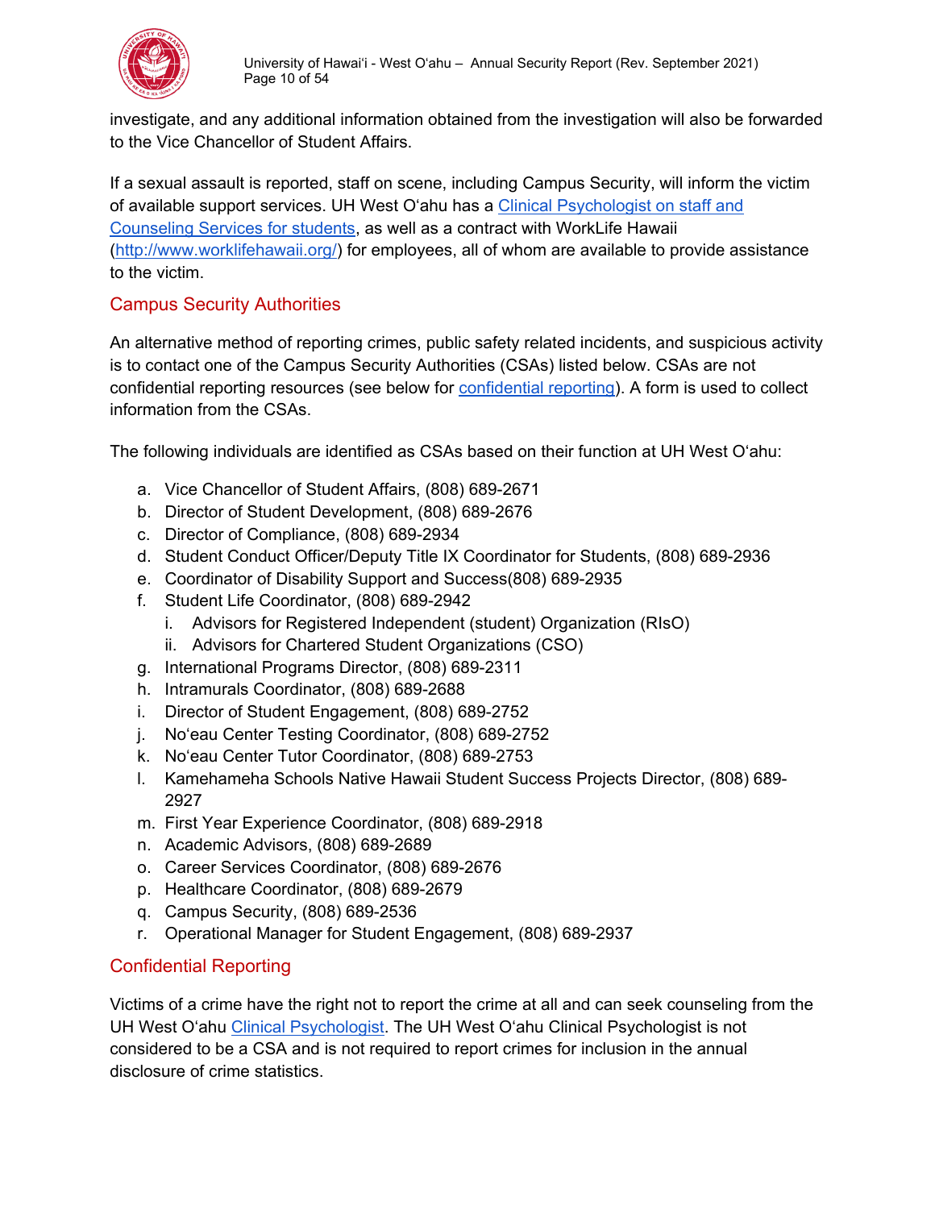investigate, and any additional information obtained from the investigation will also be forwarded to the Vice Chancellor of Student Affairs.

If a sexual assault is reported, staff on scene, including Campus Security, will inform the victim of available support services. UH West Oʻahu has a [Clinical Psychologist on staff and Counseling Services for students](), as well as a contract with WorkLife Hawaii ([http://www.worklifehawaii.org/](http://www.worklifehawaii.org/)) for employees, all of whom are available to provide assistance to the victim.

## Campus Security Authorities

An alternative method of reporting crimes, public safety related incidents, and suspicious activity is to contact one of the Campus Security Authorities (CSAs) listed below. CSAs are not confidential reporting resources (see below for [confidential reporting]()). A form is used to collect information from the CSAs.

The following individuals are identified as CSAs based on their function at UH West Oʻahu:

a. Vice Chancellor of Student Affairs, (808) 689-2671
b. Director of Student Development, (808) 689-2676
c. Director of Compliance, (808) 689-2934
d. Student Conduct Officer/Deputy Title IX Coordinator for Students, (808) 689-2936
e. Coordinator of Disability Support and Success(808) 689-2935
f. Student Life Coordinator, (808) 689-2942
   i. Advisors for Registered Independent (student) Organization (RIsO)
   ii. Advisors for Chartered Student Organizations (CSO)
g. International Programs Director, (808) 689-2311
h. Intramurals Coordinator, (808) 689-2688
i. Director of Student Engagement, (808) 689-2752
j. Noʻeau Center Testing Coordinator, (808) 689-2752
k. Noʻeau Center Tutor Coordinator, (808) 689-2753
l. Kamehameha Schools Native Hawaii Student Success Projects Director, (808) 689-2927
m. First Year Experience Coordinator, (808) 689-2918
n. Academic Advisors, (808) 689-2689
o. Career Services Coordinator, (808) 689-2676
p. Healthcare Coordinator, (808) 689-2679
q. Campus Security, (808) 689-2536
r. Operational Manager for Student Engagement, (808) 689-2937

## Confidential Reporting

Victims of a crime have the right not to report the crime at all and can seek counseling from the UH West Oʻahu [Clinical Psychologist](). The UH West Oʻahu Clinical Psychologist is not considered to be a CSA and is not required to report crimes for inclusion in the annual disclosure of crime statistics.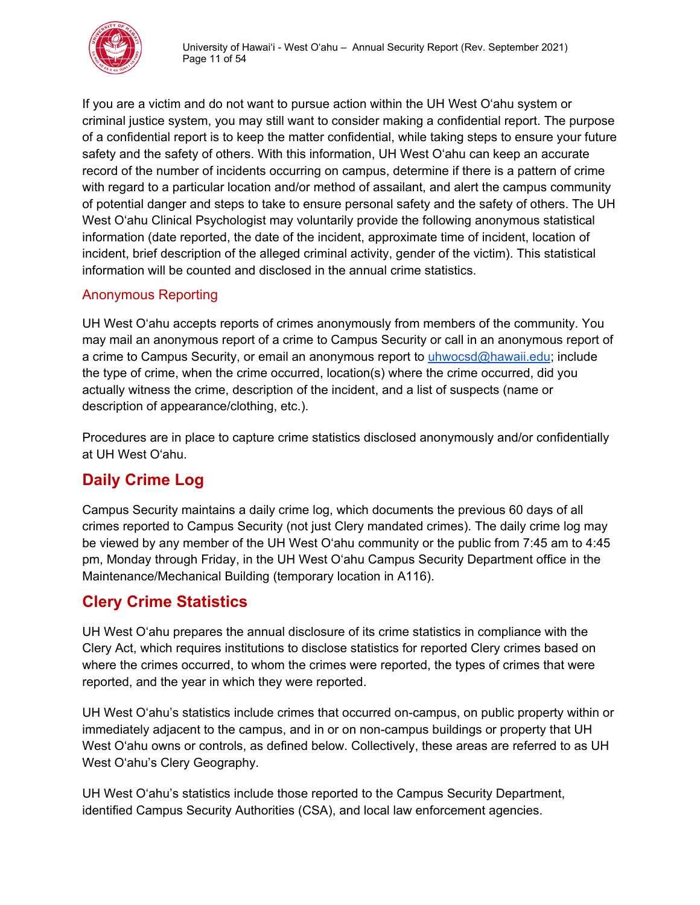If you are a victim and do not want to pursue action within the UH West Oʻahu system or criminal justice system, you may still want to consider making a confidential report. The purpose of a confidential report is to keep the matter confidential, while taking steps to ensure your future safety and the safety of others. With this information, UH West Oʻahu can keep an accurate record of the number of incidents occurring on campus, determine if there is a pattern of crime with regard to a particular location and/or method of assailant, and alert the campus community of potential danger and steps to take to ensure personal safety and the safety of others. The UH West Oʻahu Clinical Psychologist may voluntarily provide the following anonymous statistical information (date reported, the date of the incident, approximate time of incident, location of incident, brief description of the alleged criminal activity, gender of the victim). This statistical information will be counted and disclosed in the annual crime statistics.

### Anonymous Reporting

UH West Oʻahu accepts reports of crimes anonymously from members of the community. You may mail an anonymous report of a crime to Campus Security or call in an anonymous report of a crime to Campus Security, or email an anonymous report to uhwocsd@hawaii.edu; include the type of crime, when the crime occurred, location(s) where the crime occurred, did you actually witness the crime, description of the incident, and a list of suspects (name or description of appearance/clothing, etc.).

Procedures are in place to capture crime statistics disclosed anonymously and/or confidentially at UH West Oʻahu.

## Daily Crime Log

Campus Security maintains a daily crime log, which documents the previous 60 days of all crimes reported to Campus Security (not just Clery mandated crimes). The daily crime log may be viewed by any member of the UH West Oʻahu community or the public from 7:45 am to 4:45 pm, Monday through Friday, in the UH West Oʻahu Campus Security Department office in the Maintenance/Mechanical Building (temporary location in A116).

## Clery Crime Statistics

UH West Oʻahu prepares the annual disclosure of its crime statistics in compliance with the Clery Act, which requires institutions to disclose statistics for reported Clery crimes based on where the crimes occurred, to whom the crimes were reported, the types of crimes that were reported, and the year in which they were reported.

UH West Oʻahu's statistics include crimes that occurred on-campus, on public property within or immediately adjacent to the campus, and in or on non-campus buildings or property that UH West Oʻahu owns or controls, as defined below. Collectively, these areas are referred to as UH West Oʻahu's Clery Geography.

UH West Oʻahu's statistics include those reported to the Campus Security Department, identified Campus Security Authorities (CSA), and local law enforcement agencies.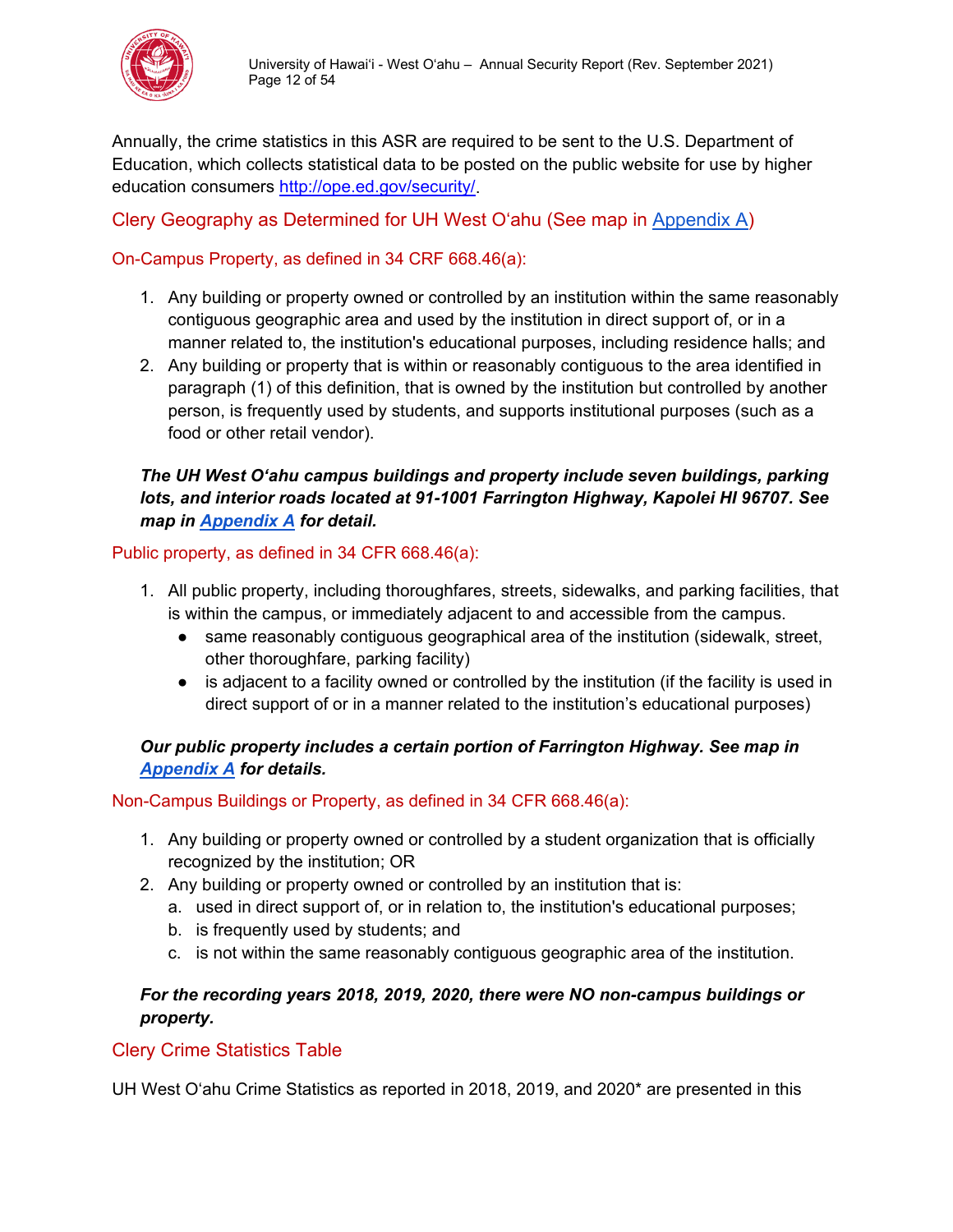Annually, the crime statistics in this ASR are required to be sent to the U.S. Department of Education, which collects statistical data to be posted on the public website for use by higher education consumers [http://ope.ed.gov/security/](http://ope.ed.gov/security/).

## Clery Geography as Determined for UH West Oʻahu (See map in [Appendix A](#))

### On-Campus Property, as defined in 34 CRF 668.46(a):

1. Any building or property owned or controlled by an institution within the same reasonably contiguous geographic area and used by the institution in direct support of, or in a manner related to, the institution's educational purposes, including residence halls; and
2. Any building or property that is within or reasonably contiguous to the area identified in paragraph (1) of this definition, that is owned by the institution but controlled by another person, is frequently used by students, and supports institutional purposes (such as a food or other retail vendor).

***The UH West Oʻahu campus buildings and property include seven buildings, parking lots, and interior roads located at 91-1001 Farrington Highway, Kapolei HI 96707. See map in [Appendix A](#) for detail.***

### Public property, as defined in 34 CFR 668.46(a):

1. All public property, including thoroughfares, streets, sidewalks, and parking facilities, that is within the campus, or immediately adjacent to and accessible from the campus.
   - same reasonably contiguous geographical area of the institution (sidewalk, street, other thoroughfare, parking facility)
   - is adjacent to a facility owned or controlled by the institution (if the facility is used in direct support of or in a manner related to the institution's educational purposes)

***Our public property includes a certain portion of Farrington Highway. See map in [Appendix A](#) for details.***

### Non-Campus Buildings or Property, as defined in 34 CFR 668.46(a):

1. Any building or property owned or controlled by a student organization that is officially recognized by the institution; OR
2. Any building or property owned or controlled by an institution that is:
   a. used in direct support of, or in relation to, the institution's educational purposes;
   b. is frequently used by students; and
   c. is not within the same reasonably contiguous geographic area of the institution.

***For the recording years 2018, 2019, 2020, there were NO non-campus buildings or property.***

## Clery Crime Statistics Table

UH West Oʻahu Crime Statistics as reported in 2018, 2019, and 2020* are presented in this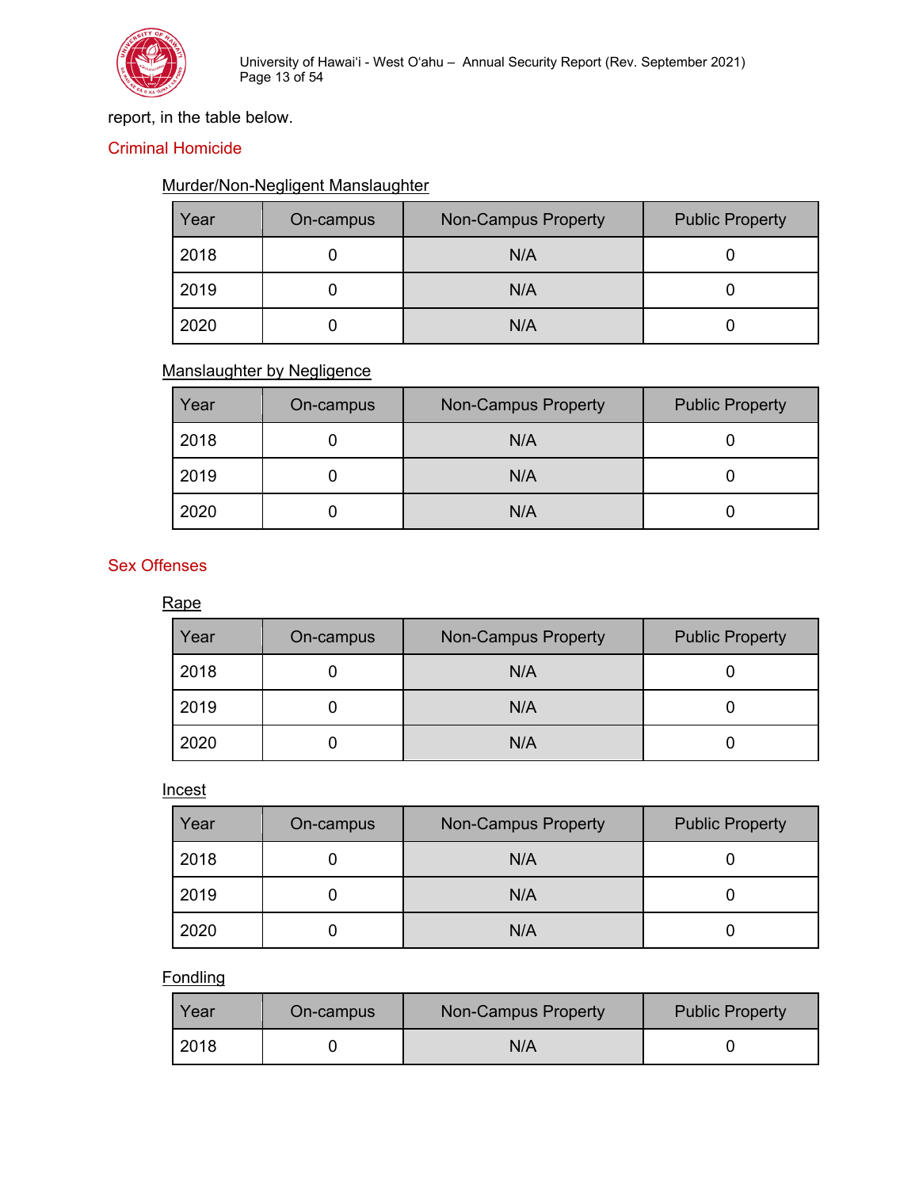report, in the table below.

## Criminal Homicide

### Murder/Non-Negligent Manslaughter

| Year | On-campus | Non-Campus Property | Public Property |
|---|---|---|---|
| 2018 | 0 | N/A | 0 |
| 2019 | 0 | N/A | 0 |
| 2020 | 0 | N/A | 0 |

### Manslaughter by Negligence

| Year | On-campus | Non-Campus Property | Public Property |
|---|---|---|---|
| 2018 | 0 | N/A | 0 |
| 2019 | 0 | N/A | 0 |
| 2020 | 0 | N/A | 0 |

## Sex Offenses

### Rape

| Year | On-campus | Non-Campus Property | Public Property |
|---|---|---|---|
| 2018 | 0 | N/A | 0 |
| 2019 | 0 | N/A | 0 |
| 2020 | 0 | N/A | 0 |

### Incest

| Year | On-campus | Non-Campus Property | Public Property |
|---|---|---|---|
| 2018 | 0 | N/A | 0 |
| 2019 | 0 | N/A | 0 |
| 2020 | 0 | N/A | 0 |

### Fondling

| Year | On-campus | Non-Campus Property | Public Property |
|---|---|---|---|
| 2018 | 0 | N/A | 0 |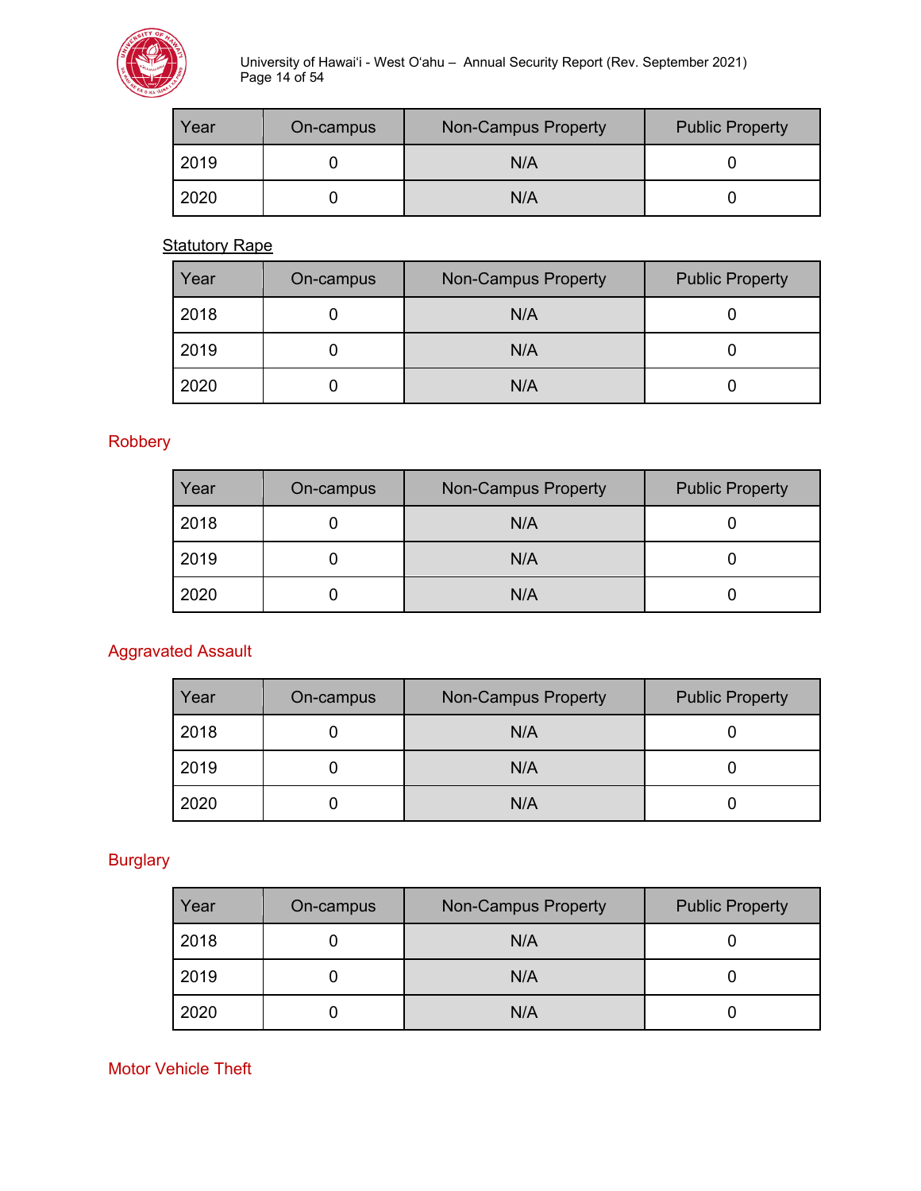| Year | On-campus | Non-Campus Property | Public Property |
|---|---|---|---|
| 2019 | 0 | N/A | 0 |
| 2020 | 0 | N/A | 0 |

Statutory Rape

| Year | On-campus | Non-Campus Property | Public Property |
|---|---|---|---|
| 2018 | 0 | N/A | 0 |
| 2019 | 0 | N/A | 0 |
| 2020 | 0 | N/A | 0 |

### Robbery

| Year | On-campus | Non-Campus Property | Public Property |
|---|---|---|---|
| 2018 | 0 | N/A | 0 |
| 2019 | 0 | N/A | 0 |
| 2020 | 0 | N/A | 0 |

### Aggravated Assault

| Year | On-campus | Non-Campus Property | Public Property |
|---|---|---|---|
| 2018 | 0 | N/A | 0 |
| 2019 | 0 | N/A | 0 |
| 2020 | 0 | N/A | 0 |

### Burglary

| Year | On-campus | Non-Campus Property | Public Property |
|---|---|---|---|
| 2018 | 0 | N/A | 0 |
| 2019 | 0 | N/A | 0 |
| 2020 | 0 | N/A | 0 |

### Motor Vehicle Theft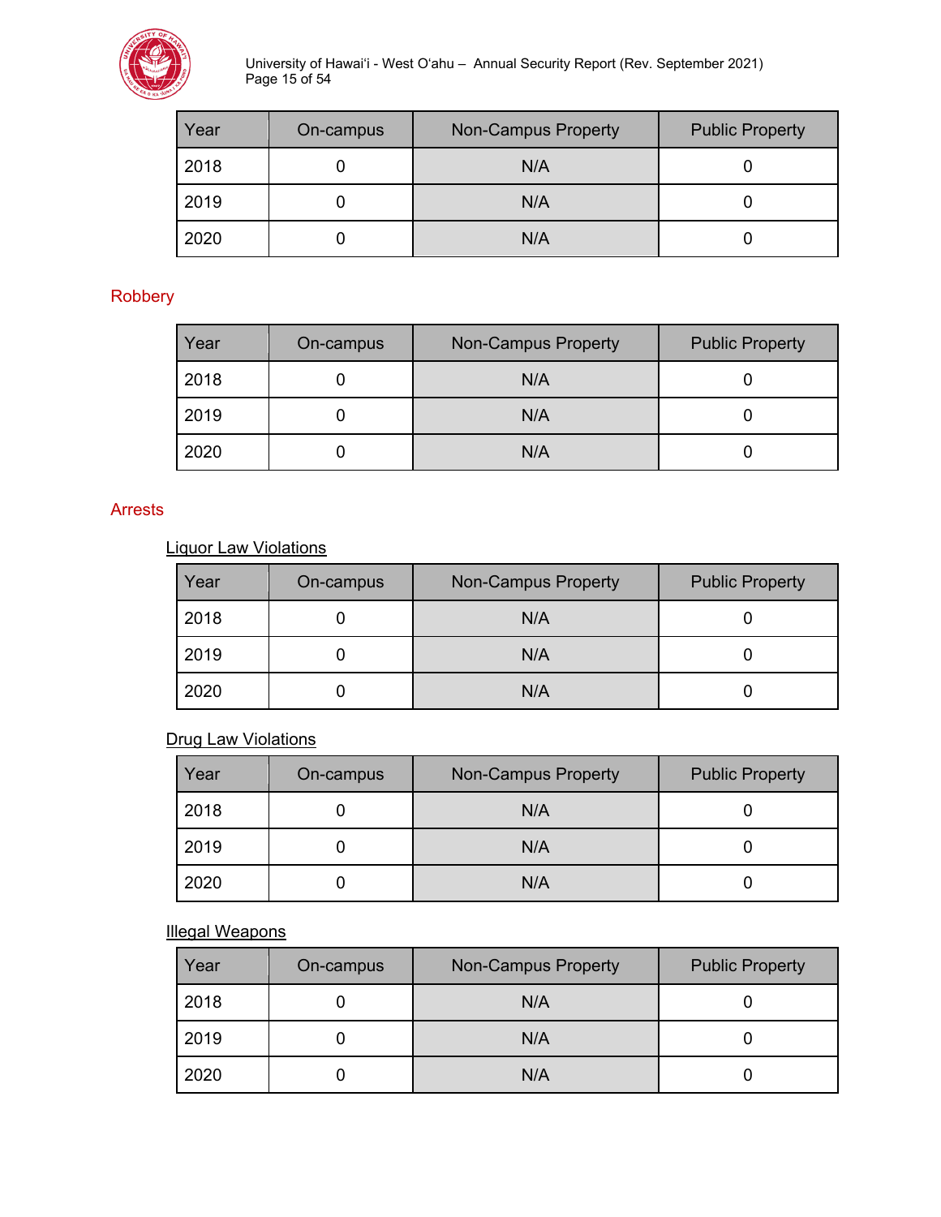| Year | On-campus | Non-Campus Property | Public Property |
| --- | --- | --- | --- |
| 2018 | 0 | N/A | 0 |
| 2019 | 0 | N/A | 0 |
| 2020 | 0 | N/A | 0 |

## Robbery

| Year | On-campus | Non-Campus Property | Public Property |
| --- | --- | --- | --- |
| 2018 | 0 | N/A | 0 |
| 2019 | 0 | N/A | 0 |
| 2020 | 0 | N/A | 0 |

## Arrests

### Liquor Law Violations

| Year | On-campus | Non-Campus Property | Public Property |
| --- | --- | --- | --- |
| 2018 | 0 | N/A | 0 |
| 2019 | 0 | N/A | 0 |
| 2020 | 0 | N/A | 0 |

### Drug Law Violations

| Year | On-campus | Non-Campus Property | Public Property |
| --- | --- | --- | --- |
| 2018 | 0 | N/A | 0 |
| 2019 | 0 | N/A | 0 |
| 2020 | 0 | N/A | 0 |

### Illegal Weapons

| Year | On-campus | Non-Campus Property | Public Property |
| --- | --- | --- | --- |
| 2018 | 0 | N/A | 0 |
| 2019 | 0 | N/A | 0 |
| 2020 | 0 | N/A | 0 |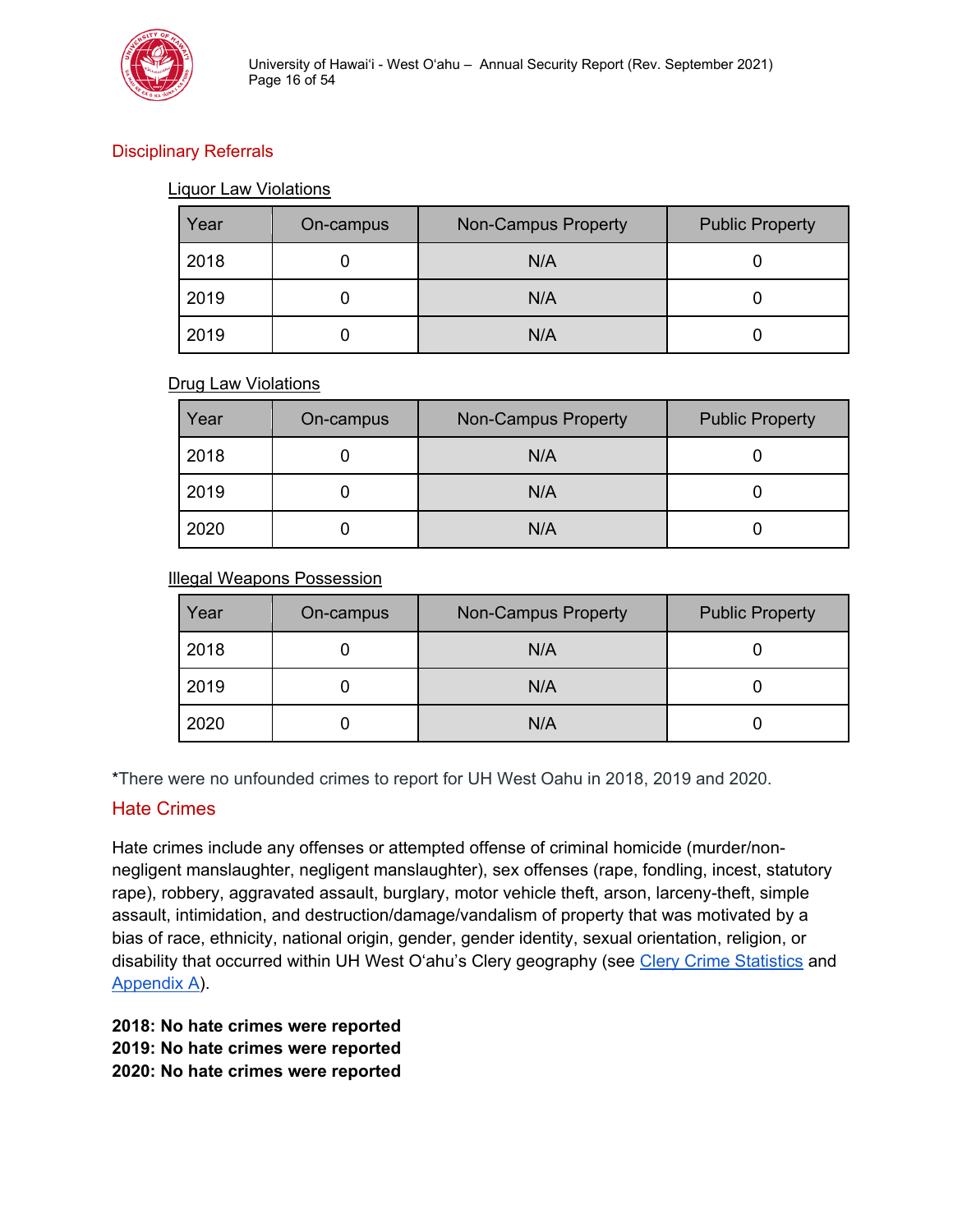## Disciplinary Referrals

Liquor Law Violations

| Year | On-campus | Non-Campus Property | Public Property |
|---|---|---|---|
| 2018 | 0 | N/A | 0 |
| 2019 | 0 | N/A | 0 |
| 2019 | 0 | N/A | 0 |

Drug Law Violations

| Year | On-campus | Non-Campus Property | Public Property |
|---|---|---|---|
| 2018 | 0 | N/A | 0 |
| 2019 | 0 | N/A | 0 |
| 2020 | 0 | N/A | 0 |

Illegal Weapons Possession

| Year | On-campus | Non-Campus Property | Public Property |
|---|---|---|---|
| 2018 | 0 | N/A | 0 |
| 2019 | 0 | N/A | 0 |
| 2020 | 0 | N/A | 0 |

*There were no unfounded crimes to report for UH West Oahu in 2018, 2019 and 2020.

## Hate Crimes

Hate crimes include any offenses or attempted offense of criminal homicide (murder/non-negligent manslaughter, negligent manslaughter), sex offenses (rape, fondling, incest, statutory rape), robbery, aggravated assault, burglary, motor vehicle theft, arson, larceny-theft, simple assault, intimidation, and destruction/damage/vandalism of property that was motivated by a bias of race, ethnicity, national origin, gender, gender identity, sexual orientation, religion, or disability that occurred within UH West Oʻahu's Clery geography (see Clery Crime Statistics and Appendix A).

**2018: No hate crimes were reported**
**2019: No hate crimes were reported**
**2020: No hate crimes were reported**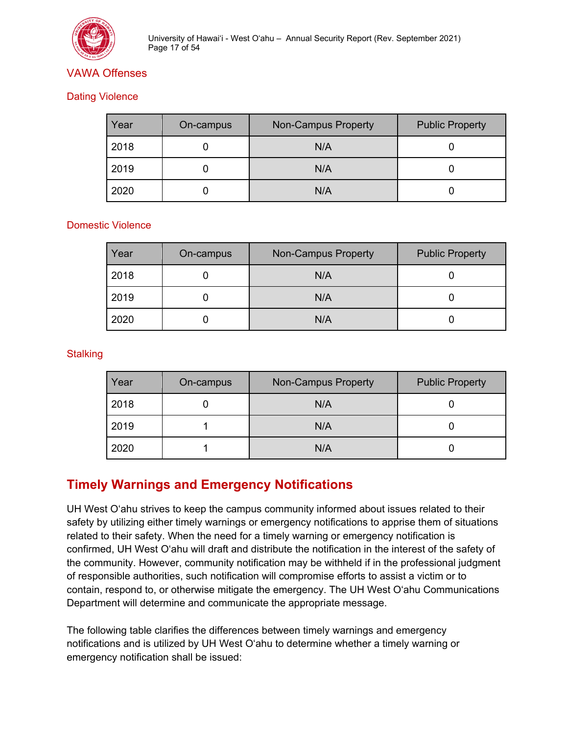## VAWA Offenses

### Dating Violence

| Year | On-campus | Non-Campus Property | Public Property |
|---|---|---|---|
| 2018 | 0 | N/A | 0 |
| 2019 | 0 | N/A | 0 |
| 2020 | 0 | N/A | 0 |

### Domestic Violence

| Year | On-campus | Non-Campus Property | Public Property |
|---|---|---|---|
| 2018 | 0 | N/A | 0 |
| 2019 | 0 | N/A | 0 |
| 2020 | 0 | N/A | 0 |

### Stalking

| Year | On-campus | Non-Campus Property | Public Property |
|---|---|---|---|
| 2018 | 0 | N/A | 0 |
| 2019 | 1 | N/A | 0 |
| 2020 | 1 | N/A | 0 |

## Timely Warnings and Emergency Notifications

UH West Oʻahu strives to keep the campus community informed about issues related to their safety by utilizing either timely warnings or emergency notifications to apprise them of situations related to their safety. When the need for a timely warning or emergency notification is confirmed, UH West Oʻahu will draft and distribute the notification in the interest of the safety of the community. However, community notification may be withheld if in the professional judgment of responsible authorities, such notification will compromise efforts to assist a victim or to contain, respond to, or otherwise mitigate the emergency. The UH West Oʻahu Communications Department will determine and communicate the appropriate message.

The following table clarifies the differences between timely warnings and emergency notifications and is utilized by UH West Oʻahu to determine whether a timely warning or emergency notification shall be issued: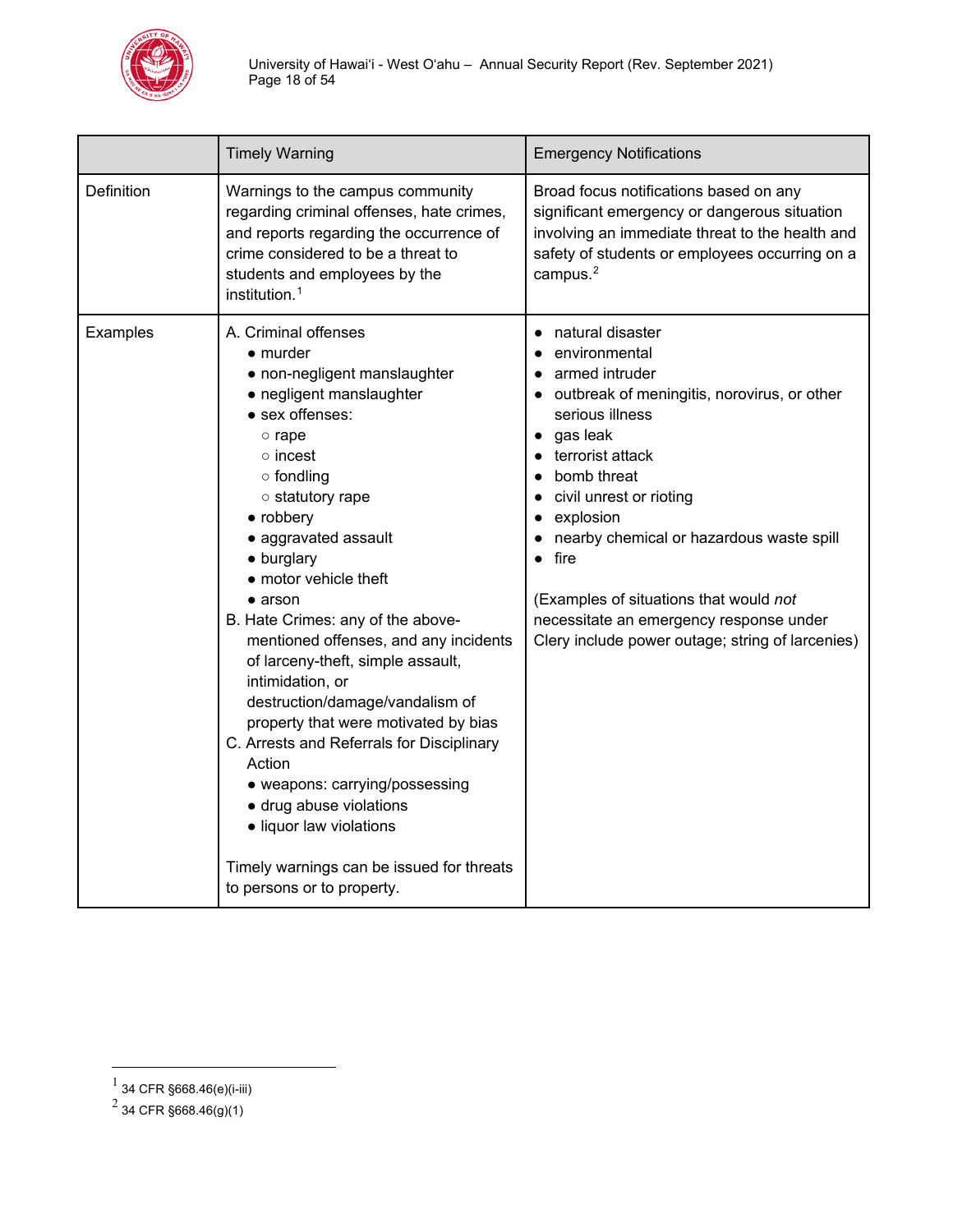| | Timely Warning | Emergency Notifications |
|---|---|---|
| Definition | Warnings to the campus community regarding criminal offenses, hate crimes, and reports regarding the occurrence of crime considered to be a threat to students and employees by the institution.[1] | Broad focus notifications based on any significant emergency or dangerous situation involving an immediate threat to the health and safety of students or employees occurring on a campus.[2] |
| Examples | A. Criminal offenses<br>● murder<br>● non-negligent manslaughter<br>● negligent manslaughter<br>● sex offenses:<br>○ rape<br>○ incest<br>○ fondling<br>○ statutory rape<br>● robbery<br>● aggravated assault<br>● burglary<br>● motor vehicle theft<br>● arson<br>B. Hate Crimes: any of the above-mentioned offenses, and any incidents of larceny-theft, simple assault, intimidation, or destruction/damage/vandalism of property that were motivated by bias<br>C. Arrests and Referrals for Disciplinary Action<br>● weapons: carrying/possessing<br>● drug abuse violations<br>● liquor law violations<br><br>Timely warnings can be issued for threats to persons or to property. | ● natural disaster<br>● environmental<br>● armed intruder<br>● outbreak of meningitis, norovirus, or other serious illness<br>● gas leak<br>● terrorist attack<br>● bomb threat<br>● civil unrest or rioting<br>● explosion<br>● nearby chemical or hazardous waste spill<br>● fire<br><br>(Examples of situations that would *not* necessitate an emergency response under Clery include power outage; string of larcenies) |

[1] 34 CFR §668.46(e)(i-iii)

[2] 34 CFR §668.46(g)(1)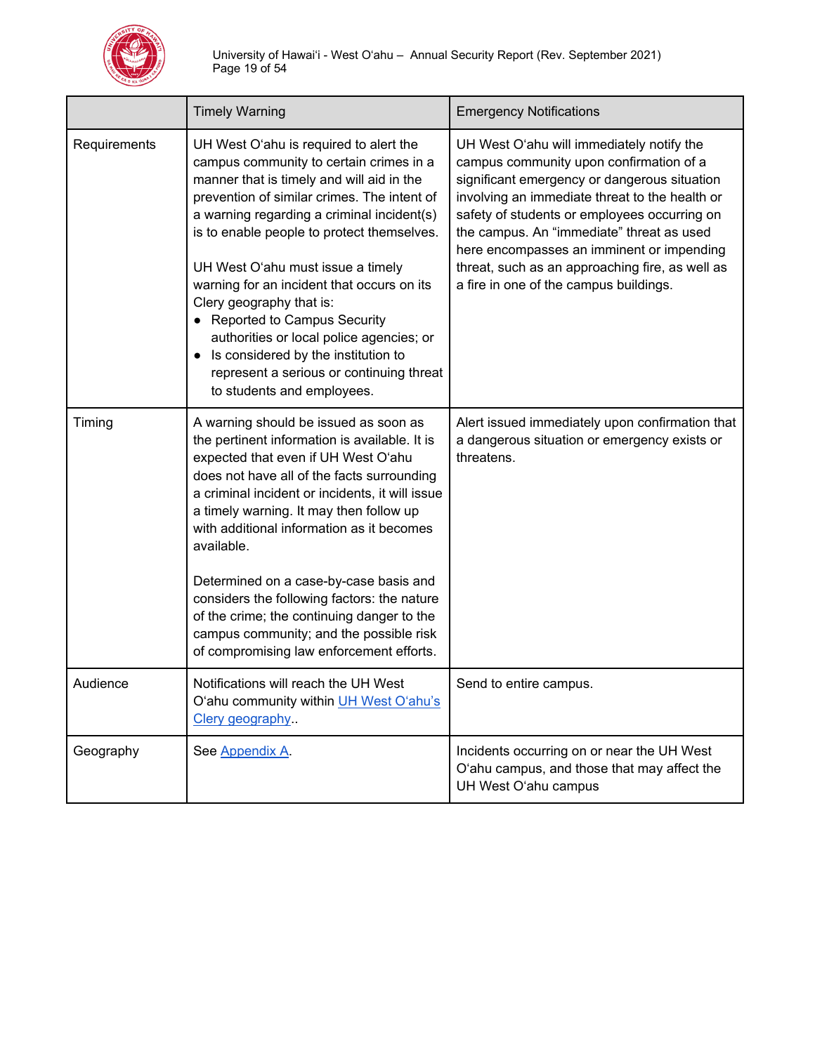| | Timely Warning | Emergency Notifications |
|---|---|---|
| Requirements | UH West Oʻahu is required to alert the campus community to certain crimes in a manner that is timely and will aid in the prevention of similar crimes. The intent of a warning regarding a criminal incident(s) is to enable people to protect themselves.<br><br>UH West Oʻahu must issue a timely warning for an incident that occurs on its Clery geography that is:<br>• Reported to Campus Security authorities or local police agencies; or<br>• Is considered by the institution to represent a serious or continuing threat to students and employees. | UH West Oʻahu will immediately notify the campus community upon confirmation of a significant emergency or dangerous situation involving an immediate threat to the health or safety of students or employees occurring on the campus. An "immediate" threat as used here encompasses an imminent or impending threat, such as an approaching fire, as well as a fire in one of the campus buildings. |
| Timing | A warning should be issued as soon as the pertinent information is available. It is expected that even if UH West Oʻahu does not have all of the facts surrounding a criminal incident or incidents, it will issue a timely warning. It may then follow up with additional information as it becomes available.<br><br>Determined on a case-by-case basis and considers the following factors: the nature of the crime; the continuing danger to the campus community; and the possible risk of compromising law enforcement efforts. | Alert issued immediately upon confirmation that a dangerous situation or emergency exists or threatens. |
| Audience | Notifications will reach the UH West Oʻahu community within UH West Oʻahu's Clery geography.. | Send to entire campus. |
| Geography | See Appendix A. | Incidents occurring on or near the UH West Oʻahu campus, and those that may affect the UH West Oʻahu campus |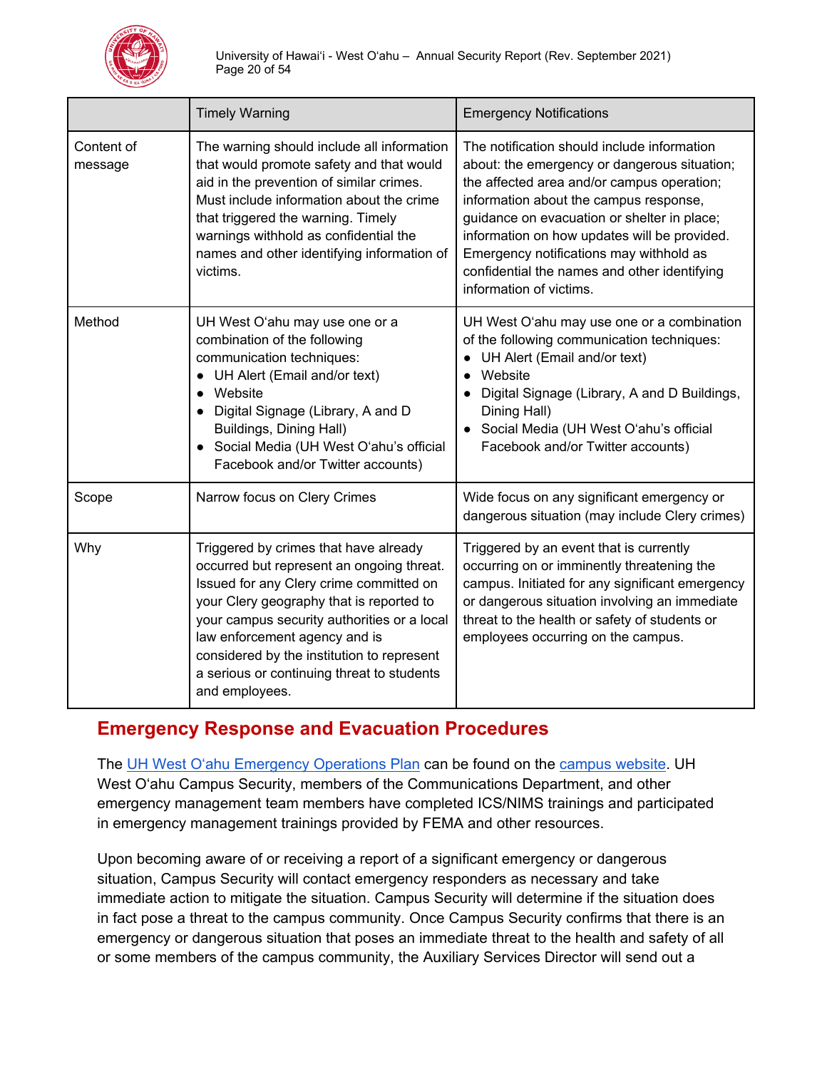| | Timely Warning | Emergency Notifications |
|---|---|---|
| Content of message | The warning should include all information that would promote safety and that would aid in the prevention of similar crimes. Must include information about the crime that triggered the warning. Timely warnings withhold as confidential the names and other identifying information of victims. | The notification should include information about: the emergency or dangerous situation; the affected area and/or campus operation; information about the campus response, guidance on evacuation or shelter in place; information on how updates will be provided. Emergency notifications may withhold as confidential the names and other identifying information of victims. |
| Method | UH West Oʻahu may use one or a combination of the following communication techniques: <br>• UH Alert (Email and/or text) <br>• Website <br>• Digital Signage (Library, A and D Buildings, Dining Hall) <br>• Social Media (UH West Oʻahu's official Facebook and/or Twitter accounts) | UH West Oʻahu may use one or a combination of the following communication techniques: <br>• UH Alert (Email and/or text) <br>• Website <br>• Digital Signage (Library, A and D Buildings, Dining Hall) <br>• Social Media (UH West Oʻahu's official Facebook and/or Twitter accounts) |
| Scope | Narrow focus on Clery Crimes | Wide focus on any significant emergency or dangerous situation (may include Clery crimes) |
| Why | Triggered by crimes that have already occurred but represent an ongoing threat. Issued for any Clery crime committed on your Clery geography that is reported to your campus security authorities or a local law enforcement agency and is considered by the institution to represent a serious or continuing threat to students and employees. | Triggered by an event that is currently occurring on or imminently threatening the campus. Initiated for any significant emergency or dangerous situation involving an immediate threat to the health or safety of students or employees occurring on the campus. |

## Emergency Response and Evacuation Procedures

The UH West Oʻahu Emergency Operations Plan can be found on the campus website. UH West Oʻahu Campus Security, members of the Communications Department, and other emergency management team members have completed ICS/NIMS trainings and participated in emergency management trainings provided by FEMA and other resources.

Upon becoming aware of or receiving a report of a significant emergency or dangerous situation, Campus Security will contact emergency responders as necessary and take immediate action to mitigate the situation. Campus Security will determine if the situation does in fact pose a threat to the campus community. Once Campus Security confirms that there is an emergency or dangerous situation that poses an immediate threat to the health and safety of all or some members of the campus community, the Auxiliary Services Director will send out a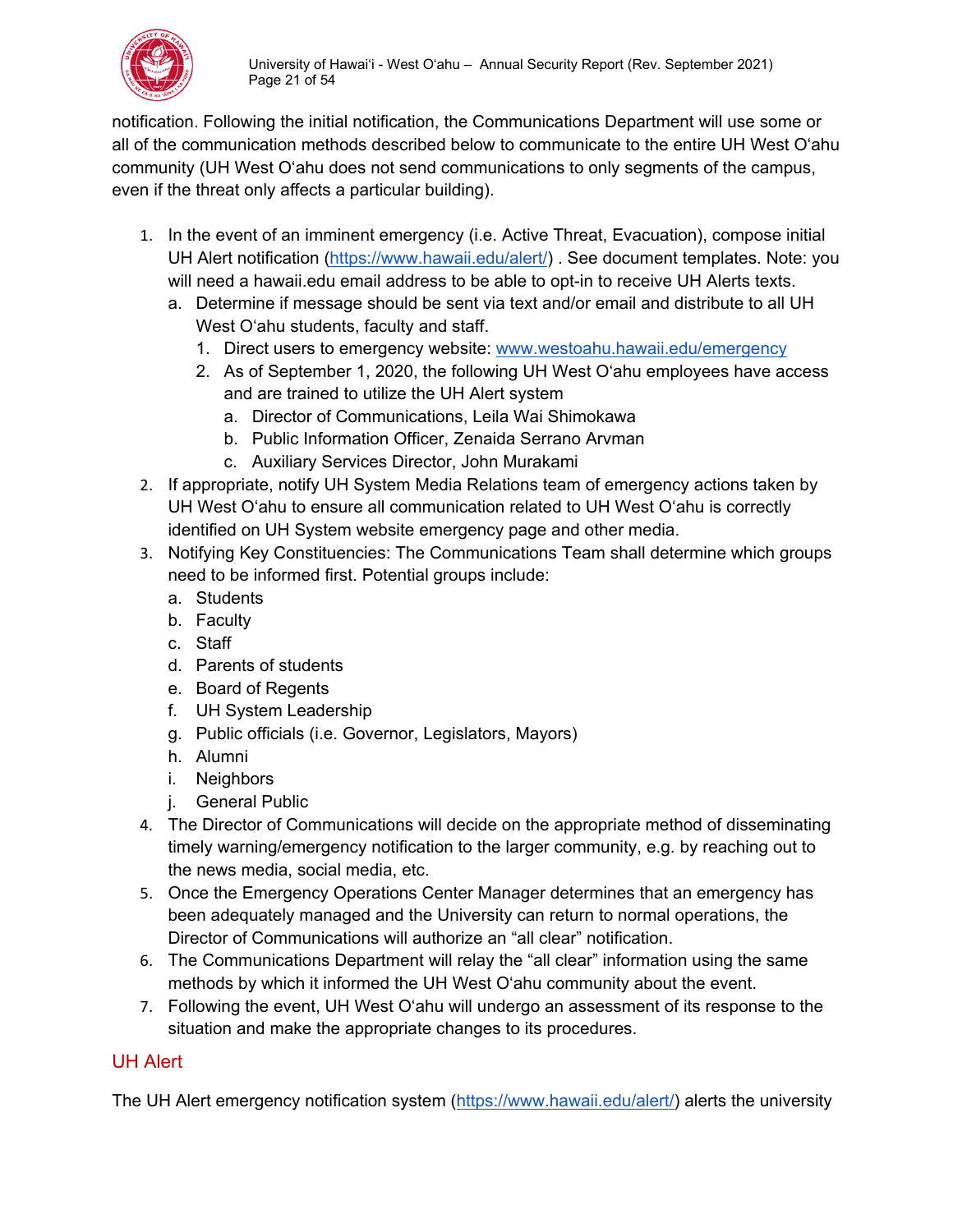notification. Following the initial notification, the Communications Department will use some or all of the communication methods described below to communicate to the entire UH West Oʻahu community (UH West Oʻahu does not send communications to only segments of the campus, even if the threat only affects a particular building).

1. In the event of an imminent emergency (i.e. Active Threat, Evacuation), compose initial UH Alert notification (https://www.hawaii.edu/alert/) . See document templates. Note: you will need a hawaii.edu email address to be able to opt-in to receive UH Alerts texts.
   a. Determine if message should be sent via text and/or email and distribute to all UH West Oʻahu students, faculty and staff.
      1. Direct users to emergency website: www.westoahu.hawaii.edu/emergency
      2. As of September 1, 2020, the following UH West Oʻahu employees have access and are trained to utilize the UH Alert system
         a. Director of Communications, Leila Wai Shimokawa
         b. Public Information Officer, Zenaida Serrano Arvman
         c. Auxiliary Services Director, John Murakami
2. If appropriate, notify UH System Media Relations team of emergency actions taken by UH West Oʻahu to ensure all communication related to UH West Oʻahu is correctly identified on UH System website emergency page and other media.
3. Notifying Key Constituencies: The Communications Team shall determine which groups need to be informed first. Potential groups include:
   a. Students
   b. Faculty
   c. Staff
   d. Parents of students
   e. Board of Regents
   f. UH System Leadership
   g. Public officials (i.e. Governor, Legislators, Mayors)
   h. Alumni
   i. Neighbors
   j. General Public
4. The Director of Communications will decide on the appropriate method of disseminating timely warning/emergency notification to the larger community, e.g. by reaching out to the news media, social media, etc.
5. Once the Emergency Operations Center Manager determines that an emergency has been adequately managed and the University can return to normal operations, the Director of Communications will authorize an “all clear” notification.
6. The Communications Department will relay the “all clear” information using the same methods by which it informed the UH West Oʻahu community about the event.
7. Following the event, UH West Oʻahu will undergo an assessment of its response to the situation and make the appropriate changes to its procedures.

## UH Alert

The UH Alert emergency notification system (https://www.hawaii.edu/alert/) alerts the university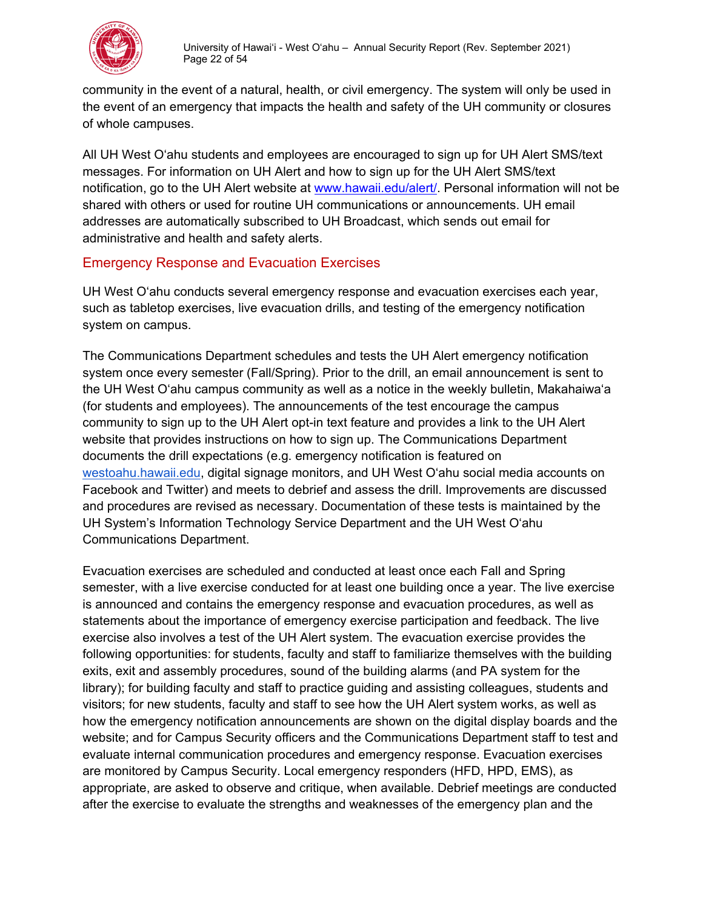community in the event of a natural, health, or civil emergency. The system will only be used in the event of an emergency that impacts the health and safety of the UH community or closures of whole campuses.

All UH West Oʻahu students and employees are encouraged to sign up for UH Alert SMS/text messages. For information on UH Alert and how to sign up for the UH Alert SMS/text notification, go to the UH Alert website at www.hawaii.edu/alert/. Personal information will not be shared with others or used for routine UH communications or announcements. UH email addresses are automatically subscribed to UH Broadcast, which sends out email for administrative and health and safety alerts.

## Emergency Response and Evacuation Exercises

UH West Oʻahu conducts several emergency response and evacuation exercises each year, such as tabletop exercises, live evacuation drills, and testing of the emergency notification system on campus.

The Communications Department schedules and tests the UH Alert emergency notification system once every semester (Fall/Spring). Prior to the drill, an email announcement is sent to the UH West Oʻahu campus community as well as a notice in the weekly bulletin, Makahaiwaʻa (for students and employees). The announcements of the test encourage the campus community to sign up to the UH Alert opt-in text feature and provides a link to the UH Alert website that provides instructions on how to sign up. The Communications Department documents the drill expectations (e.g. emergency notification is featured on westoahu.hawaii.edu, digital signage monitors, and UH West Oʻahu social media accounts on Facebook and Twitter) and meets to debrief and assess the drill. Improvements are discussed and procedures are revised as necessary. Documentation of these tests is maintained by the UH System's Information Technology Service Department and the UH West Oʻahu Communications Department.

Evacuation exercises are scheduled and conducted at least once each Fall and Spring semester, with a live exercise conducted for at least one building once a year. The live exercise is announced and contains the emergency response and evacuation procedures, as well as statements about the importance of emergency exercise participation and feedback. The live exercise also involves a test of the UH Alert system. The evacuation exercise provides the following opportunities: for students, faculty and staff to familiarize themselves with the building exits, exit and assembly procedures, sound of the building alarms (and PA system for the library); for building faculty and staff to practice guiding and assisting colleagues, students and visitors; for new students, faculty and staff to see how the UH Alert system works, as well as how the emergency notification announcements are shown on the digital display boards and the website; and for Campus Security officers and the Communications Department staff to test and evaluate internal communication procedures and emergency response. Evacuation exercises are monitored by Campus Security. Local emergency responders (HFD, HPD, EMS), as appropriate, are asked to observe and critique, when available. Debrief meetings are conducted after the exercise to evaluate the strengths and weaknesses of the emergency plan and the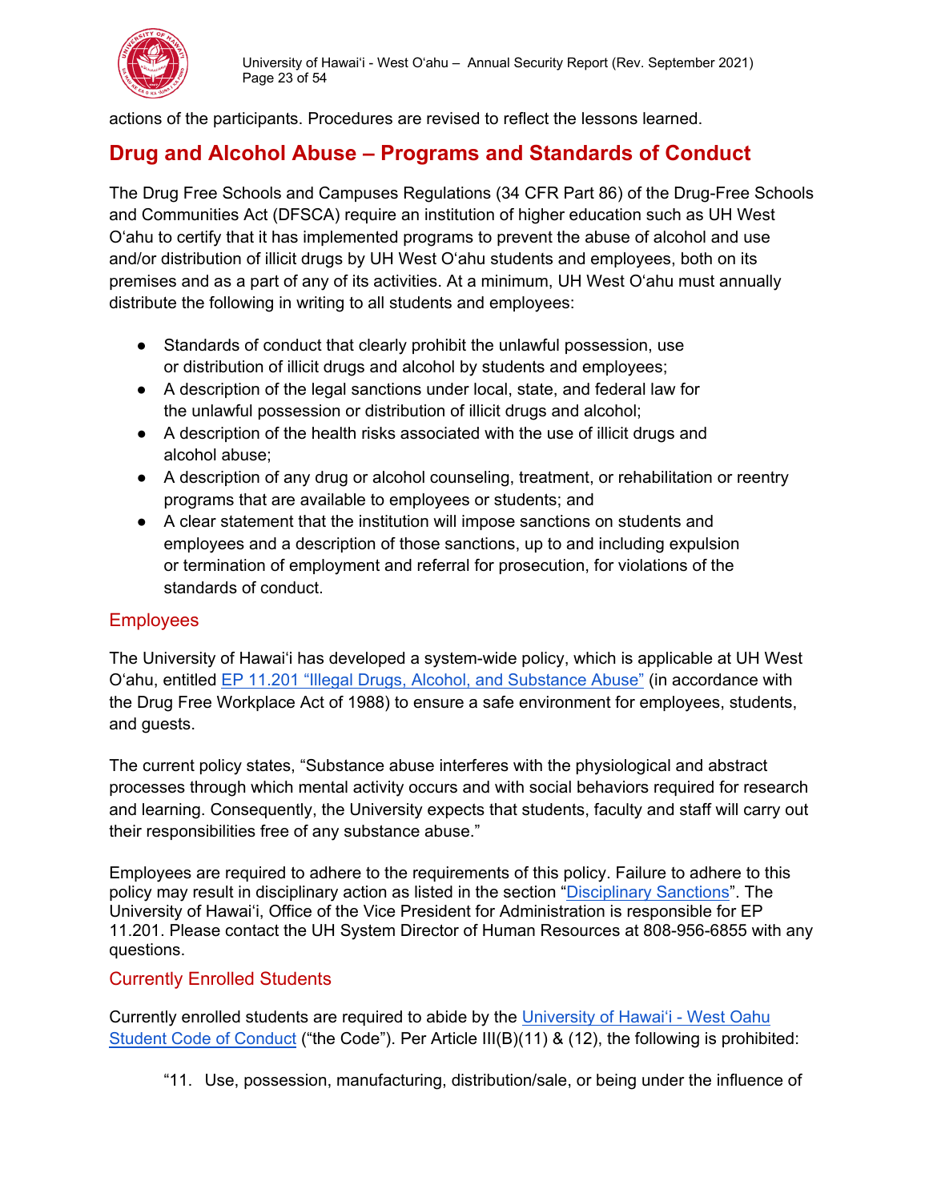actions of the participants. Procedures are revised to reflect the lessons learned.

## Drug and Alcohol Abuse – Programs and Standards of Conduct

The Drug Free Schools and Campuses Regulations (34 CFR Part 86) of the Drug-Free Schools and Communities Act (DFSCA) require an institution of higher education such as UH West Oʻahu to certify that it has implemented programs to prevent the abuse of alcohol and use and/or distribution of illicit drugs by UH West Oʻahu students and employees, both on its premises and as a part of any of its activities. At a minimum, UH West Oʻahu must annually distribute the following in writing to all students and employees:

- Standards of conduct that clearly prohibit the unlawful possession, use or distribution of illicit drugs and alcohol by students and employees;
- A description of the legal sanctions under local, state, and federal law for the unlawful possession or distribution of illicit drugs and alcohol;
- A description of the health risks associated with the use of illicit drugs and alcohol abuse;
- A description of any drug or alcohol counseling, treatment, or rehabilitation or reentry programs that are available to employees or students; and
- A clear statement that the institution will impose sanctions on students and employees and a description of those sanctions, up to and including expulsion or termination of employment and referral for prosecution, for violations of the standards of conduct.

### Employees

The University of Hawaiʻi has developed a system-wide policy, which is applicable at UH West Oʻahu, entitled EP 11.201 "Illegal Drugs, Alcohol, and Substance Abuse" (in accordance with the Drug Free Workplace Act of 1988) to ensure a safe environment for employees, students, and guests.

The current policy states, "Substance abuse interferes with the physiological and abstract processes through which mental activity occurs and with social behaviors required for research and learning. Consequently, the University expects that students, faculty and staff will carry out their responsibilities free of any substance abuse."

Employees are required to adhere to the requirements of this policy. Failure to adhere to this policy may result in disciplinary action as listed in the section "Disciplinary Sanctions". The University of Hawaiʻi, Office of the Vice President for Administration is responsible for EP 11.201. Please contact the UH System Director of Human Resources at 808-956-6855 with any questions.

### Currently Enrolled Students

Currently enrolled students are required to abide by the University of Hawaiʻi - West Oahu Student Code of Conduct ("the Code"). Per Article III(B)(11) & (12), the following is prohibited:

"11. Use, possession, manufacturing, distribution/sale, or being under the influence of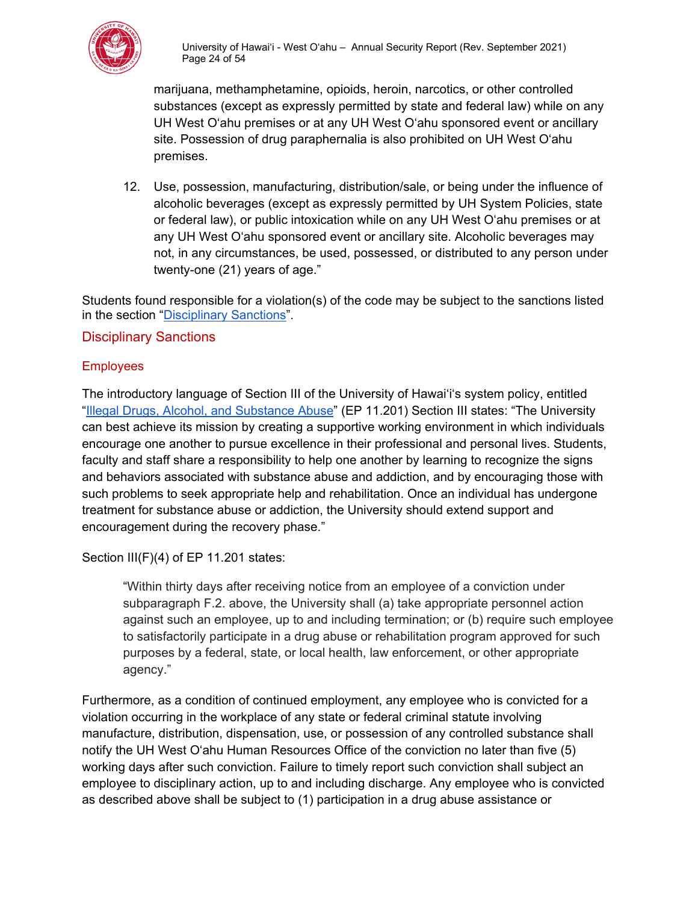marijuana, methamphetamine, opioids, heroin, narcotics, or other controlled substances (except as expressly permitted by state and federal law) while on any UH West Oʻahu premises or at any UH West Oʻahu sponsored event or ancillary site. Possession of drug paraphernalia is also prohibited on UH West Oʻahu premises.

12. Use, possession, manufacturing, distribution/sale, or being under the influence of alcoholic beverages (except as expressly permitted by UH System Policies, state or federal law), or public intoxication while on any UH West Oʻahu premises or at any UH West Oʻahu sponsored event or ancillary site. Alcoholic beverages may not, in any circumstances, be used, possessed, or distributed to any person under twenty-one (21) years of age."

Students found responsible for a violation(s) of the code may be subject to the sanctions listed in the section "Disciplinary Sanctions".

## Disciplinary Sanctions

### Employees

The introductory language of Section III of the University of Hawaiʻi's system policy, entitled "Illegal Drugs, Alcohol, and Substance Abuse" (EP 11.201) Section III states: "The University can best achieve its mission by creating a supportive working environment in which individuals encourage one another to pursue excellence in their professional and personal lives. Students, faculty and staff share a responsibility to help one another by learning to recognize the signs and behaviors associated with substance abuse and addiction, and by encouraging those with such problems to seek appropriate help and rehabilitation. Once an individual has undergone treatment for substance abuse or addiction, the University should extend support and encouragement during the recovery phase."

Section III(F)(4) of EP 11.201 states:

> "Within thirty days after receiving notice from an employee of a conviction under subparagraph F.2. above, the University shall (a) take appropriate personnel action against such an employee, up to and including termination; or (b) require such employee to satisfactorily participate in a drug abuse or rehabilitation program approved for such purposes by a federal, state, or local health, law enforcement, or other appropriate agency."

Furthermore, as a condition of continued employment, any employee who is convicted for a violation occurring in the workplace of any state or federal criminal statute involving manufacture, distribution, dispensation, use, or possession of any controlled substance shall notify the UH West Oʻahu Human Resources Office of the conviction no later than five (5) working days after such conviction. Failure to timely report such conviction shall subject an employee to disciplinary action, up to and including discharge. Any employee who is convicted as described above shall be subject to (1) participation in a drug abuse assistance or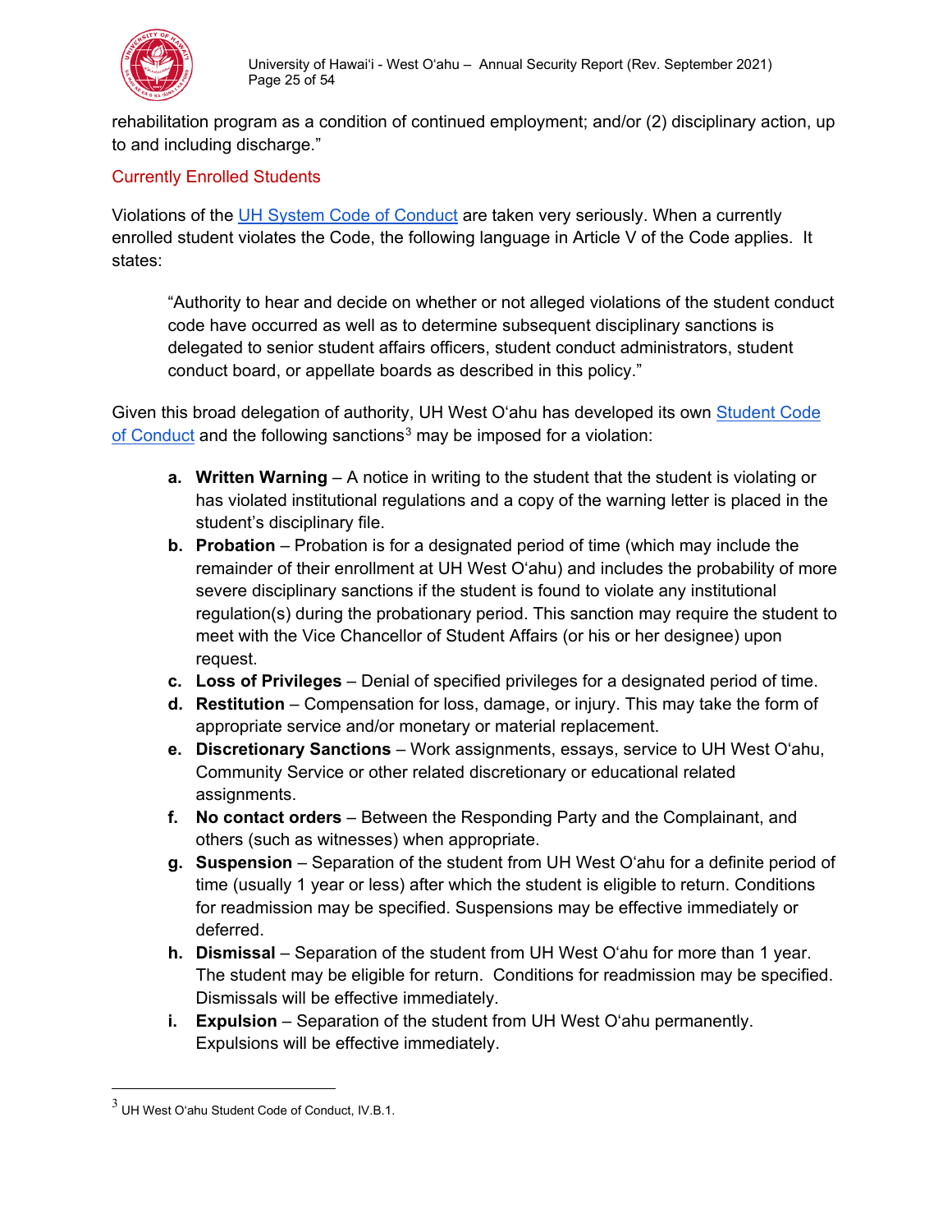rehabilitation program as a condition of continued employment; and/or (2) disciplinary action, up to and including discharge."

### Currently Enrolled Students

Violations of the UH System Code of Conduct are taken very seriously. When a currently enrolled student violates the Code, the following language in Article V of the Code applies. It states:

> "Authority to hear and decide on whether or not alleged violations of the student conduct code have occurred as well as to determine subsequent disciplinary sanctions is delegated to senior student affairs officers, student conduct administrators, student conduct board, or appellate boards as described in this policy."

Given this broad delegation of authority, UH West Oʻahu has developed its own Student Code of Conduct and the following sanctions[3] may be imposed for a violation:

a. **Written Warning** – A notice in writing to the student that the student is violating or has violated institutional regulations and a copy of the warning letter is placed in the student's disciplinary file.

b. **Probation** – Probation is for a designated period of time (which may include the remainder of their enrollment at UH West Oʻahu) and includes the probability of more severe disciplinary sanctions if the student is found to violate any institutional regulation(s) during the probationary period. This sanction may require the student to meet with the Vice Chancellor of Student Affairs (or his or her designee) upon request.

c. **Loss of Privileges** – Denial of specified privileges for a designated period of time.

d. **Restitution** – Compensation for loss, damage, or injury. This may take the form of appropriate service and/or monetary or material replacement.

e. **Discretionary Sanctions** – Work assignments, essays, service to UH West Oʻahu, Community Service or other related discretionary or educational related assignments.

f. **No contact orders** – Between the Responding Party and the Complainant, and others (such as witnesses) when appropriate.

g. **Suspension** – Separation of the student from UH West Oʻahu for a definite period of time (usually 1 year or less) after which the student is eligible to return. Conditions for readmission may be specified. Suspensions may be effective immediately or deferred.

h. **Dismissal** – Separation of the student from UH West Oʻahu for more than 1 year. The student may be eligible for return. Conditions for readmission may be specified. Dismissals will be effective immediately.

i. **Expulsion** – Separation of the student from UH West Oʻahu permanently. Expulsions will be effective immediately.

---

[3] UH West Oʻahu Student Code of Conduct, IV.B.1.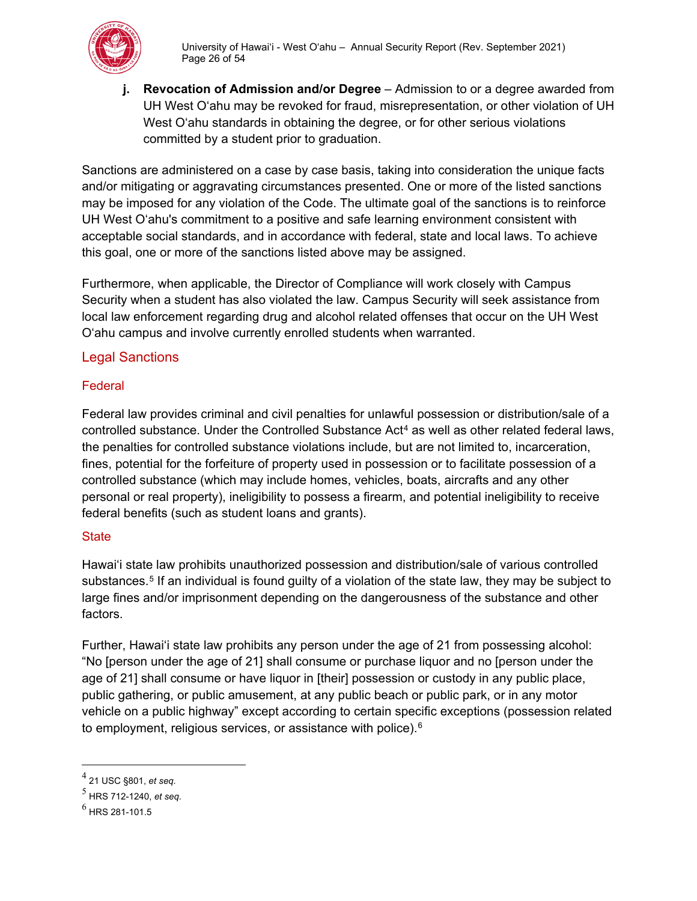j. **Revocation of Admission and/or Degree** – Admission to or a degree awarded from UH West Oʻahu may be revoked for fraud, misrepresentation, or other violation of UH West Oʻahu standards in obtaining the degree, or for other serious violations committed by a student prior to graduation.

Sanctions are administered on a case by case basis, taking into consideration the unique facts and/or mitigating or aggravating circumstances presented. One or more of the listed sanctions may be imposed for any violation of the Code. The ultimate goal of the sanctions is to reinforce UH West Oʻahu's commitment to a positive and safe learning environment consistent with acceptable social standards, and in accordance with federal, state and local laws. To achieve this goal, one or more of the sanctions listed above may be assigned.

Furthermore, when applicable, the Director of Compliance will work closely with Campus Security when a student has also violated the law. Campus Security will seek assistance from local law enforcement regarding drug and alcohol related offenses that occur on the UH West Oʻahu campus and involve currently enrolled students when warranted.

## Legal Sanctions

### Federal

Federal law provides criminal and civil penalties for unlawful possession or distribution/sale of a controlled substance. Under the Controlled Substance Act[4] as well as other related federal laws, the penalties for controlled substance violations include, but are not limited to, incarceration, fines, potential for the forfeiture of property used in possession or to facilitate possession of a controlled substance (which may include homes, vehicles, boats, aircrafts and any other personal or real property), ineligibility to possess a firearm, and potential ineligibility to receive federal benefits (such as student loans and grants).

### State

Hawaiʻi state law prohibits unauthorized possession and distribution/sale of various controlled substances.[5] If an individual is found guilty of a violation of the state law, they may be subject to large fines and/or imprisonment depending on the dangerousness of the substance and other factors.

Further, Hawaiʻi state law prohibits any person under the age of 21 from possessing alcohol: "No [person under the age of 21] shall consume or purchase liquor and no [person under the age of 21] shall consume or have liquor in [their] possession or custody in any public place, public gathering, or public amusement, at any public beach or public park, or in any motor vehicle on a public highway" except according to certain specific exceptions (possession related to employment, religious services, or assistance with police).[6]

---

[4] 21 USC §801, *et seq.*

[5] HRS 712-1240, *et seq.*

[6] HRS 281-101.5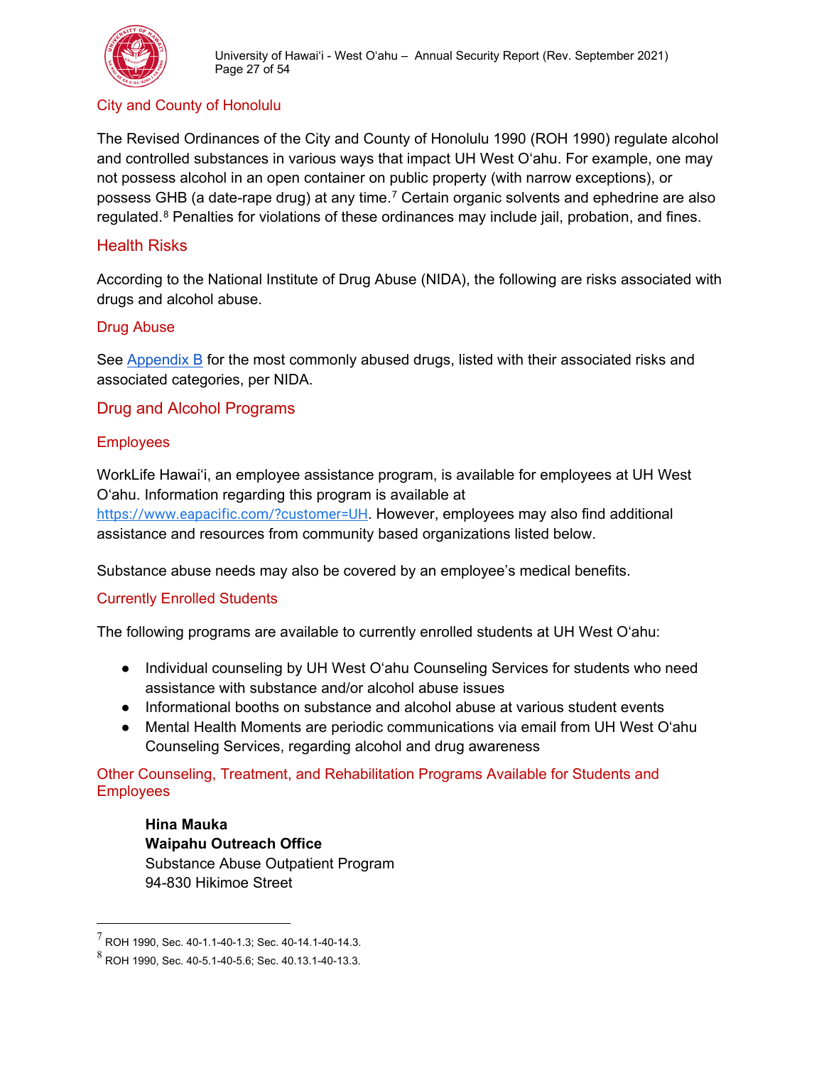### City and County of Honolulu

The Revised Ordinances of the City and County of Honolulu 1990 (ROH 1990) regulate alcohol and controlled substances in various ways that impact UH West Oʻahu. For example, one may not possess alcohol in an open container on public property (with narrow exceptions), or possess GHB (a date-rape drug) at any time.[7] Certain organic solvents and ephedrine are also regulated.[8] Penalties for violations of these ordinances may include jail, probation, and fines.

## Health Risks

According to the National Institute of Drug Abuse (NIDA), the following are risks associated with drugs and alcohol abuse.

### Drug Abuse

See [Appendix B](#) for the most commonly abused drugs, listed with their associated risks and associated categories, per NIDA.

## Drug and Alcohol Programs

### Employees

WorkLife Hawaiʻi, an employee assistance program, is available for employees at UH West Oʻahu. Information regarding this program is available at https://www.eapacific.com/?customer=UH. However, employees may also find additional assistance and resources from community based organizations listed below.

Substance abuse needs may also be covered by an employee's medical benefits.

### Currently Enrolled Students

The following programs are available to currently enrolled students at UH West Oʻahu:

- Individual counseling by UH West Oʻahu Counseling Services for students who need assistance with substance and/or alcohol abuse issues
- Informational booths on substance and alcohol abuse at various student events
- Mental Health Moments are periodic communications via email from UH West Oʻahu Counseling Services, regarding alcohol and drug awareness

### Other Counseling, Treatment, and Rehabilitation Programs Available for Students and Employees

**Hina Mauka**
**Waipahu Outreach Office**
Substance Abuse Outpatient Program
94-830 Hikimoe Street

---

[7] ROH 1990, Sec. 40-1.1-40-1.3; Sec. 40-14.1-40-14.3.

[8] ROH 1990, Sec. 40-5.1-40-5.6; Sec. 40.13.1-40-13.3.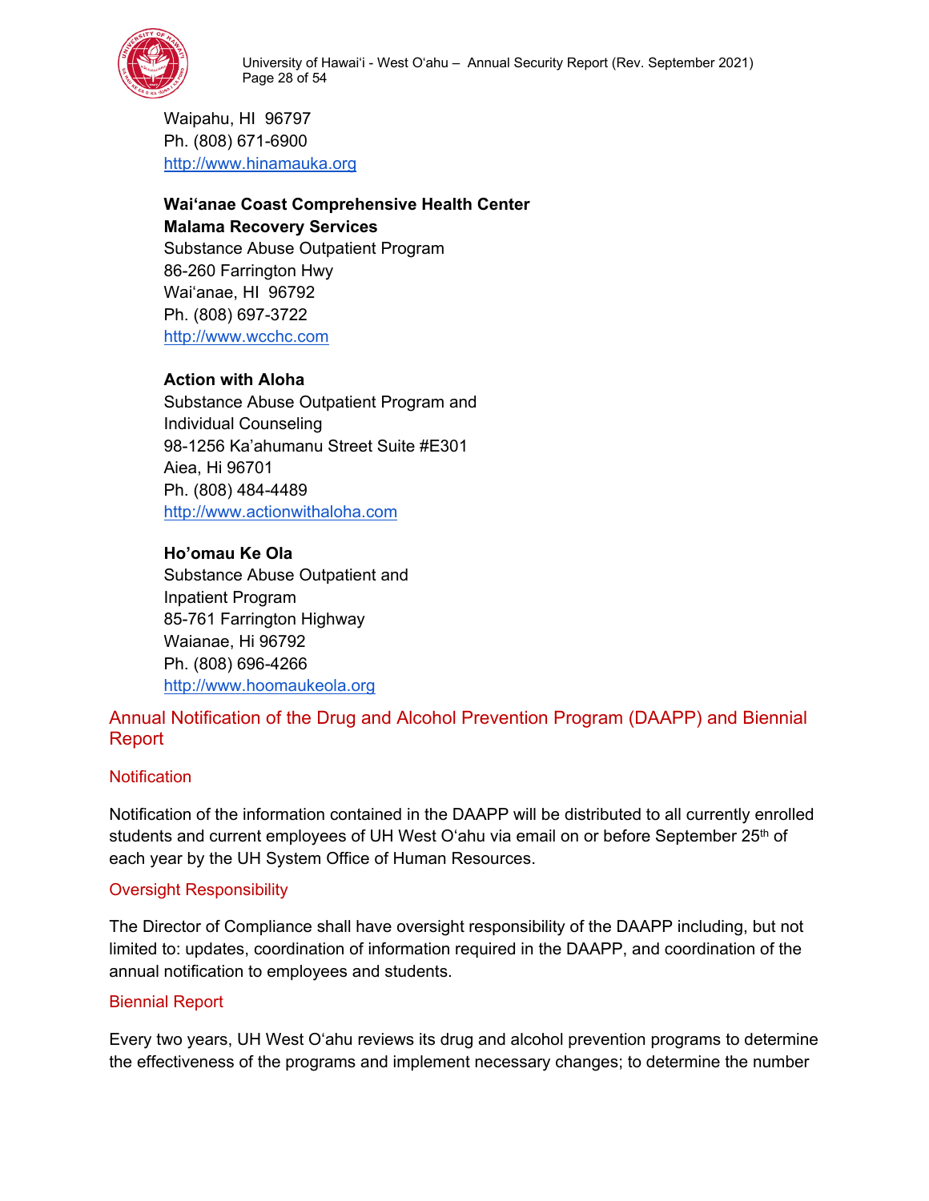Waipahu, HI  96797
Ph. (808) 671-6900
http://www.hinamauka.org

**Waiʻanae Coast Comprehensive Health Center**
**Malama Recovery Services**
Substance Abuse Outpatient Program
86-260 Farrington Hwy
Waiʻanae, HI  96792
Ph. (808) 697-3722
http://www.wcchc.com

**Action with Aloha**
Substance Abuse Outpatient Program and
Individual Counseling
98-1256 Ka'ahumanu Street Suite #E301
Aiea, Hi 96701
Ph. (808) 484-4489
http://www.actionwithaloha.com

**Ho'omau Ke Ola**
Substance Abuse Outpatient and
Inpatient Program
85-761 Farrington Highway
Waianae, Hi 96792
Ph. (808) 696-4266
http://www.hoomaukeola.org

## Annual Notification of the Drug and Alcohol Prevention Program (DAAPP) and Biennial Report

### Notification

Notification of the information contained in the DAAPP will be distributed to all currently enrolled students and current employees of UH West Oʻahu via email on or before September 25th of each year by the UH System Office of Human Resources.

### Oversight Responsibility

The Director of Compliance shall have oversight responsibility of the DAAPP including, but not limited to: updates, coordination of information required in the DAAPP, and coordination of the annual notification to employees and students.

### Biennial Report

Every two years, UH West Oʻahu reviews its drug and alcohol prevention programs to determine the effectiveness of the programs and implement necessary changes; to determine the number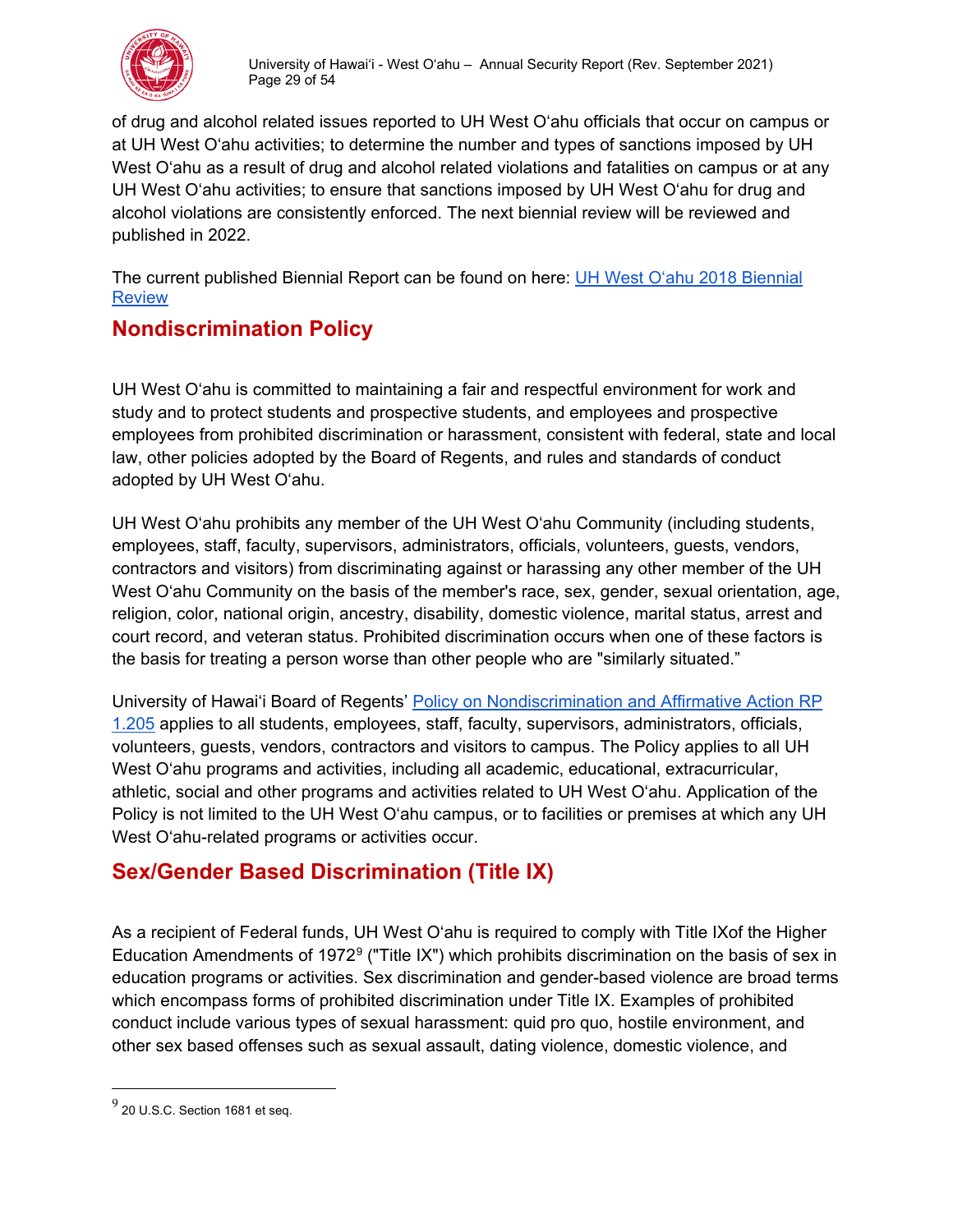of drug and alcohol related issues reported to UH West Oʻahu officials that occur on campus or at UH West Oʻahu activities; to determine the number and types of sanctions imposed by UH West Oʻahu as a result of drug and alcohol related violations and fatalities on campus or at any UH West Oʻahu activities; to ensure that sanctions imposed by UH West Oʻahu for drug and alcohol violations are consistently enforced. The next biennial review will be reviewed and published in 2022.

The current published Biennial Report can be found on here: [UH West Oʻahu 2018 Biennial Review]

## Nondiscrimination Policy

UH West Oʻahu is committed to maintaining a fair and respectful environment for work and study and to protect students and prospective students, and employees and prospective employees from prohibited discrimination or harassment, consistent with federal, state and local law, other policies adopted by the Board of Regents, and rules and standards of conduct adopted by UH West Oʻahu.

UH West Oʻahu prohibits any member of the UH West Oʻahu Community (including students, employees, staff, faculty, supervisors, administrators, officials, volunteers, guests, vendors, contractors and visitors) from discriminating against or harassing any other member of the UH West Oʻahu Community on the basis of the member's race, sex, gender, sexual orientation, age, religion, color, national origin, ancestry, disability, domestic violence, marital status, arrest and court record, and veteran status. Prohibited discrimination occurs when one of these factors is the basis for treating a person worse than other people who are "similarly situated."

University of Hawaiʻi Board of Regents' [Policy on Nondiscrimination and Affirmative Action RP 1.205] applies to all students, employees, staff, faculty, supervisors, administrators, officials, volunteers, guests, vendors, contractors and visitors to campus. The Policy applies to all UH West Oʻahu programs and activities, including all academic, educational, extracurricular, athletic, social and other programs and activities related to UH West Oʻahu. Application of the Policy is not limited to the UH West Oʻahu campus, or to facilities or premises at which any UH West Oʻahu-related programs or activities occur.

## Sex/Gender Based Discrimination (Title IX)

As a recipient of Federal funds, UH West Oʻahu is required to comply with Title IXof the Higher Education Amendments of 1972[9] ("Title IX") which prohibits discrimination on the basis of sex in education programs or activities. Sex discrimination and gender-based violence are broad terms which encompass forms of prohibited discrimination under Title IX. Examples of prohibited conduct include various types of sexual harassment: quid pro quo, hostile environment, and other sex based offenses such as sexual assault, dating violence, domestic violence, and

[9] 20 U.S.C. Section 1681 et seq.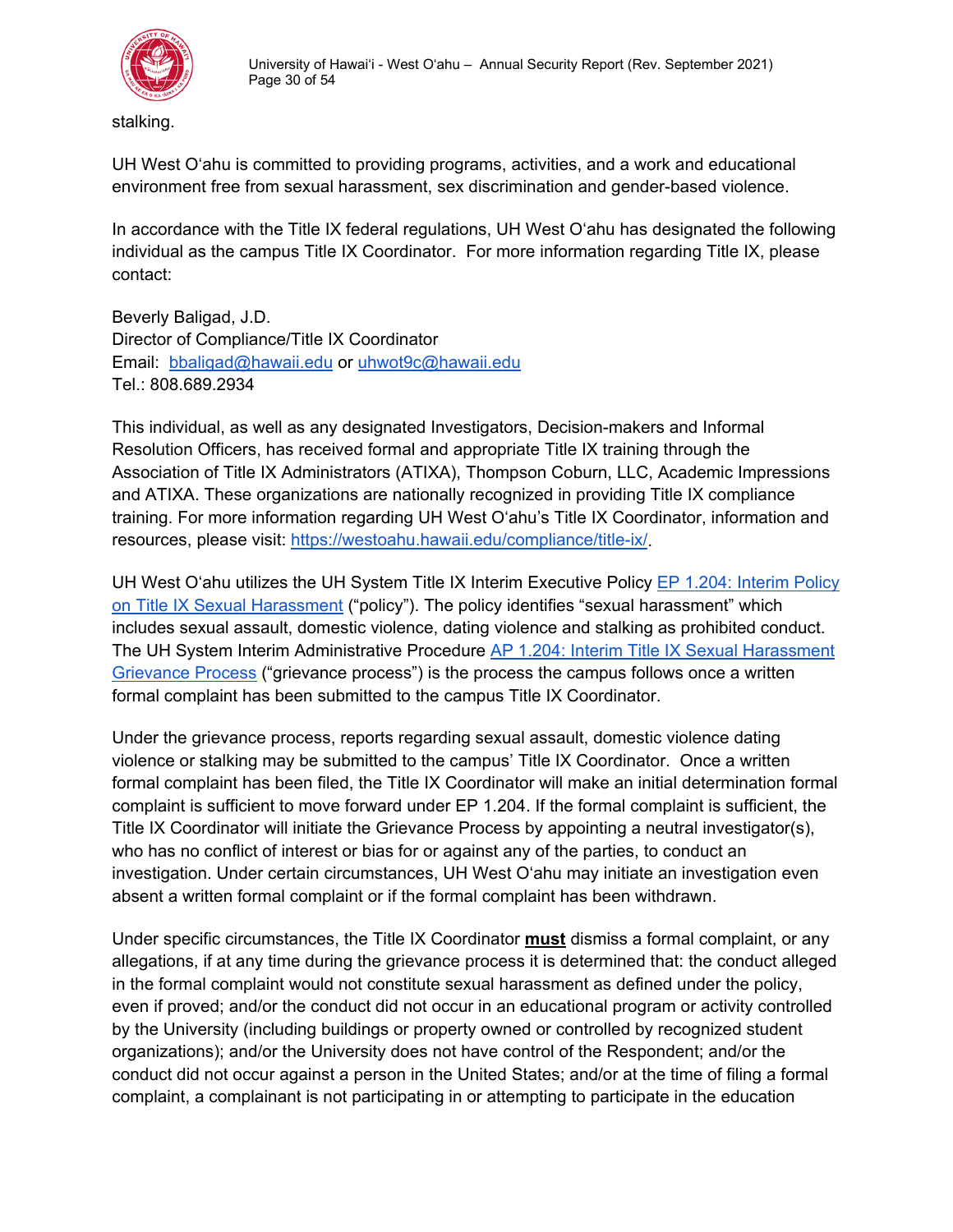stalking.

UH West Oʻahu is committed to providing programs, activities, and a work and educational environment free from sexual harassment, sex discrimination and gender-based violence.

In accordance with the Title IX federal regulations, UH West Oʻahu has designated the following individual as the campus Title IX Coordinator. For more information regarding Title IX, please contact:

Beverly Baligad, J.D.
Director of Compliance/Title IX Coordinator
Email: [bbaligad@hawaii.edu](mailto:bbaligad@hawaii.edu) or [uhwot9c@hawaii.edu](mailto:uhwot9c@hawaii.edu)
Tel.: 808.689.2934

This individual, as well as any designated Investigators, Decision-makers and Informal Resolution Officers, has received formal and appropriate Title IX training through the Association of Title IX Administrators (ATIXA), Thompson Coburn, LLC, Academic Impressions and ATIXA. These organizations are nationally recognized in providing Title IX compliance training. For more information regarding UH West Oʻahu's Title IX Coordinator, information and resources, please visit: [https://westoahu.hawaii.edu/compliance/title-ix/](https://westoahu.hawaii.edu/compliance/title-ix/).

UH West Oʻahu utilizes the UH System Title IX Interim Executive Policy [EP 1.204: Interim Policy on Title IX Sexual Harassment](#) ("policy"). The policy identifies "sexual harassment" which includes sexual assault, domestic violence, dating violence and stalking as prohibited conduct. The UH System Interim Administrative Procedure [AP 1.204: Interim Title IX Sexual Harassment Grievance Process](#) ("grievance process") is the process the campus follows once a written formal complaint has been submitted to the campus Title IX Coordinator.

Under the grievance process, reports regarding sexual assault, domestic violence dating violence or stalking may be submitted to the campus' Title IX Coordinator. Once a written formal complaint has been filed, the Title IX Coordinator will make an initial determination formal complaint is sufficient to move forward under EP 1.204. If the formal complaint is sufficient, the Title IX Coordinator will initiate the Grievance Process by appointing a neutral investigator(s), who has no conflict of interest or bias for or against any of the parties, to conduct an investigation. Under certain circumstances, UH West Oʻahu may initiate an investigation even absent a written formal complaint or if the formal complaint has been withdrawn.

Under specific circumstances, the Title IX Coordinator **must** dismiss a formal complaint, or any allegations, if at any time during the grievance process it is determined that: the conduct alleged in the formal complaint would not constitute sexual harassment as defined under the policy, even if proved; and/or the conduct did not occur in an educational program or activity controlled by the University (including buildings or property owned or controlled by recognized student organizations); and/or the University does not have control of the Respondent; and/or the conduct did not occur against a person in the United States; and/or at the time of filing a formal complaint, a complainant is not participating in or attempting to participate in the education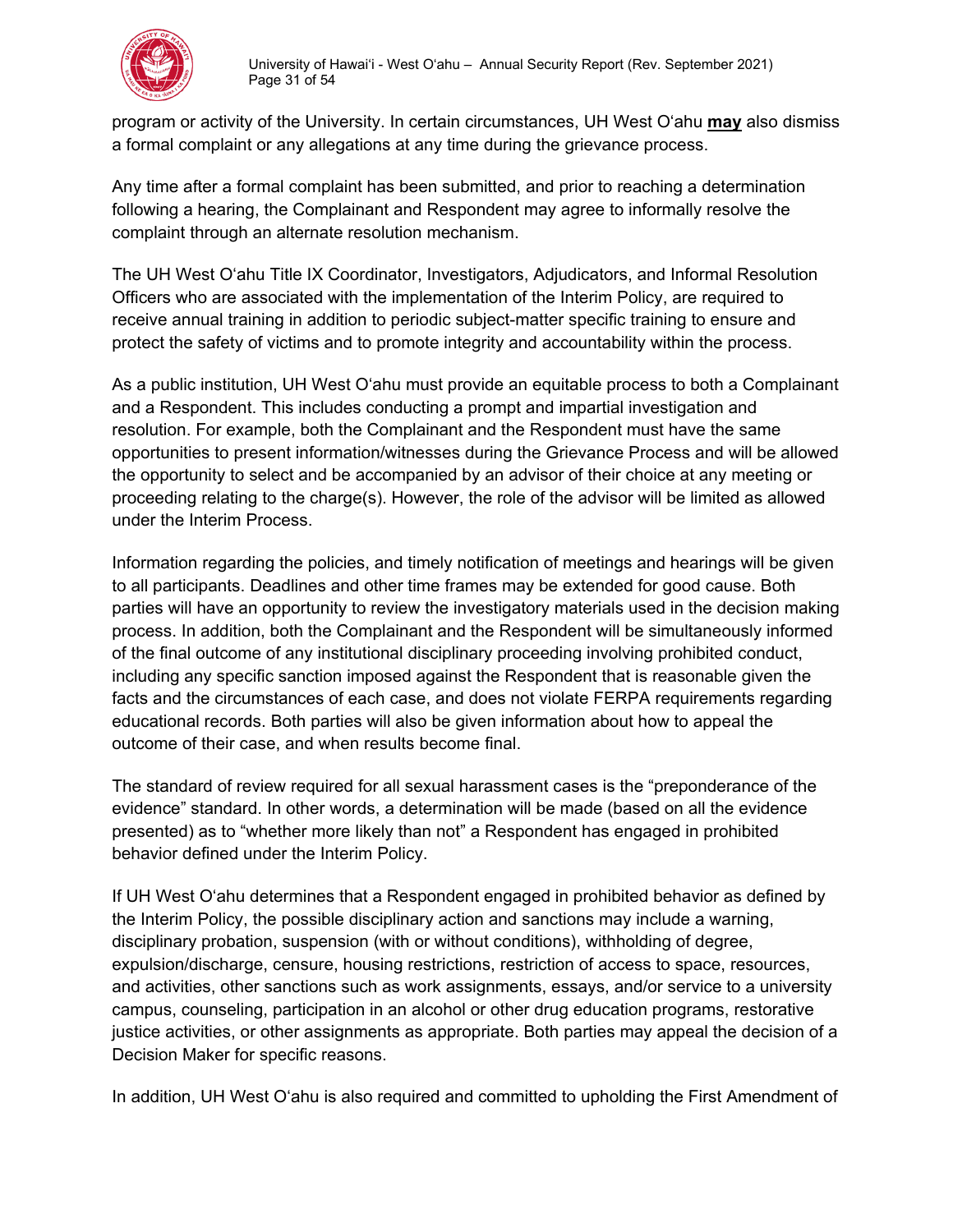program or activity of the University. In certain circumstances, UH West Oʻahu **may** also dismiss a formal complaint or any allegations at any time during the grievance process.

Any time after a formal complaint has been submitted, and prior to reaching a determination following a hearing, the Complainant and Respondent may agree to informally resolve the complaint through an alternate resolution mechanism.

The UH West Oʻahu Title IX Coordinator, Investigators, Adjudicators, and Informal Resolution Officers who are associated with the implementation of the Interim Policy, are required to receive annual training in addition to periodic subject-matter specific training to ensure and protect the safety of victims and to promote integrity and accountability within the process.

As a public institution, UH West Oʻahu must provide an equitable process to both a Complainant and a Respondent. This includes conducting a prompt and impartial investigation and resolution. For example, both the Complainant and the Respondent must have the same opportunities to present information/witnesses during the Grievance Process and will be allowed the opportunity to select and be accompanied by an advisor of their choice at any meeting or proceeding relating to the charge(s). However, the role of the advisor will be limited as allowed under the Interim Process.

Information regarding the policies, and timely notification of meetings and hearings will be given to all participants. Deadlines and other time frames may be extended for good cause. Both parties will have an opportunity to review the investigatory materials used in the decision making process. In addition, both the Complainant and the Respondent will be simultaneously informed of the final outcome of any institutional disciplinary proceeding involving prohibited conduct, including any specific sanction imposed against the Respondent that is reasonable given the facts and the circumstances of each case, and does not violate FERPA requirements regarding educational records. Both parties will also be given information about how to appeal the outcome of their case, and when results become final.

The standard of review required for all sexual harassment cases is the "preponderance of the evidence" standard. In other words, a determination will be made (based on all the evidence presented) as to "whether more likely than not" a Respondent has engaged in prohibited behavior defined under the Interim Policy.

If UH West Oʻahu determines that a Respondent engaged in prohibited behavior as defined by the Interim Policy, the possible disciplinary action and sanctions may include a warning, disciplinary probation, suspension (with or without conditions), withholding of degree, expulsion/discharge, censure, housing restrictions, restriction of access to space, resources, and activities, other sanctions such as work assignments, essays, and/or service to a university campus, counseling, participation in an alcohol or other drug education programs, restorative justice activities, or other assignments as appropriate. Both parties may appeal the decision of a Decision Maker for specific reasons.

In addition, UH West Oʻahu is also required and committed to upholding the First Amendment of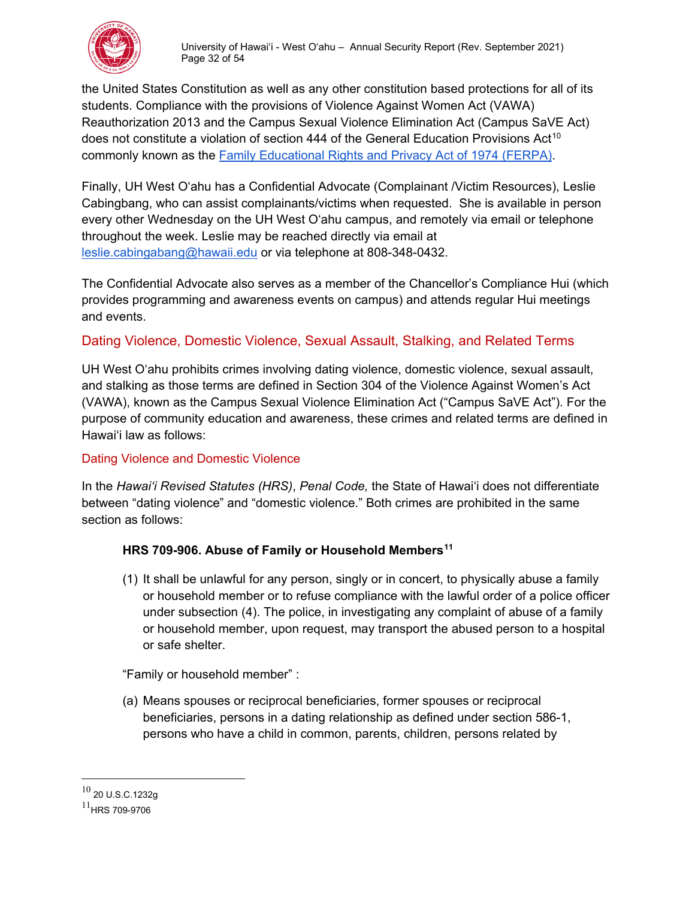the United States Constitution as well as any other constitution based protections for all of its students. Compliance with the provisions of Violence Against Women Act (VAWA) Reauthorization 2013 and the Campus Sexual Violence Elimination Act (Campus SaVE Act) does not constitute a violation of section 444 of the General Education Provisions Act[10] commonly known as the [Family Educational Rights and Privacy Act of 1974 (FERPA)](#).

Finally, UH West Oʻahu has a Confidential Advocate (Complainant /Victim Resources), Leslie Cabingbang, who can assist complainants/victims when requested. She is available in person every other Wednesday on the UH West Oʻahu campus, and remotely via email or telephone throughout the week. Leslie may be reached directly via email at leslie.cabingabang@hawaii.edu or via telephone at 808-348-0432.

The Confidential Advocate also serves as a member of the Chancellor's Compliance Hui (which provides programming and awareness events on campus) and attends regular Hui meetings and events.

## Dating Violence, Domestic Violence, Sexual Assault, Stalking, and Related Terms

UH West Oʻahu prohibits crimes involving dating violence, domestic violence, sexual assault, and stalking as those terms are defined in Section 304 of the Violence Against Women's Act (VAWA), known as the Campus Sexual Violence Elimination Act ("Campus SaVE Act"). For the purpose of community education and awareness, these crimes and related terms are defined in Hawaiʻi law as follows:

### Dating Violence and Domestic Violence

In the *Hawaiʻi Revised Statutes (HRS)*, *Penal Code,* the State of Hawaiʻi does not differentiate between "dating violence" and "domestic violence." Both crimes are prohibited in the same section as follows:

**HRS 709-906. Abuse of Family or Household Members[11]**

(1) It shall be unlawful for any person, singly or in concert, to physically abuse a family or household member or to refuse compliance with the lawful order of a police officer under subsection (4). The police, in investigating any complaint of abuse of a family or household member, upon request, may transport the abused person to a hospital or safe shelter.

"Family or household member" :

(a) Means spouses or reciprocal beneficiaries, former spouses or reciprocal beneficiaries, persons in a dating relationship as defined under section 586-1, persons who have a child in common, parents, children, persons related by

---

[10] 20 U.S.C.1232g

[11] HRS 709-9706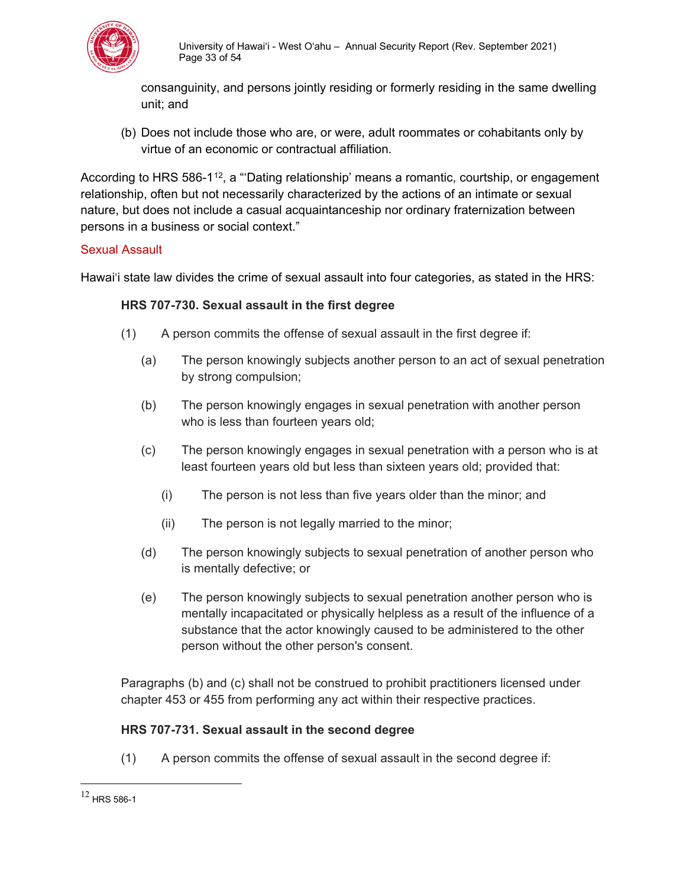consanguinity, and persons jointly residing or formerly residing in the same dwelling unit; and

(b) Does not include those who are, or were, adult roommates or cohabitants only by virtue of an economic or contractual affiliation.

According to HRS 586-1[12], a "'Dating relationship' means a romantic, courtship, or engagement relationship, often but not necessarily characterized by the actions of an intimate or sexual nature, but does not include a casual acquaintanceship nor ordinary fraternization between persons in a business or social context."

### Sexual Assault

Hawaiʻi state law divides the crime of sexual assault into four categories, as stated in the HRS:

**HRS 707-730. Sexual assault in the first degree**

(1) A person commits the offense of sexual assault in the first degree if:

(a) The person knowingly subjects another person to an act of sexual penetration by strong compulsion;

(b) The person knowingly engages in sexual penetration with another person who is less than fourteen years old;

(c) The person knowingly engages in sexual penetration with a person who is at least fourteen years old but less than sixteen years old; provided that:

(i) The person is not less than five years older than the minor; and

(ii) The person is not legally married to the minor;

(d) The person knowingly subjects to sexual penetration of another person who is mentally defective; or

(e) The person knowingly subjects to sexual penetration another person who is mentally incapacitated or physically helpless as a result of the influence of a substance that the actor knowingly caused to be administered to the other person without the other person's consent.

Paragraphs (b) and (c) shall not be construed to prohibit practitioners licensed under chapter 453 or 455 from performing any act within their respective practices.

**HRS 707-731. Sexual assault in the second degree**

(1) A person commits the offense of sexual assault in the second degree if:

---

[12] HRS 586-1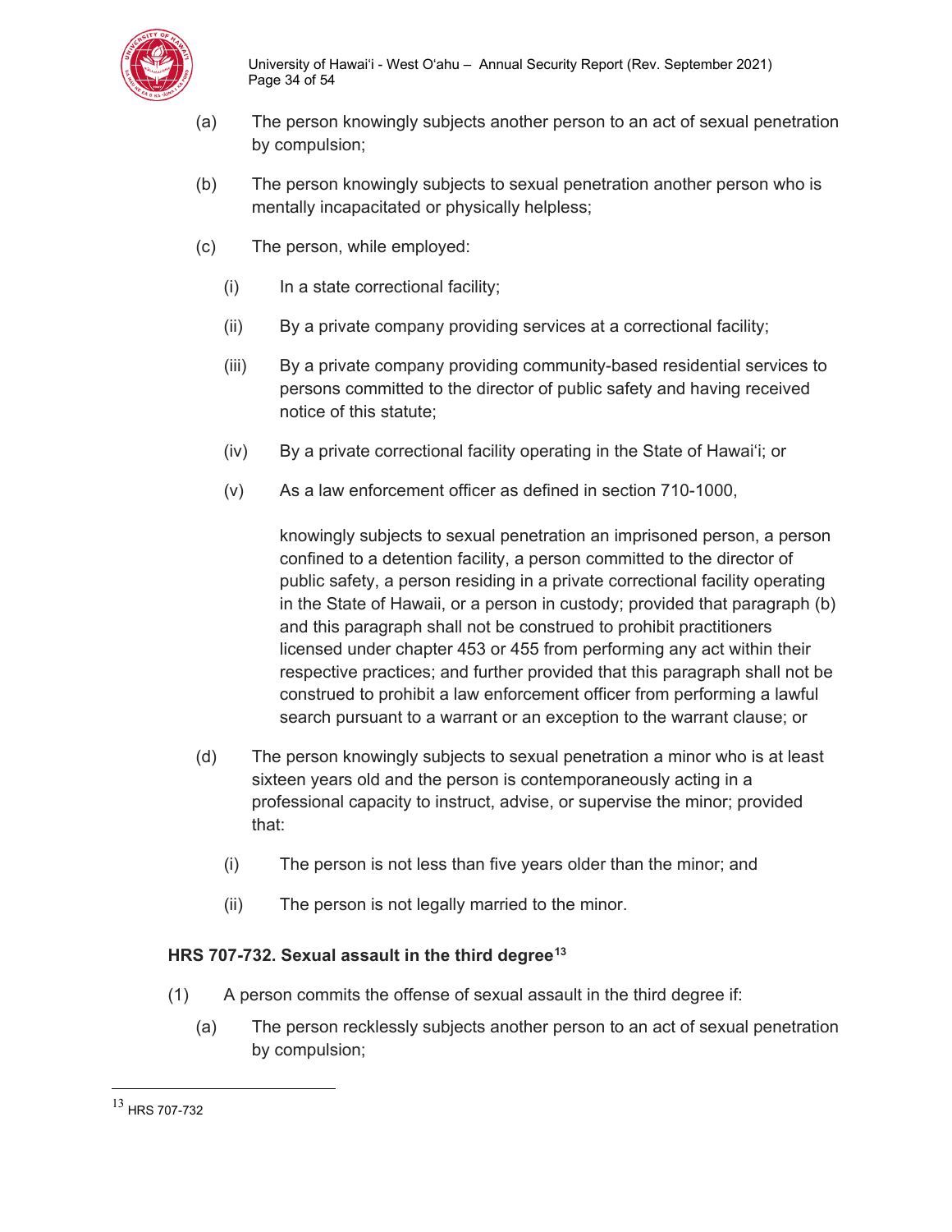(a) The person knowingly subjects another person to an act of sexual penetration by compulsion;

(b) The person knowingly subjects to sexual penetration another person who is mentally incapacitated or physically helpless;

(c) The person, while employed:

  (i) In a state correctional facility;

  (ii) By a private company providing services at a correctional facility;

  (iii) By a private company providing community-based residential services to persons committed to the director of public safety and having received notice of this statute;

  (iv) By a private correctional facility operating in the State of Hawaiʻi; or

  (v) As a law enforcement officer as defined in section 710-1000,

  knowingly subjects to sexual penetration an imprisoned person, a person confined to a detention facility, a person committed to the director of public safety, a person residing in a private correctional facility operating in the State of Hawaii, or a person in custody; provided that paragraph (b) and this paragraph shall not be construed to prohibit practitioners licensed under chapter 453 or 455 from performing any act within their respective practices; and further provided that this paragraph shall not be construed to prohibit a law enforcement officer from performing a lawful search pursuant to a warrant or an exception to the warrant clause; or

(d) The person knowingly subjects to sexual penetration a minor who is at least sixteen years old and the person is contemporaneously acting in a professional capacity to instruct, advise, or supervise the minor; provided that:

  (i) The person is not less than five years older than the minor; and

  (ii) The person is not legally married to the minor.

**HRS 707-732. Sexual assault in the third degree[13]**

(1) A person commits the offense of sexual assault in the third degree if:

  (a) The person recklessly subjects another person to an act of sexual penetration by compulsion;

---

[13] HRS 707-732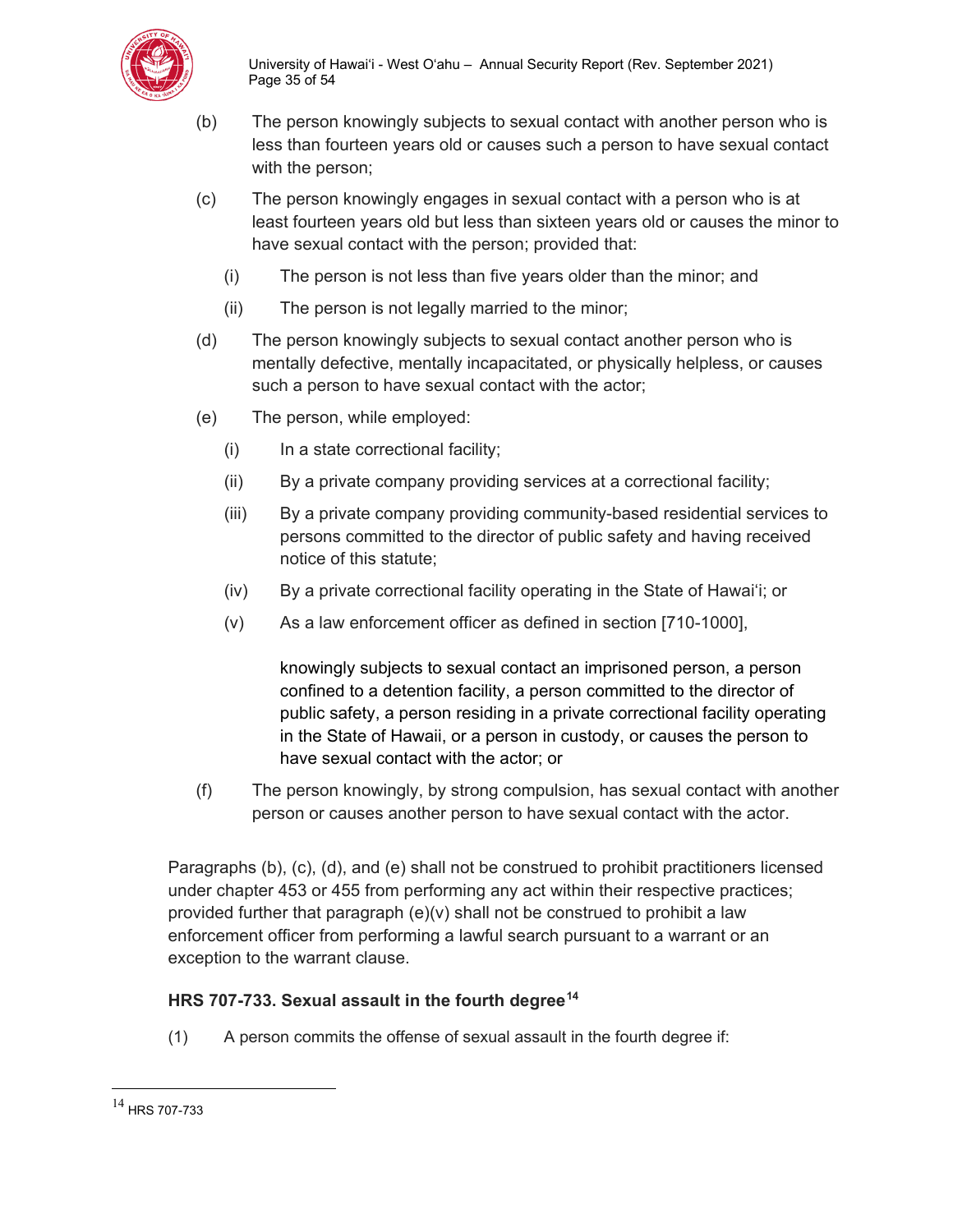(b) The person knowingly subjects to sexual contact with another person who is less than fourteen years old or causes such a person to have sexual contact with the person;

(c) The person knowingly engages in sexual contact with a person who is at least fourteen years old but less than sixteen years old or causes the minor to have sexual contact with the person; provided that:

  (i) The person is not less than five years older than the minor; and

  (ii) The person is not legally married to the minor;

(d) The person knowingly subjects to sexual contact another person who is mentally defective, mentally incapacitated, or physically helpless, or causes such a person to have sexual contact with the actor;

(e) The person, while employed:

  (i) In a state correctional facility;

  (ii) By a private company providing services at a correctional facility;

  (iii) By a private company providing community-based residential services to persons committed to the director of public safety and having received notice of this statute;

  (iv) By a private correctional facility operating in the State of Hawaiʻi; or

  (v) As a law enforcement officer as defined in section [710-1000],

  knowingly subjects to sexual contact an imprisoned person, a person confined to a detention facility, a person committed to the director of public safety, a person residing in a private correctional facility operating in the State of Hawaii, or a person in custody, or causes the person to have sexual contact with the actor; or

(f) The person knowingly, by strong compulsion, has sexual contact with another person or causes another person to have sexual contact with the actor.

Paragraphs (b), (c), (d), and (e) shall not be construed to prohibit practitioners licensed under chapter 453 or 455 from performing any act within their respective practices; provided further that paragraph (e)(v) shall not be construed to prohibit a law enforcement officer from performing a lawful search pursuant to a warrant or an exception to the warrant clause.

**HRS 707-733. Sexual assault in the fourth degree**[14]

(1) A person commits the offense of sexual assault in the fourth degree if:

---

[14] HRS 707-733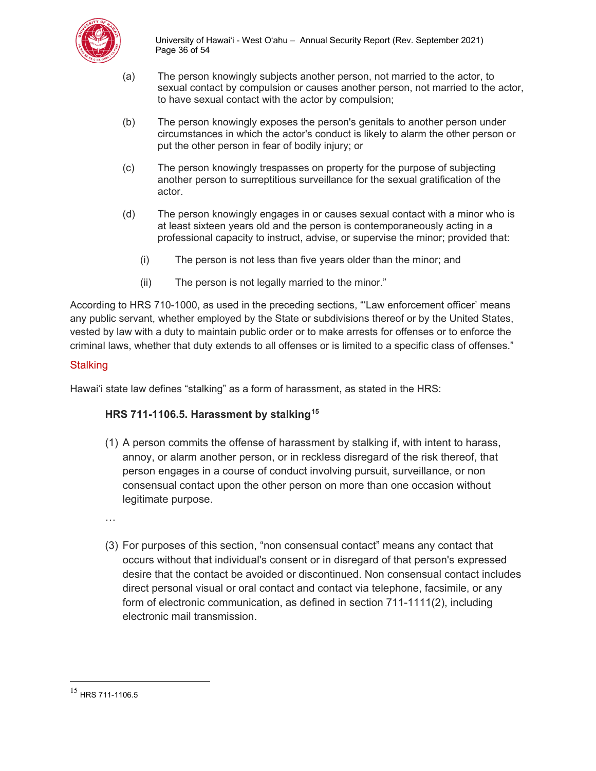(a) The person knowingly subjects another person, not married to the actor, to sexual contact by compulsion or causes another person, not married to the actor, to have sexual contact with the actor by compulsion;

(b) The person knowingly exposes the person's genitals to another person under circumstances in which the actor's conduct is likely to alarm the other person or put the other person in fear of bodily injury; or

(c) The person knowingly trespasses on property for the purpose of subjecting another person to surreptitious surveillance for the sexual gratification of the actor.

(d) The person knowingly engages in or causes sexual contact with a minor who is at least sixteen years old and the person is contemporaneously acting in a professional capacity to instruct, advise, or supervise the minor; provided that:

  (i) The person is not less than five years older than the minor; and

  (ii) The person is not legally married to the minor."

According to HRS 710-1000, as used in the preceding sections, "'Law enforcement officer' means any public servant, whether employed by the State or subdivisions thereof or by the United States, vested by law with a duty to maintain public order or to make arrests for offenses or to enforce the criminal laws, whether that duty extends to all offenses or is limited to a specific class of offenses."

## Stalking

Hawai'i state law defines "stalking" as a form of harassment, as stated in the HRS:

**HRS 711-1106.5. Harassment by stalking**[15]

(1) A person commits the offense of harassment by stalking if, with intent to harass, annoy, or alarm another person, or in reckless disregard of the risk thereof, that person engages in a course of conduct involving pursuit, surveillance, or non consensual contact upon the other person on more than one occasion without legitimate purpose.

…

(3) For purposes of this section, "non consensual contact" means any contact that occurs without that individual's consent or in disregard of that person's expressed desire that the contact be avoided or discontinued. Non consensual contact includes direct personal visual or oral contact and contact via telephone, facsimile, or any form of electronic communication, as defined in section 711-1111(2), including electronic mail transmission.

[15] HRS 711-1106.5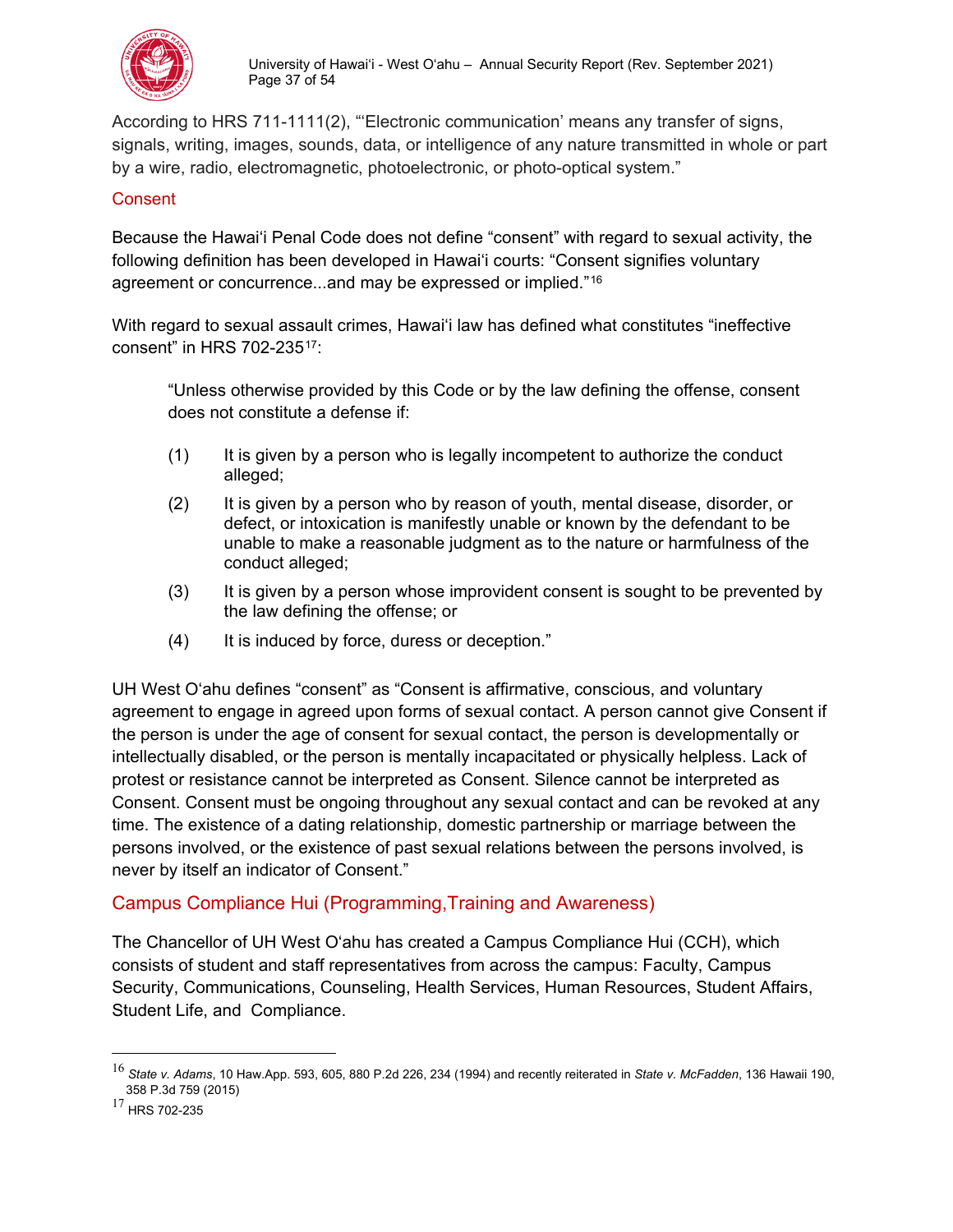According to HRS 711-1111(2), "'Electronic communication' means any transfer of signs, signals, writing, images, sounds, data, or intelligence of any nature transmitted in whole or part by a wire, radio, electromagnetic, photoelectronic, or photo-optical system."

## Consent

Because the Hawaiʻi Penal Code does not define "consent" with regard to sexual activity, the following definition has been developed in Hawaiʻi courts: "Consent signifies voluntary agreement or concurrence...and may be expressed or implied."[16]

With regard to sexual assault crimes, Hawaiʻi law has defined what constitutes "ineffective consent" in HRS 702-235[17]:

> "Unless otherwise provided by this Code or by the law defining the offense, consent does not constitute a defense if:
>
> (1) It is given by a person who is legally incompetent to authorize the conduct alleged;
>
> (2) It is given by a person who by reason of youth, mental disease, disorder, or defect, or intoxication is manifestly unable or known by the defendant to be unable to make a reasonable judgment as to the nature or harmfulness of the conduct alleged;
>
> (3) It is given by a person whose improvident consent is sought to be prevented by the law defining the offense; or
>
> (4) It is induced by force, duress or deception."

UH West Oʻahu defines "consent" as "Consent is affirmative, conscious, and voluntary agreement to engage in agreed upon forms of sexual contact. A person cannot give Consent if the person is under the age of consent for sexual contact, the person is developmentally or intellectually disabled, or the person is mentally incapacitated or physically helpless. Lack of protest or resistance cannot be interpreted as Consent. Silence cannot be interpreted as Consent. Consent must be ongoing throughout any sexual contact and can be revoked at any time. The existence of a dating relationship, domestic partnership or marriage between the persons involved, or the existence of past sexual relations between the persons involved, is never by itself an indicator of Consent."

## Campus Compliance Hui (Programming,Training and Awareness)

The Chancellor of UH West Oʻahu has created a Campus Compliance Hui (CCH), which consists of student and staff representatives from across the campus: Faculty, Campus Security, Communications, Counseling, Health Services, Human Resources, Student Affairs, Student Life, and Compliance.

---

[16] *State v. Adams*, 10 Haw.App. 593, 605, 880 P.2d 226, 234 (1994) and recently reiterated in *State v. McFadden*, 136 Hawaii 190, 358 P.3d 759 (2015)

[17] HRS 702-235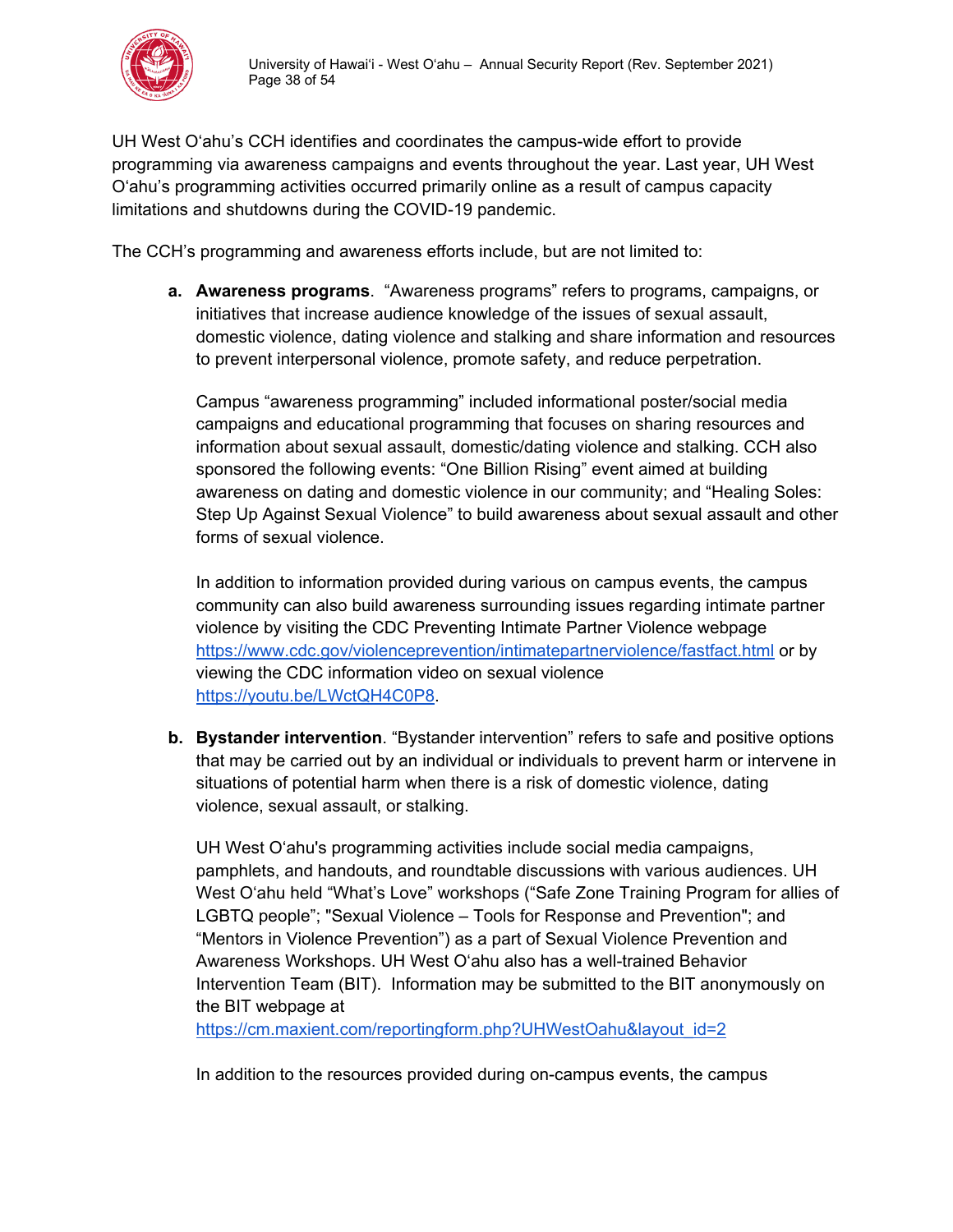UH West Oʻahu's CCH identifies and coordinates the campus-wide effort to provide programming via awareness campaigns and events throughout the year. Last year, UH West Oʻahu's programming activities occurred primarily online as a result of campus capacity limitations and shutdowns during the COVID-19 pandemic.

The CCH's programming and awareness efforts include, but are not limited to:

a. **Awareness programs**. "Awareness programs" refers to programs, campaigns, or initiatives that increase audience knowledge of the issues of sexual assault, domestic violence, dating violence and stalking and share information and resources to prevent interpersonal violence, promote safety, and reduce perpetration.

   Campus "awareness programming" included informational poster/social media campaigns and educational programming that focuses on sharing resources and information about sexual assault, domestic/dating violence and stalking. CCH also sponsored the following events: "One Billion Rising" event aimed at building awareness on dating and domestic violence in our community; and "Healing Soles: Step Up Against Sexual Violence" to build awareness about sexual assault and other forms of sexual violence.

   In addition to information provided during various on campus events, the campus community can also build awareness surrounding issues regarding intimate partner violence by visiting the CDC Preventing Intimate Partner Violence webpage https://www.cdc.gov/violenceprevention/intimatepartnerviolence/fastfact.html or by viewing the CDC information video on sexual violence https://youtu.be/LWctQH4C0P8.

b. **Bystander intervention**. "Bystander intervention" refers to safe and positive options that may be carried out by an individual or individuals to prevent harm or intervene in situations of potential harm when there is a risk of domestic violence, dating violence, sexual assault, or stalking.

   UH West Oʻahu's programming activities include social media campaigns, pamphlets, and handouts, and roundtable discussions with various audiences. UH West Oʻahu held "What's Love" workshops ("Safe Zone Training Program for allies of LGBTQ people"; "Sexual Violence – Tools for Response and Prevention"; and "Mentors in Violence Prevention") as a part of Sexual Violence Prevention and Awareness Workshops. UH West Oʻahu also has a well-trained Behavior Intervention Team (BIT). Information may be submitted to the BIT anonymously on the BIT webpage at https://cm.maxient.com/reportingform.php?UHWestOahu&layout_id=2

   In addition to the resources provided during on-campus events, the campus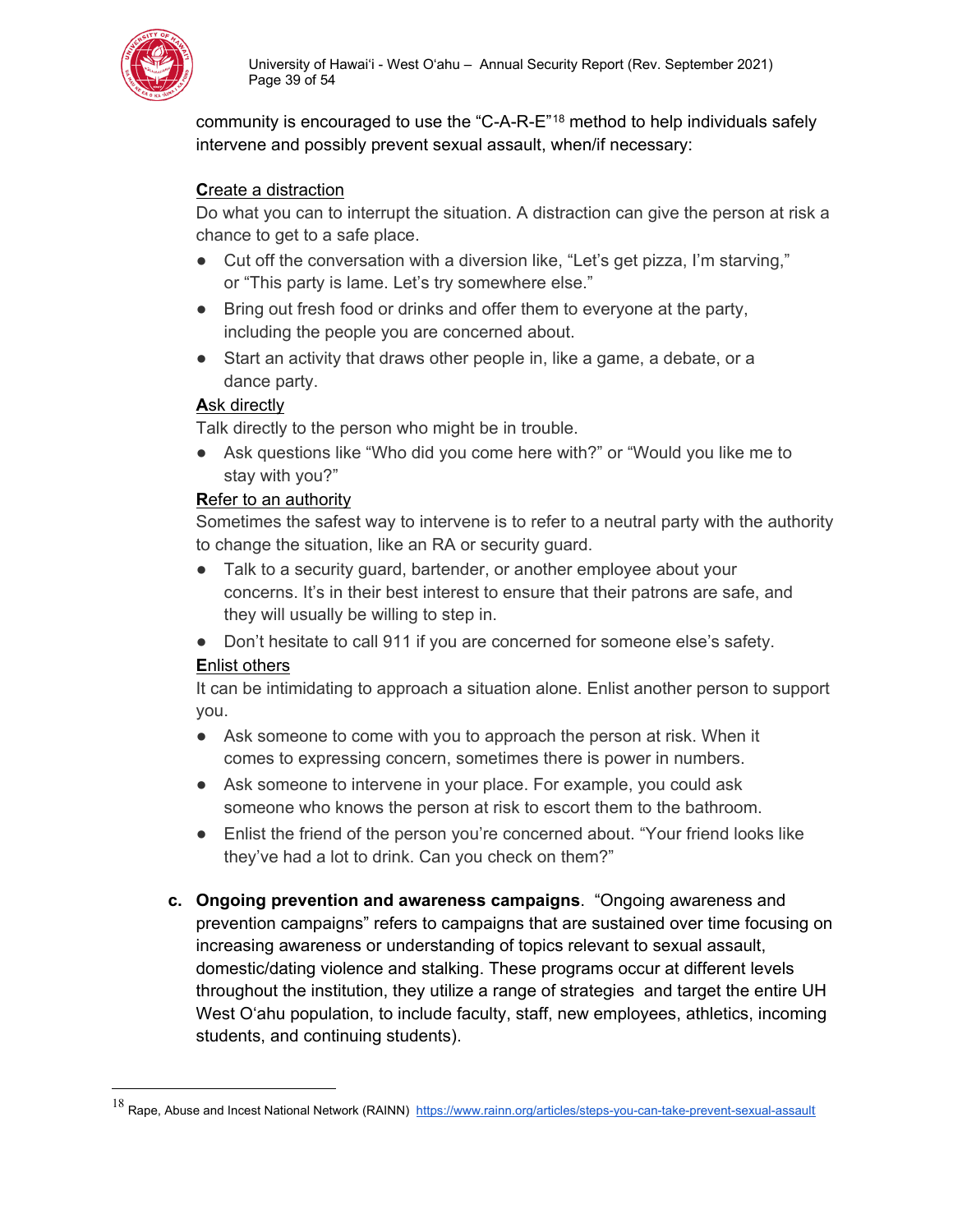community is encouraged to use the "C-A-R-E"[18] method to help individuals safely intervene and possibly prevent sexual assault, when/if necessary:

**C**reate a distraction

Do what you can to interrupt the situation. A distraction can give the person at risk a chance to get to a safe place.

- Cut off the conversation with a diversion like, "Let's get pizza, I'm starving," or "This party is lame. Let's try somewhere else."
- Bring out fresh food or drinks and offer them to everyone at the party, including the people you are concerned about.
- Start an activity that draws other people in, like a game, a debate, or a dance party.

**A**sk directly

Talk directly to the person who might be in trouble.

- Ask questions like "Who did you come here with?" or "Would you like me to stay with you?"

**R**efer to an authority

Sometimes the safest way to intervene is to refer to a neutral party with the authority to change the situation, like an RA or security guard.

- Talk to a security guard, bartender, or another employee about your concerns. It's in their best interest to ensure that their patrons are safe, and they will usually be willing to step in.
- Don't hesitate to call 911 if you are concerned for someone else's safety.

**E**nlist others

It can be intimidating to approach a situation alone. Enlist another person to support you.

- Ask someone to come with you to approach the person at risk. When it comes to expressing concern, sometimes there is power in numbers.
- Ask someone to intervene in your place. For example, you could ask someone who knows the person at risk to escort them to the bathroom.
- Enlist the friend of the person you're concerned about. "Your friend looks like they've had a lot to drink. Can you check on them?"

c. **Ongoing prevention and awareness campaigns**. "Ongoing awareness and prevention campaigns" refers to campaigns that are sustained over time focusing on increasing awareness or understanding of topics relevant to sexual assault, domestic/dating violence and stalking. These programs occur at different levels throughout the institution, they utilize a range of strategies and target the entire UH West Oʻahu population, to include faculty, staff, new employees, athletics, incoming students, and continuing students).

---

[18] Rape, Abuse and Incest National Network (RAINN) https://www.rainn.org/articles/steps-you-can-take-prevent-sexual-assault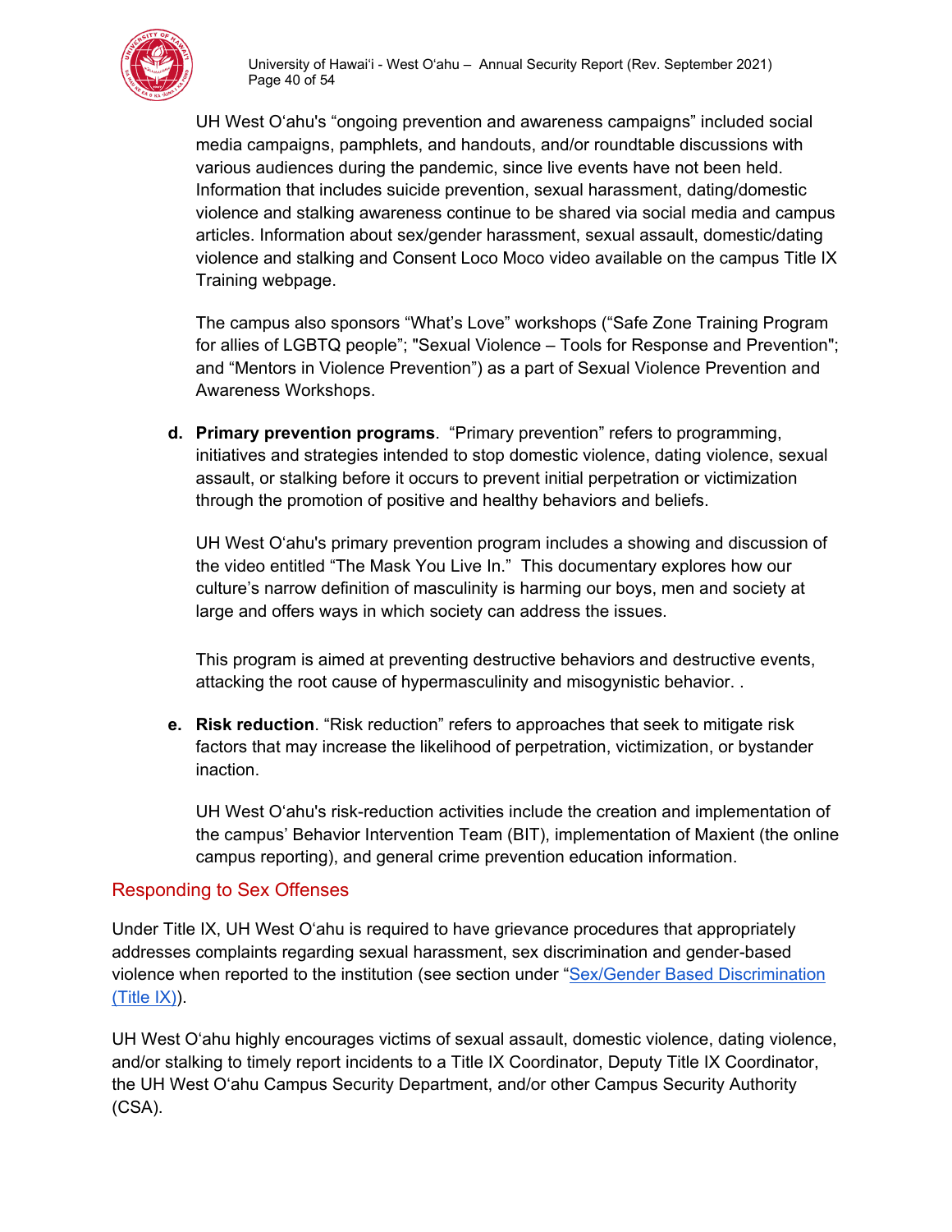UH West Oʻahu's "ongoing prevention and awareness campaigns" included social media campaigns, pamphlets, and handouts, and/or roundtable discussions with various audiences during the pandemic, since live events have not been held. Information that includes suicide prevention, sexual harassment, dating/domestic violence and stalking awareness continue to be shared via social media and campus articles. Information about sex/gender harassment, sexual assault, domestic/dating violence and stalking and Consent Loco Moco video available on the campus Title IX Training webpage.

The campus also sponsors "What's Love" workshops ("Safe Zone Training Program for allies of LGBTQ people"; "Sexual Violence – Tools for Response and Prevention"; and "Mentors in Violence Prevention") as a part of Sexual Violence Prevention and Awareness Workshops.

**d. Primary prevention programs**. "Primary prevention" refers to programming, initiatives and strategies intended to stop domestic violence, dating violence, sexual assault, or stalking before it occurs to prevent initial perpetration or victimization through the promotion of positive and healthy behaviors and beliefs.

UH West Oʻahu's primary prevention program includes a showing and discussion of the video entitled "The Mask You Live In." This documentary explores how our culture's narrow definition of masculinity is harming our boys, men and society at large and offers ways in which society can address the issues.

This program is aimed at preventing destructive behaviors and destructive events, attacking the root cause of hypermasculinity and misogynistic behavior. .

**e. Risk reduction**. "Risk reduction" refers to approaches that seek to mitigate risk factors that may increase the likelihood of perpetration, victimization, or bystander inaction.

UH West Oʻahu's risk-reduction activities include the creation and implementation of the campus' Behavior Intervention Team (BIT), implementation of Maxient (the online campus reporting), and general crime prevention education information.

## Responding to Sex Offenses

Under Title IX, UH West Oʻahu is required to have grievance procedures that appropriately addresses complaints regarding sexual harassment, sex discrimination and gender-based violence when reported to the institution (see section under "Sex/Gender Based Discrimination (Title IX)).

UH West Oʻahu highly encourages victims of sexual assault, domestic violence, dating violence, and/or stalking to timely report incidents to a Title IX Coordinator, Deputy Title IX Coordinator, the UH West Oʻahu Campus Security Department, and/or other Campus Security Authority (CSA).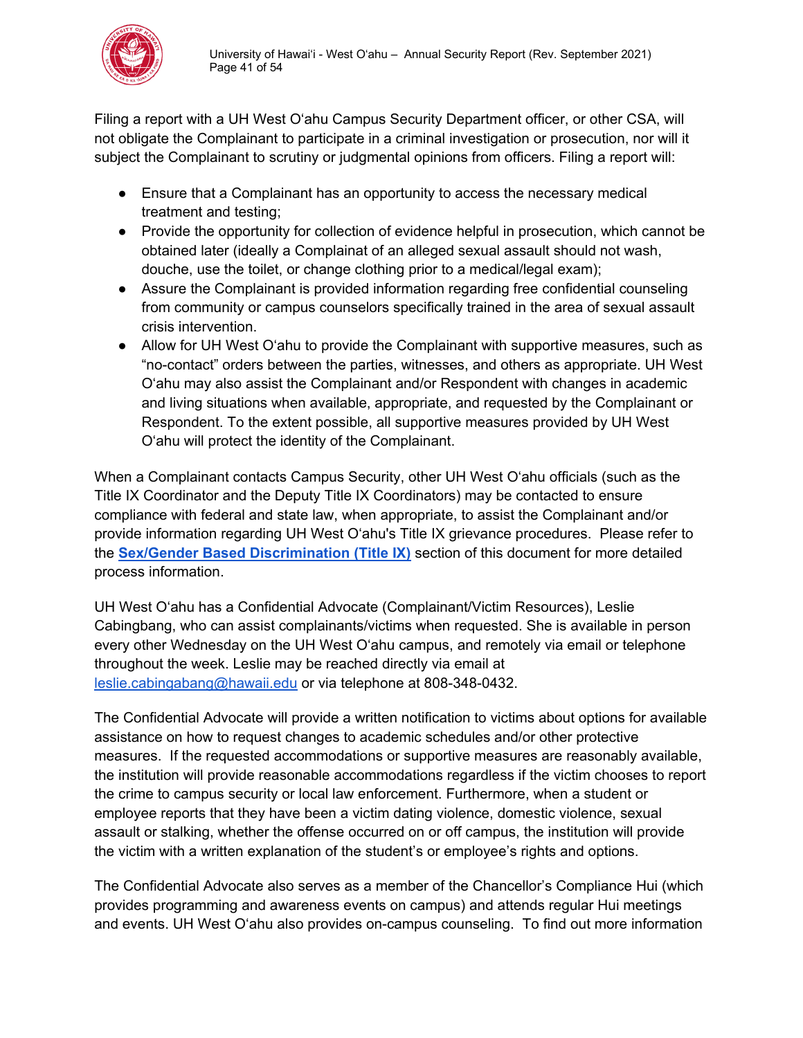Filing a report with a UH West Oʻahu Campus Security Department officer, or other CSA, will not obligate the Complainant to participate in a criminal investigation or prosecution, nor will it subject the Complainant to scrutiny or judgmental opinions from officers. Filing a report will:

- Ensure that a Complainant has an opportunity to access the necessary medical treatment and testing;
- Provide the opportunity for collection of evidence helpful in prosecution, which cannot be obtained later (ideally a Complainat of an alleged sexual assault should not wash, douche, use the toilet, or change clothing prior to a medical/legal exam);
- Assure the Complainant is provided information regarding free confidential counseling from community or campus counselors specifically trained in the area of sexual assault crisis intervention.
- Allow for UH West Oʻahu to provide the Complainant with supportive measures, such as "no-contact" orders between the parties, witnesses, and others as appropriate. UH West Oʻahu may also assist the Complainant and/or Respondent with changes in academic and living situations when available, appropriate, and requested by the Complainant or Respondent. To the extent possible, all supportive measures provided by UH West Oʻahu will protect the identity of the Complainant.

When a Complainant contacts Campus Security, other UH West Oʻahu officials (such as the Title IX Coordinator and the Deputy Title IX Coordinators) may be contacted to ensure compliance with federal and state law, when appropriate, to assist the Complainant and/or provide information regarding UH West Oʻahu's Title IX grievance procedures. Please refer to the **Sex/Gender Based Discrimination (Title IX)** section of this document for more detailed process information.

UH West Oʻahu has a Confidential Advocate (Complainant/Victim Resources), Leslie Cabingbang, who can assist complainants/victims when requested. She is available in person every other Wednesday on the UH West Oʻahu campus, and remotely via email or telephone throughout the week. Leslie may be reached directly via email at leslie.cabingabang@hawaii.edu or via telephone at 808-348-0432.

The Confidential Advocate will provide a written notification to victims about options for available assistance on how to request changes to academic schedules and/or other protective measures. If the requested accommodations or supportive measures are reasonably available, the institution will provide reasonable accommodations regardless if the victim chooses to report the crime to campus security or local law enforcement. Furthermore, when a student or employee reports that they have been a victim dating violence, domestic violence, sexual assault or stalking, whether the offense occurred on or off campus, the institution will provide the victim with a written explanation of the student's or employee's rights and options.

The Confidential Advocate also serves as a member of the Chancellor's Compliance Hui (which provides programming and awareness events on campus) and attends regular Hui meetings and events. UH West Oʻahu also provides on-campus counseling. To find out more information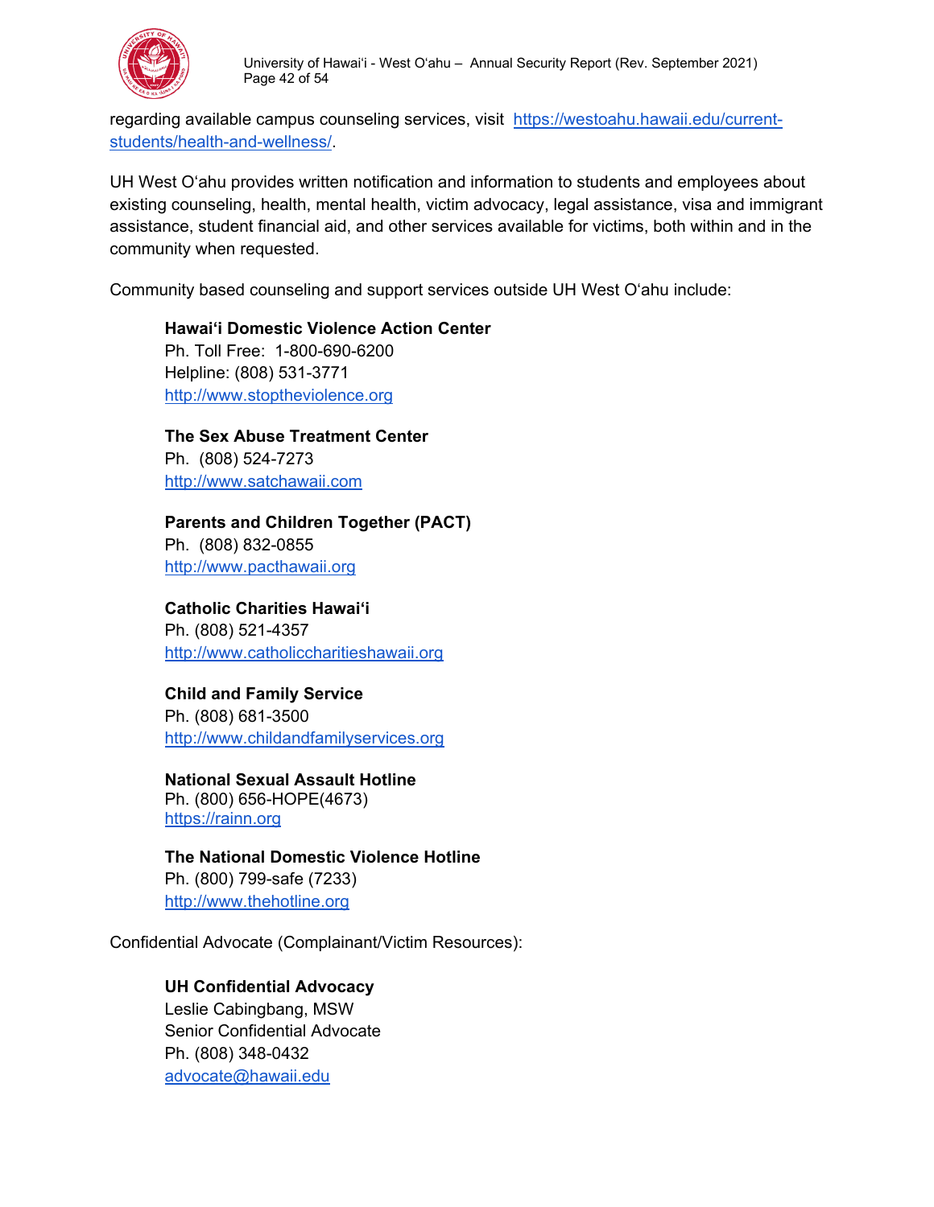regarding available campus counseling services, visit [https://westoahu.hawaii.edu/current-students/health-and-wellness/](https://westoahu.hawaii.edu/current-students/health-and-wellness/).

UH West Oʻahu provides written notification and information to students and employees about existing counseling, health, mental health, victim advocacy, legal assistance, visa and immigrant assistance, student financial aid, and other services available for victims, both within and in the community when requested.

Community based counseling and support services outside UH West Oʻahu include:

**Hawaiʻi Domestic Violence Action Center**
Ph. Toll Free: 1-800-690-6200
Helpline: (808) 531-3771
[http://www.stoptheviolence.org](http://www.stoptheviolence.org)

**The Sex Abuse Treatment Center**
Ph. (808) 524-7273
[http://www.satchawaii.com](http://www.satchawaii.com)

**Parents and Children Together (PACT)**
Ph. (808) 832-0855
[http://www.pacthawaii.org](http://www.pacthawaii.org)

**Catholic Charities Hawaiʻi**
Ph. (808) 521-4357
[http://www.catholiccharitieshawaii.org](http://www.catholiccharitieshawaii.org)

**Child and Family Service**
Ph. (808) 681-3500
[http://www.childandfamilyservices.org](http://www.childandfamilyservices.org)

**National Sexual Assault Hotline**
Ph. (800) 656-HOPE(4673)
[https://rainn.org](https://rainn.org)

**The National Domestic Violence Hotline**
Ph. (800) 799-safe (7233)
[http://www.thehotline.org](http://www.thehotline.org)

Confidential Advocate (Complainant/Victim Resources):

**UH Confidential Advocacy**
Leslie Cabingbang, MSW
Senior Confidential Advocate
Ph. (808) 348-0432
[advocate@hawaii.edu](mailto:advocate@hawaii.edu)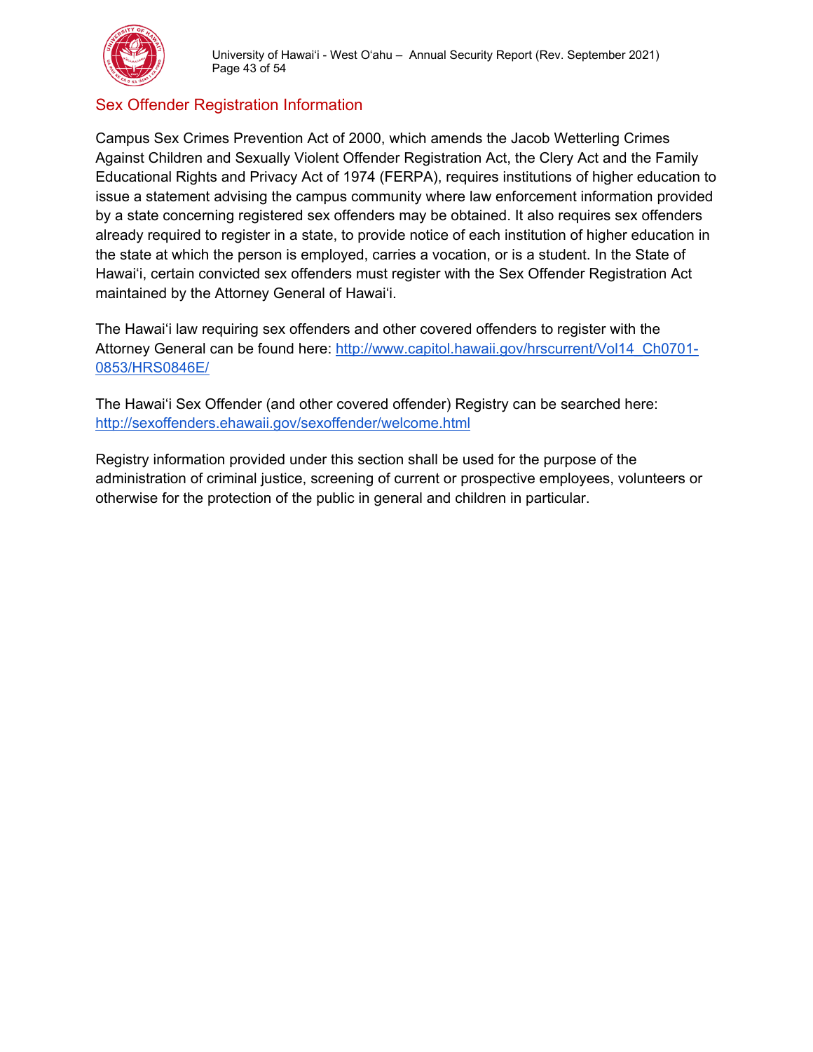## Sex Offender Registration Information

Campus Sex Crimes Prevention Act of 2000, which amends the Jacob Wetterling Crimes Against Children and Sexually Violent Offender Registration Act, the Clery Act and the Family Educational Rights and Privacy Act of 1974 (FERPA), requires institutions of higher education to issue a statement advising the campus community where law enforcement information provided by a state concerning registered sex offenders may be obtained. It also requires sex offenders already required to register in a state, to provide notice of each institution of higher education in the state at which the person is employed, carries a vocation, or is a student. In the State of Hawaiʻi, certain convicted sex offenders must register with the Sex Offender Registration Act maintained by the Attorney General of Hawaiʻi.

The Hawaiʻi law requiring sex offenders and other covered offenders to register with the Attorney General can be found here: [http://www.capitol.hawaii.gov/hrscurrent/Vol14_Ch0701-0853/HRS0846E/](http://www.capitol.hawaii.gov/hrscurrent/Vol14_Ch0701-0853/HRS0846E/)

The Hawaiʻi Sex Offender (and other covered offender) Registry can be searched here: [http://sexoffenders.ehawaii.gov/sexoffender/welcome.html](http://sexoffenders.ehawaii.gov/sexoffender/welcome.html)

Registry information provided under this section shall be used for the purpose of the administration of criminal justice, screening of current or prospective employees, volunteers or otherwise for the protection of the public in general and children in particular.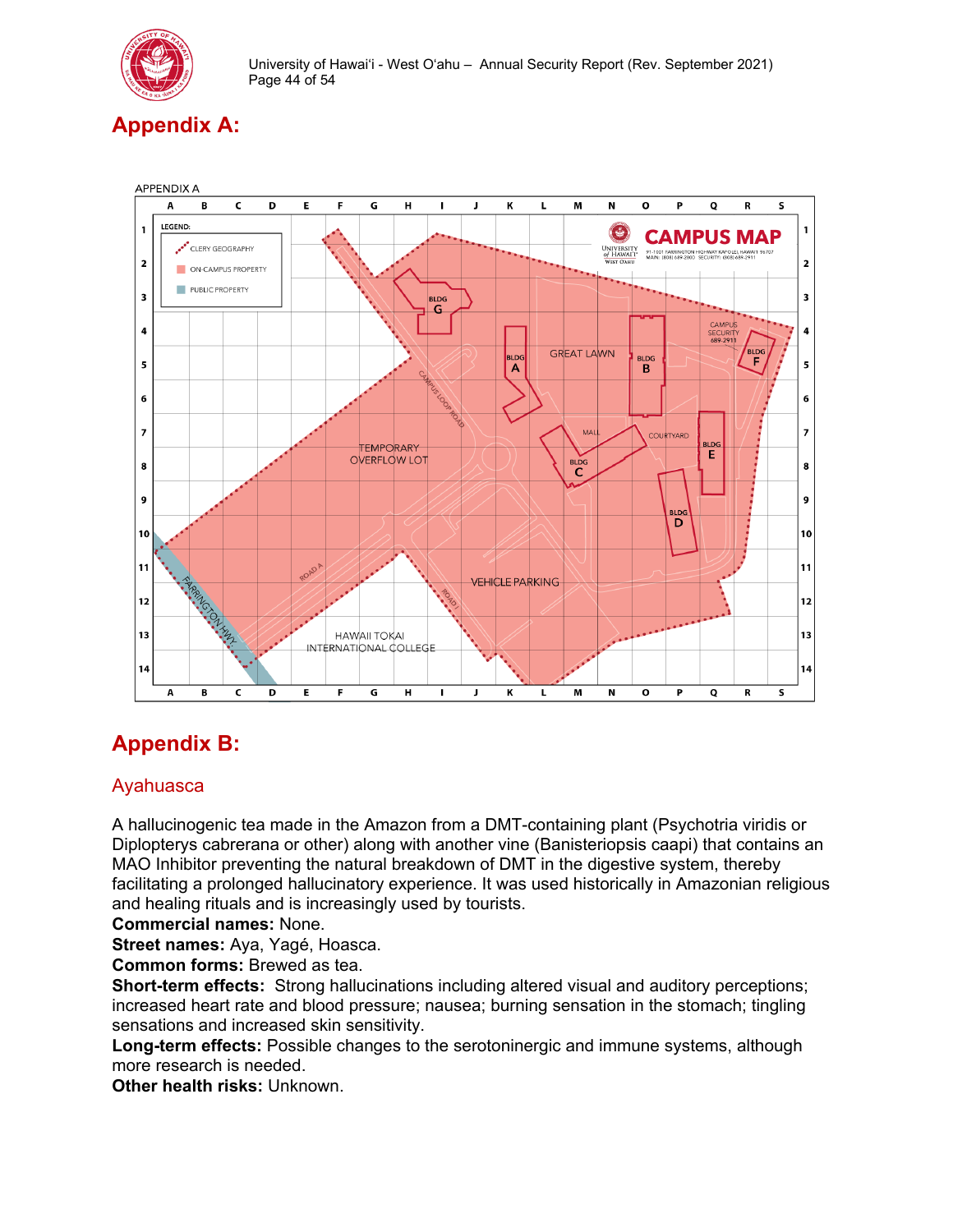# Appendix A:

# Appendix B:

## Ayahuasca

A hallucinogenic tea made in the Amazon from a DMT-containing plant (Psychotria viridis or Diplopterys cabrerana or other) along with another vine (Banisteriopsis caapi) that contains an MAO Inhibitor preventing the natural breakdown of DMT in the digestive system, thereby facilitating a prolonged hallucinatory experience. It was used historically in Amazonian religious and healing rituals and is increasingly used by tourists.

**Commercial names:** None.
**Street names:** Aya, Yagé, Hoasca.
**Common forms:** Brewed as tea.
**Short-term effects:** Strong hallucinations including altered visual and auditory perceptions; increased heart rate and blood pressure; nausea; burning sensation in the stomach; tingling sensations and increased skin sensitivity.
**Long-term effects:** Possible changes to the serotoninergic and immune systems, although more research is needed.
**Other health risks:** Unknown.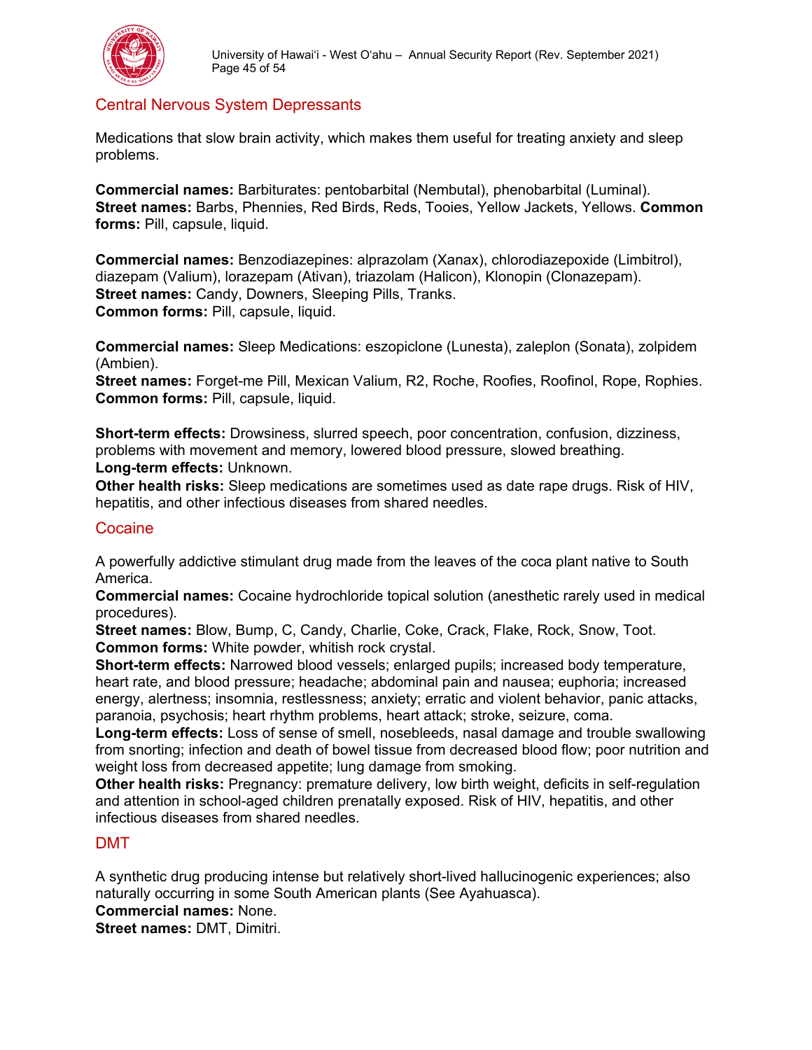## Central Nervous System Depressants

Medications that slow brain activity, which makes them useful for treating anxiety and sleep problems.

**Commercial names:** Barbiturates: pentobarbital (Nembutal), phenobarbital (Luminal).
**Street names:** Barbs, Phennies, Red Birds, Reds, Tooies, Yellow Jackets, Yellows. **Common forms:** Pill, capsule, liquid.

**Commercial names:** Benzodiazepines: alprazolam (Xanax), chlorodiazepoxide (Limbitrol), diazepam (Valium), lorazepam (Ativan), triazolam (Halicon), Klonopin (Clonazepam).
**Street names:** Candy, Downers, Sleeping Pills, Tranks.
**Common forms:** Pill, capsule, liquid.

**Commercial names:** Sleep Medications: eszopiclone (Lunesta), zaleplon (Sonata), zolpidem (Ambien).
**Street names:** Forget-me Pill, Mexican Valium, R2, Roche, Roofies, Roofinol, Rope, Rophies.
**Common forms:** Pill, capsule, liquid.

**Short-term effects:** Drowsiness, slurred speech, poor concentration, confusion, dizziness, problems with movement and memory, lowered blood pressure, slowed breathing.
**Long-term effects:** Unknown.
**Other health risks:** Sleep medications are sometimes used as date rape drugs. Risk of HIV, hepatitis, and other infectious diseases from shared needles.

## Cocaine

A powerfully addictive stimulant drug made from the leaves of the coca plant native to South America.
**Commercial names:** Cocaine hydrochloride topical solution (anesthetic rarely used in medical procedures).
**Street names:** Blow, Bump, C, Candy, Charlie, Coke, Crack, Flake, Rock, Snow, Toot.
**Common forms:** White powder, whitish rock crystal.
**Short-term effects:** Narrowed blood vessels; enlarged pupils; increased body temperature, heart rate, and blood pressure; headache; abdominal pain and nausea; euphoria; increased energy, alertness; insomnia, restlessness; anxiety; erratic and violent behavior, panic attacks, paranoia, psychosis; heart rhythm problems, heart attack; stroke, seizure, coma.
**Long-term effects:** Loss of sense of smell, nosebleeds, nasal damage and trouble swallowing from snorting; infection and death of bowel tissue from decreased blood flow; poor nutrition and weight loss from decreased appetite; lung damage from smoking.
**Other health risks:** Pregnancy: premature delivery, low birth weight, deficits in self-regulation and attention in school-aged children prenatally exposed. Risk of HIV, hepatitis, and other infectious diseases from shared needles.

## DMT

A synthetic drug producing intense but relatively short-lived hallucinogenic experiences; also naturally occurring in some South American plants (See Ayahuasca).
**Commercial names:** None.
**Street names:** DMT, Dimitri.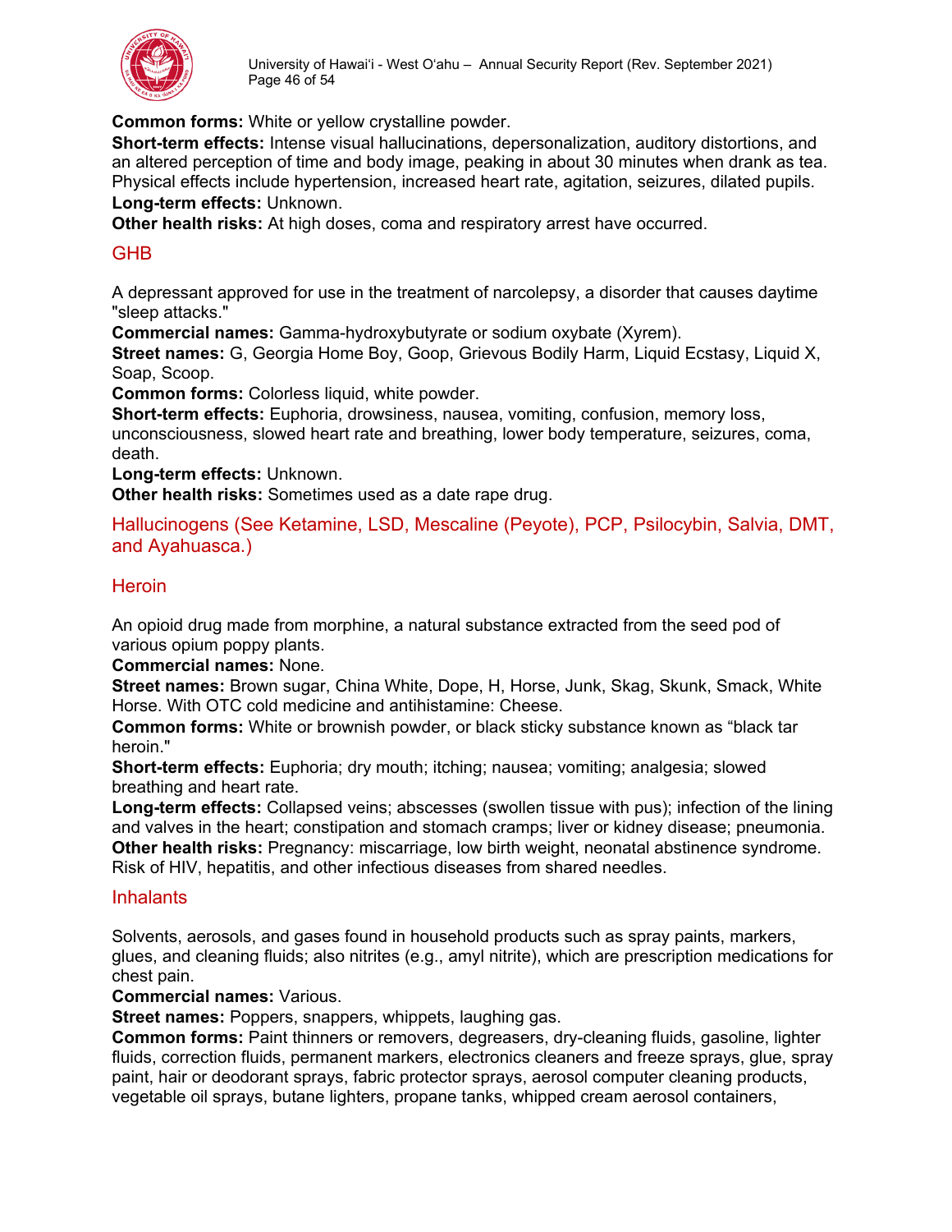**Common forms:** White or yellow crystalline powder.
**Short-term effects:** Intense visual hallucinations, depersonalization, auditory distortions, and an altered perception of time and body image, peaking in about 30 minutes when drank as tea. Physical effects include hypertension, increased heart rate, agitation, seizures, dilated pupils.
**Long-term effects:** Unknown.
**Other health risks:** At high doses, coma and respiratory arrest have occurred.

## GHB

A depressant approved for use in the treatment of narcolepsy, a disorder that causes daytime "sleep attacks."
**Commercial names:** Gamma-hydroxybutyrate or sodium oxybate (Xyrem).
**Street names:** G, Georgia Home Boy, Goop, Grievous Bodily Harm, Liquid Ecstasy, Liquid X, Soap, Scoop.
**Common forms:** Colorless liquid, white powder.
**Short-term effects:** Euphoria, drowsiness, nausea, vomiting, confusion, memory loss, unconsciousness, slowed heart rate and breathing, lower body temperature, seizures, coma, death.
**Long-term effects:** Unknown.
**Other health risks:** Sometimes used as a date rape drug.

## Hallucinogens (See Ketamine, LSD, Mescaline (Peyote), PCP, Psilocybin, Salvia, DMT, and Ayahuasca.)

## Heroin

An opioid drug made from morphine, a natural substance extracted from the seed pod of various opium poppy plants.
**Commercial names:** None.
**Street names:** Brown sugar, China White, Dope, H, Horse, Junk, Skag, Skunk, Smack, White Horse. With OTC cold medicine and antihistamine: Cheese.
**Common forms:** White or brownish powder, or black sticky substance known as "black tar heroin."
**Short-term effects:** Euphoria; dry mouth; itching; nausea; vomiting; analgesia; slowed breathing and heart rate.
**Long-term effects:** Collapsed veins; abscesses (swollen tissue with pus); infection of the lining and valves in the heart; constipation and stomach cramps; liver or kidney disease; pneumonia.
**Other health risks:** Pregnancy: miscarriage, low birth weight, neonatal abstinence syndrome. Risk of HIV, hepatitis, and other infectious diseases from shared needles.

## Inhalants

Solvents, aerosols, and gases found in household products such as spray paints, markers, glues, and cleaning fluids; also nitrites (e.g., amyl nitrite), which are prescription medications for chest pain.
**Commercial names:** Various.
**Street names:** Poppers, snappers, whippets, laughing gas.
**Common forms:** Paint thinners or removers, degreasers, dry-cleaning fluids, gasoline, lighter fluids, correction fluids, permanent markers, electronics cleaners and freeze sprays, glue, spray paint, hair or deodorant sprays, fabric protector sprays, aerosol computer cleaning products, vegetable oil sprays, butane lighters, propane tanks, whipped cream aerosol containers,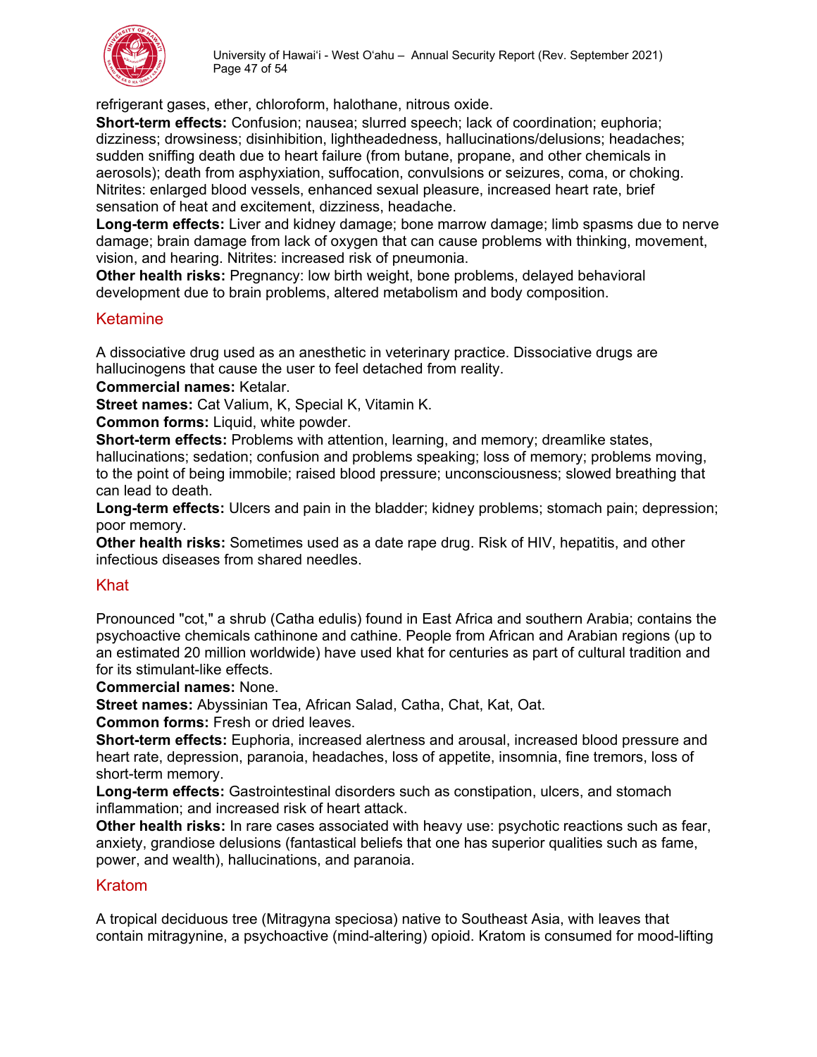refrigerant gases, ether, chloroform, halothane, nitrous oxide.
**Short-term effects:** Confusion; nausea; slurred speech; lack of coordination; euphoria; dizziness; drowsiness; disinhibition, lightheadedness, hallucinations/delusions; headaches; sudden sniffing death due to heart failure (from butane, propane, and other chemicals in aerosols); death from asphyxiation, suffocation, convulsions or seizures, coma, or choking. Nitrites: enlarged blood vessels, enhanced sexual pleasure, increased heart rate, brief sensation of heat and excitement, dizziness, headache.
**Long-term effects:** Liver and kidney damage; bone marrow damage; limb spasms due to nerve damage; brain damage from lack of oxygen that can cause problems with thinking, movement, vision, and hearing. Nitrites: increased risk of pneumonia.
**Other health risks:** Pregnancy: low birth weight, bone problems, delayed behavioral development due to brain problems, altered metabolism and body composition.

## Ketamine

A dissociative drug used as an anesthetic in veterinary practice. Dissociative drugs are hallucinogens that cause the user to feel detached from reality.
**Commercial names:** Ketalar.
**Street names:** Cat Valium, K, Special K, Vitamin K.
**Common forms:** Liquid, white powder.
**Short-term effects:** Problems with attention, learning, and memory; dreamlike states, hallucinations; sedation; confusion and problems speaking; loss of memory; problems moving, to the point of being immobile; raised blood pressure; unconsciousness; slowed breathing that can lead to death.
**Long-term effects:** Ulcers and pain in the bladder; kidney problems; stomach pain; depression; poor memory.
**Other health risks:** Sometimes used as a date rape drug. Risk of HIV, hepatitis, and other infectious diseases from shared needles.

## Khat

Pronounced "cot," a shrub (Catha edulis) found in East Africa and southern Arabia; contains the psychoactive chemicals cathinone and cathine. People from African and Arabian regions (up to an estimated 20 million worldwide) have used khat for centuries as part of cultural tradition and for its stimulant-like effects.
**Commercial names:** None.
**Street names:** Abyssinian Tea, African Salad, Catha, Chat, Kat, Oat.
**Common forms:** Fresh or dried leaves.
**Short-term effects:** Euphoria, increased alertness and arousal, increased blood pressure and heart rate, depression, paranoia, headaches, loss of appetite, insomnia, fine tremors, loss of short-term memory.
**Long-term effects:** Gastrointestinal disorders such as constipation, ulcers, and stomach inflammation; and increased risk of heart attack.
**Other health risks:** In rare cases associated with heavy use: psychotic reactions such as fear, anxiety, grandiose delusions (fantastical beliefs that one has superior qualities such as fame, power, and wealth), hallucinations, and paranoia.

## Kratom

A tropical deciduous tree (Mitragyna speciosa) native to Southeast Asia, with leaves that contain mitragynine, a psychoactive (mind-altering) opioid. Kratom is consumed for mood-lifting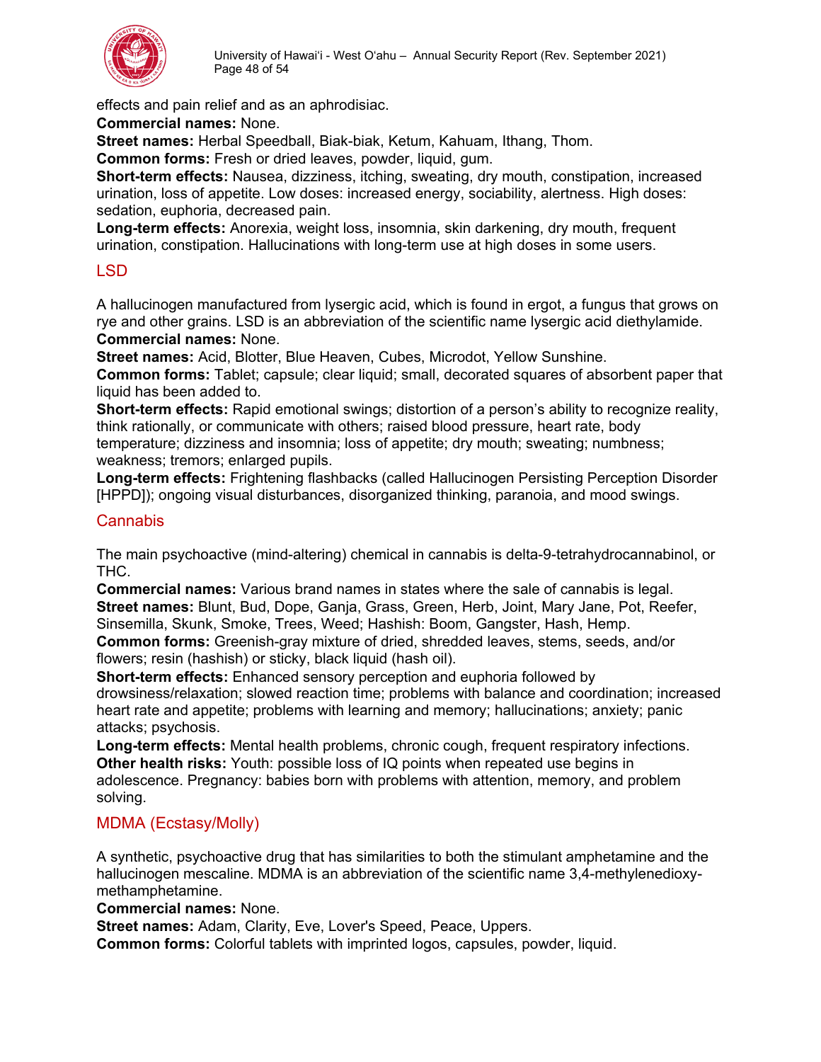effects and pain relief and as an aphrodisiac.
**Commercial names:** None.
**Street names:** Herbal Speedball, Biak-biak, Ketum, Kahuam, Ithang, Thom.
**Common forms:** Fresh or dried leaves, powder, liquid, gum.
**Short-term effects:** Nausea, dizziness, itching, sweating, dry mouth, constipation, increased urination, loss of appetite. Low doses: increased energy, sociability, alertness. High doses: sedation, euphoria, decreased pain.
**Long-term effects:** Anorexia, weight loss, insomnia, skin darkening, dry mouth, frequent urination, constipation. Hallucinations with long-term use at high doses in some users.

## LSD

A hallucinogen manufactured from lysergic acid, which is found in ergot, a fungus that grows on rye and other grains. LSD is an abbreviation of the scientific name lysergic acid diethylamide.
**Commercial names:** None.
**Street names:** Acid, Blotter, Blue Heaven, Cubes, Microdot, Yellow Sunshine.
**Common forms:** Tablet; capsule; clear liquid; small, decorated squares of absorbent paper that liquid has been added to.
**Short-term effects:** Rapid emotional swings; distortion of a person's ability to recognize reality, think rationally, or communicate with others; raised blood pressure, heart rate, body temperature; dizziness and insomnia; loss of appetite; dry mouth; sweating; numbness; weakness; tremors; enlarged pupils.
**Long-term effects:** Frightening flashbacks (called Hallucinogen Persisting Perception Disorder [HPPD]); ongoing visual disturbances, disorganized thinking, paranoia, and mood swings.

## Cannabis

The main psychoactive (mind-altering) chemical in cannabis is delta-9-tetrahydrocannabinol, or THC.
**Commercial names:** Various brand names in states where the sale of cannabis is legal.
**Street names:** Blunt, Bud, Dope, Ganja, Grass, Green, Herb, Joint, Mary Jane, Pot, Reefer, Sinsemilla, Skunk, Smoke, Trees, Weed; Hashish: Boom, Gangster, Hash, Hemp.
**Common forms:** Greenish-gray mixture of dried, shredded leaves, stems, seeds, and/or flowers; resin (hashish) or sticky, black liquid (hash oil).
**Short-term effects:** Enhanced sensory perception and euphoria followed by drowsiness/relaxation; slowed reaction time; problems with balance and coordination; increased heart rate and appetite; problems with learning and memory; hallucinations; anxiety; panic attacks; psychosis.
**Long-term effects:** Mental health problems, chronic cough, frequent respiratory infections.
**Other health risks:** Youth: possible loss of IQ points when repeated use begins in adolescence. Pregnancy: babies born with problems with attention, memory, and problem solving.

## MDMA (Ecstasy/Molly)

A synthetic, psychoactive drug that has similarities to both the stimulant amphetamine and the hallucinogen mescaline. MDMA is an abbreviation of the scientific name 3,4-methylenedioxy-methamphetamine.
**Commercial names:** None.
**Street names:** Adam, Clarity, Eve, Lover's Speed, Peace, Uppers.
**Common forms:** Colorful tablets with imprinted logos, capsules, powder, liquid.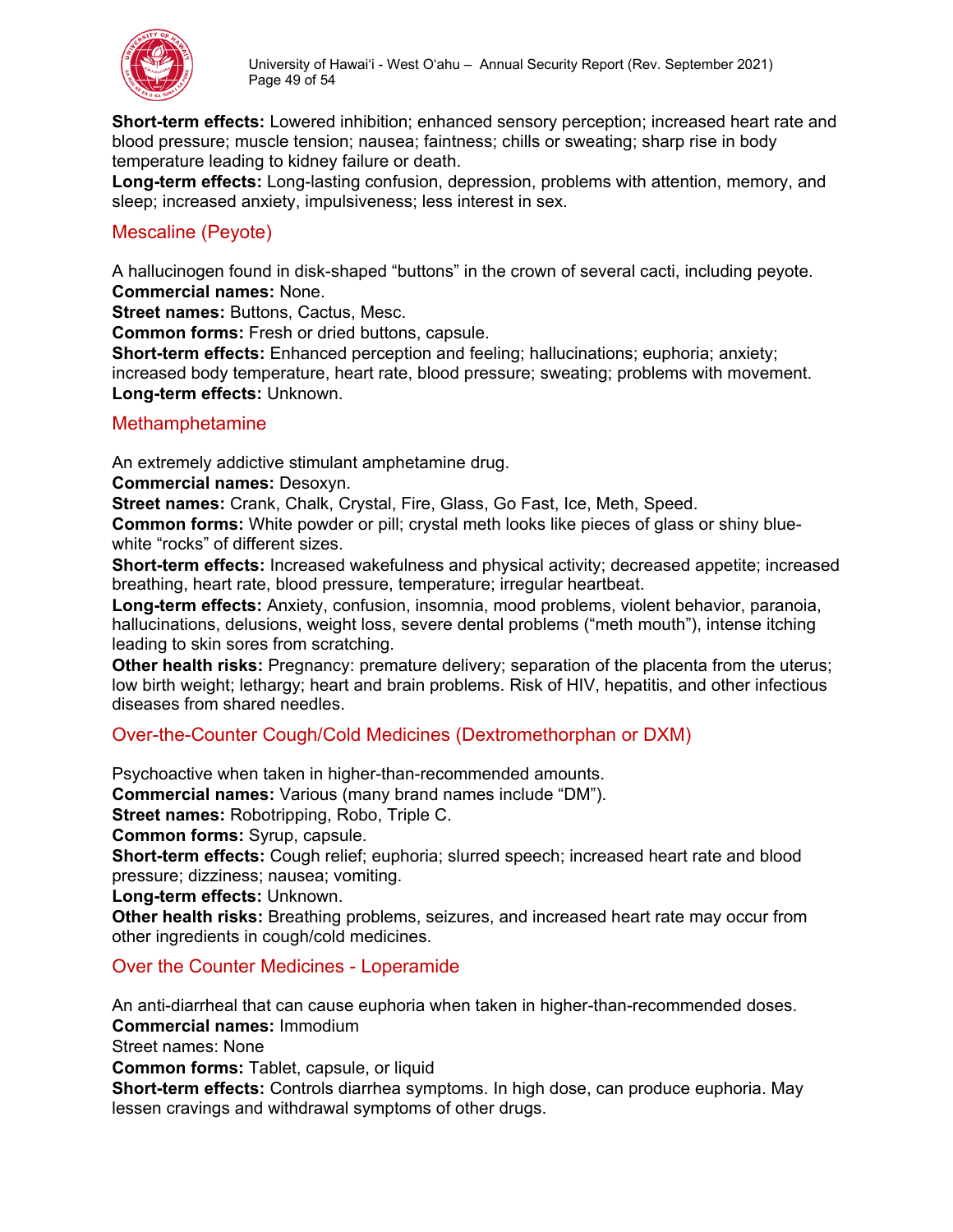**Short-term effects:** Lowered inhibition; enhanced sensory perception; increased heart rate and blood pressure; muscle tension; nausea; faintness; chills or sweating; sharp rise in body temperature leading to kidney failure or death.
**Long-term effects:** Long-lasting confusion, depression, problems with attention, memory, and sleep; increased anxiety, impulsiveness; less interest in sex.

## Mescaline (Peyote)

A hallucinogen found in disk-shaped "buttons" in the crown of several cacti, including peyote.
**Commercial names:** None.
**Street names:** Buttons, Cactus, Mesc.
**Common forms:** Fresh or dried buttons, capsule.
**Short-term effects:** Enhanced perception and feeling; hallucinations; euphoria; anxiety; increased body temperature, heart rate, blood pressure; sweating; problems with movement.
**Long-term effects:** Unknown.

## Methamphetamine

An extremely addictive stimulant amphetamine drug.
**Commercial names:** Desoxyn.
**Street names:** Crank, Chalk, Crystal, Fire, Glass, Go Fast, Ice, Meth, Speed.
**Common forms:** White powder or pill; crystal meth looks like pieces of glass or shiny blue-white "rocks" of different sizes.
**Short-term effects:** Increased wakefulness and physical activity; decreased appetite; increased breathing, heart rate, blood pressure, temperature; irregular heartbeat.
**Long-term effects:** Anxiety, confusion, insomnia, mood problems, violent behavior, paranoia, hallucinations, delusions, weight loss, severe dental problems ("meth mouth"), intense itching leading to skin sores from scratching.
**Other health risks:** Pregnancy: premature delivery; separation of the placenta from the uterus; low birth weight; lethargy; heart and brain problems. Risk of HIV, hepatitis, and other infectious diseases from shared needles.

## Over-the-Counter Cough/Cold Medicines (Dextromethorphan or DXM)

Psychoactive when taken in higher-than-recommended amounts.
**Commercial names:** Various (many brand names include "DM").
**Street names:** Robotripping, Robo, Triple C.
**Common forms:** Syrup, capsule.
**Short-term effects:** Cough relief; euphoria; slurred speech; increased heart rate and blood pressure; dizziness; nausea; vomiting.
**Long-term effects:** Unknown.
**Other health risks:** Breathing problems, seizures, and increased heart rate may occur from other ingredients in cough/cold medicines.

## Over the Counter Medicines - Loperamide

An anti-diarrheal that can cause euphoria when taken in higher-than-recommended doses.
**Commercial names:** Immodium
Street names: None
**Common forms:** Tablet, capsule, or liquid
**Short-term effects:** Controls diarrhea symptoms. In high dose, can produce euphoria. May lessen cravings and withdrawal symptoms of other drugs.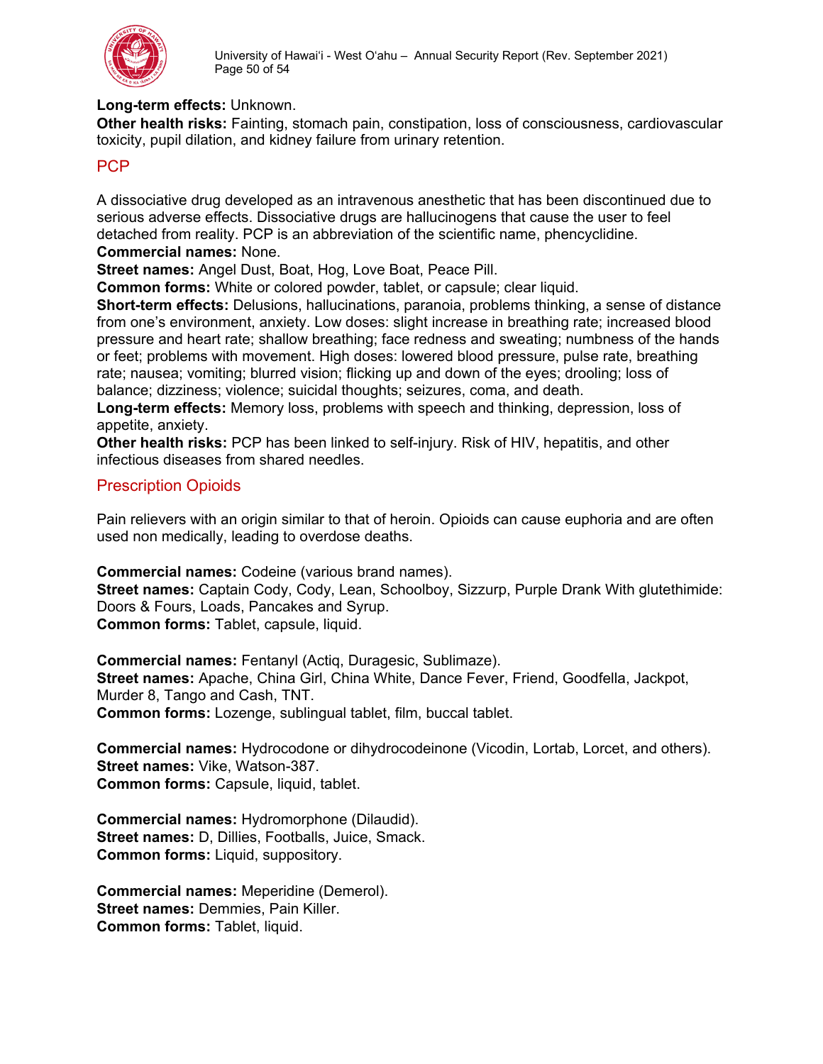**Long-term effects:** Unknown.
**Other health risks:** Fainting, stomach pain, constipation, loss of consciousness, cardiovascular toxicity, pupil dilation, and kidney failure from urinary retention.

## PCP

A dissociative drug developed as an intravenous anesthetic that has been discontinued due to serious adverse effects. Dissociative drugs are hallucinogens that cause the user to feel detached from reality. PCP is an abbreviation of the scientific name, phencyclidine.
**Commercial names:** None.
**Street names:** Angel Dust, Boat, Hog, Love Boat, Peace Pill.
**Common forms:** White or colored powder, tablet, or capsule; clear liquid.
**Short-term effects:** Delusions, hallucinations, paranoia, problems thinking, a sense of distance from one's environment, anxiety. Low doses: slight increase in breathing rate; increased blood pressure and heart rate; shallow breathing; face redness and sweating; numbness of the hands or feet; problems with movement. High doses: lowered blood pressure, pulse rate, breathing rate; nausea; vomiting; blurred vision; flicking up and down of the eyes; drooling; loss of balance; dizziness; violence; suicidal thoughts; seizures, coma, and death.
**Long-term effects:** Memory loss, problems with speech and thinking, depression, loss of appetite, anxiety.
**Other health risks:** PCP has been linked to self-injury. Risk of HIV, hepatitis, and other infectious diseases from shared needles.

## Prescription Opioids

Pain relievers with an origin similar to that of heroin. Opioids can cause euphoria and are often used non medically, leading to overdose deaths.

**Commercial names:** Codeine (various brand names).
**Street names:** Captain Cody, Cody, Lean, Schoolboy, Sizzurp, Purple Drank With glutethimide: Doors & Fours, Loads, Pancakes and Syrup.
**Common forms:** Tablet, capsule, liquid.

**Commercial names:** Fentanyl (Actiq, Duragesic, Sublimaze).
**Street names:** Apache, China Girl, China White, Dance Fever, Friend, Goodfella, Jackpot, Murder 8, Tango and Cash, TNT.
**Common forms:** Lozenge, sublingual tablet, film, buccal tablet.

**Commercial names:** Hydrocodone or dihydrocodeinone (Vicodin, Lortab, Lorcet, and others).
**Street names:** Vike, Watson-387.
**Common forms:** Capsule, liquid, tablet.

**Commercial names:** Hydromorphone (Dilaudid).
**Street names:** D, Dillies, Footballs, Juice, Smack.
**Common forms:** Liquid, suppository.

**Commercial names:** Meperidine (Demerol).
**Street names:** Demmies, Pain Killer.
**Common forms:** Tablet, liquid.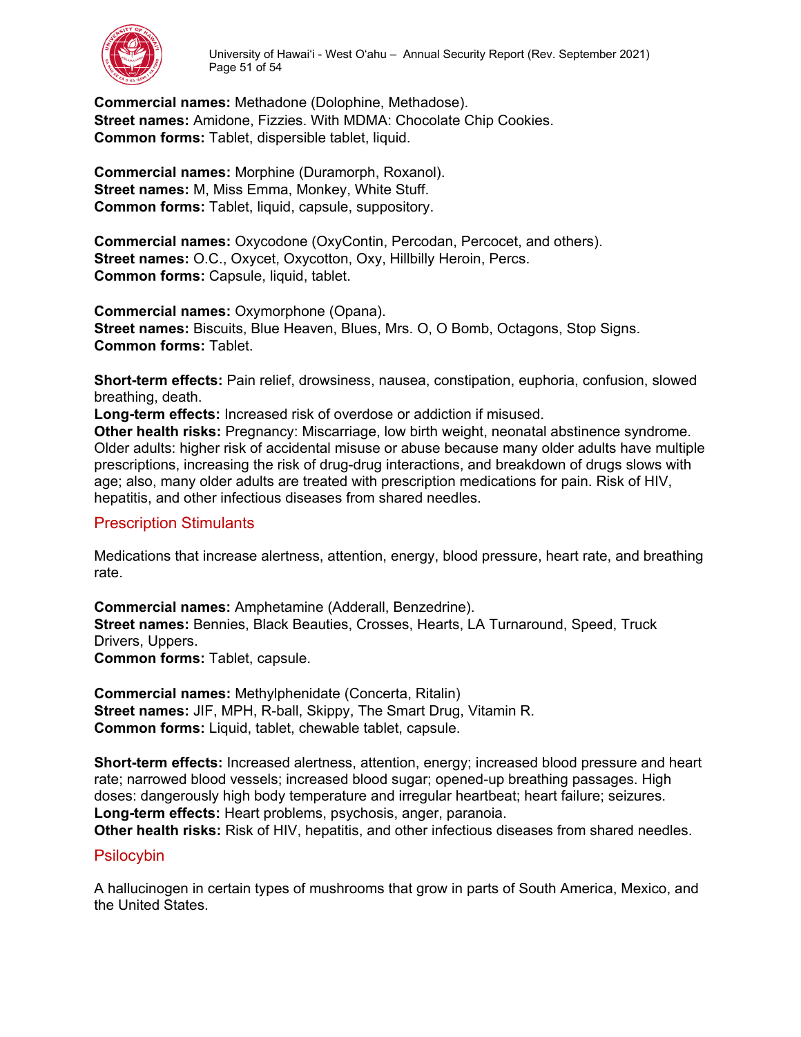**Commercial names:** Methadone (Dolophine, Methadose).
**Street names:** Amidone, Fizzies. With MDMA: Chocolate Chip Cookies.
**Common forms:** Tablet, dispersible tablet, liquid.

**Commercial names:** Morphine (Duramorph, Roxanol).
**Street names:** M, Miss Emma, Monkey, White Stuff.
**Common forms:** Tablet, liquid, capsule, suppository.

**Commercial names:** Oxycodone (OxyContin, Percodan, Percocet, and others).
**Street names:** O.C., Oxycet, Oxycotton, Oxy, Hillbilly Heroin, Percs.
**Common forms:** Capsule, liquid, tablet.

**Commercial names:** Oxymorphone (Opana).
**Street names:** Biscuits, Blue Heaven, Blues, Mrs. O, O Bomb, Octagons, Stop Signs.
**Common forms:** Tablet.

**Short-term effects:** Pain relief, drowsiness, nausea, constipation, euphoria, confusion, slowed breathing, death.
**Long-term effects:** Increased risk of overdose or addiction if misused.
**Other health risks:** Pregnancy: Miscarriage, low birth weight, neonatal abstinence syndrome. Older adults: higher risk of accidental misuse or abuse because many older adults have multiple prescriptions, increasing the risk of drug-drug interactions, and breakdown of drugs slows with age; also, many older adults are treated with prescription medications for pain. Risk of HIV, hepatitis, and other infectious diseases from shared needles.

## Prescription Stimulants

Medications that increase alertness, attention, energy, blood pressure, heart rate, and breathing rate.

**Commercial names:** Amphetamine (Adderall, Benzedrine).
**Street names:** Bennies, Black Beauties, Crosses, Hearts, LA Turnaround, Speed, Truck Drivers, Uppers.
**Common forms:** Tablet, capsule.

**Commercial names:** Methylphenidate (Concerta, Ritalin)
**Street names:** JIF, MPH, R-ball, Skippy, The Smart Drug, Vitamin R.
**Common forms:** Liquid, tablet, chewable tablet, capsule.

**Short-term effects:** Increased alertness, attention, energy; increased blood pressure and heart rate; narrowed blood vessels; increased blood sugar; opened-up breathing passages. High doses: dangerously high body temperature and irregular heartbeat; heart failure; seizures.
**Long-term effects:** Heart problems, psychosis, anger, paranoia.
**Other health risks:** Risk of HIV, hepatitis, and other infectious diseases from shared needles.

## Psilocybin

A hallucinogen in certain types of mushrooms that grow in parts of South America, Mexico, and the United States.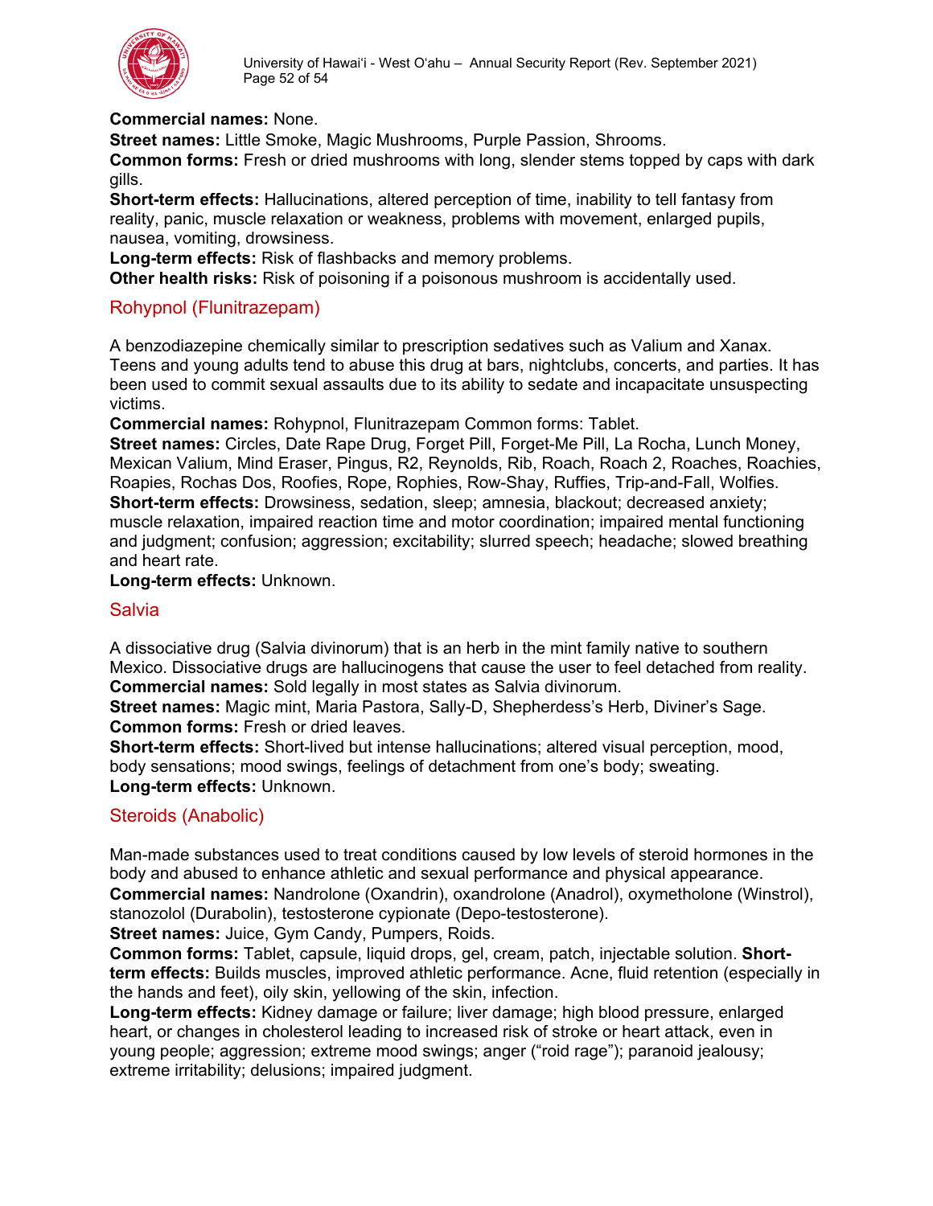**Commercial names:** None.
**Street names:** Little Smoke, Magic Mushrooms, Purple Passion, Shrooms.
**Common forms:** Fresh or dried mushrooms with long, slender stems topped by caps with dark gills.
**Short-term effects:** Hallucinations, altered perception of time, inability to tell fantasy from reality, panic, muscle relaxation or weakness, problems with movement, enlarged pupils, nausea, vomiting, drowsiness.
**Long-term effects:** Risk of flashbacks and memory problems.
**Other health risks:** Risk of poisoning if a poisonous mushroom is accidentally used.

## Rohypnol (Flunitrazepam)

A benzodiazepine chemically similar to prescription sedatives such as Valium and Xanax. Teens and young adults tend to abuse this drug at bars, nightclubs, concerts, and parties. It has been used to commit sexual assaults due to its ability to sedate and incapacitate unsuspecting victims.
**Commercial names:** Rohypnol, Flunitrazepam Common forms: Tablet.
**Street names:** Circles, Date Rape Drug, Forget Pill, Forget-Me Pill, La Rocha, Lunch Money, Mexican Valium, Mind Eraser, Pingus, R2, Reynolds, Rib, Roach, Roach 2, Roaches, Roachies, Roapies, Rochas Dos, Roofies, Rope, Rophies, Row-Shay, Ruffies, Trip-and-Fall, Wolfies.
**Short-term effects:** Drowsiness, sedation, sleep; amnesia, blackout; decreased anxiety; muscle relaxation, impaired reaction time and motor coordination; impaired mental functioning and judgment; confusion; aggression; excitability; slurred speech; headache; slowed breathing and heart rate.
**Long-term effects:** Unknown.

## Salvia

A dissociative drug (Salvia divinorum) that is an herb in the mint family native to southern Mexico. Dissociative drugs are hallucinogens that cause the user to feel detached from reality.
**Commercial names:** Sold legally in most states as Salvia divinorum.
**Street names:** Magic mint, Maria Pastora, Sally-D, Shepherdess's Herb, Diviner's Sage.
**Common forms:** Fresh or dried leaves.
**Short-term effects:** Short-lived but intense hallucinations; altered visual perception, mood, body sensations; mood swings, feelings of detachment from one's body; sweating.
**Long-term effects:** Unknown.

## Steroids (Anabolic)

Man-made substances used to treat conditions caused by low levels of steroid hormones in the body and abused to enhance athletic and sexual performance and physical appearance.
**Commercial names:** Nandrolone (Oxandrin), oxandrolone (Anadrol), oxymetholone (Winstrol), stanozolol (Durabolin), testosterone cypionate (Depo-testosterone).
**Street names:** Juice, Gym Candy, Pumpers, Roids.
**Common forms:** Tablet, capsule, liquid drops, gel, cream, patch, injectable solution. **Short-term effects:** Builds muscles, improved athletic performance. Acne, fluid retention (especially in the hands and feet), oily skin, yellowing of the skin, infection.
**Long-term effects:** Kidney damage or failure; liver damage; high blood pressure, enlarged heart, or changes in cholesterol leading to increased risk of stroke or heart attack, even in young people; aggression; extreme mood swings; anger ("roid rage"); paranoid jealousy; extreme irritability; delusions; impaired judgment.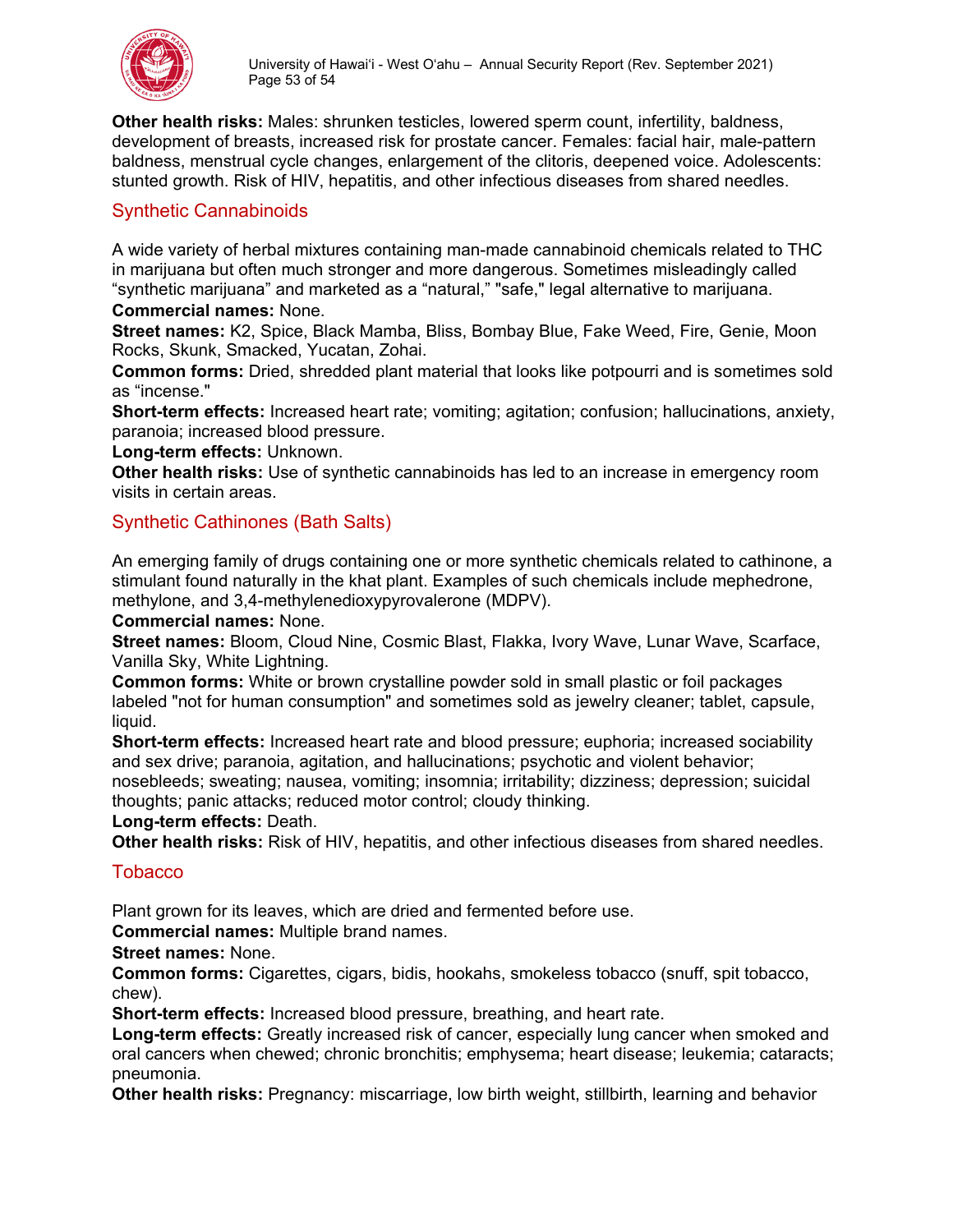**Other health risks:** Males: shrunken testicles, lowered sperm count, infertility, baldness, development of breasts, increased risk for prostate cancer. Females: facial hair, male-pattern baldness, menstrual cycle changes, enlargement of the clitoris, deepened voice. Adolescents: stunted growth. Risk of HIV, hepatitis, and other infectious diseases from shared needles.

## Synthetic Cannabinoids

A wide variety of herbal mixtures containing man-made cannabinoid chemicals related to THC in marijuana but often much stronger and more dangerous. Sometimes misleadingly called "synthetic marijuana" and marketed as a "natural," "safe," legal alternative to marijuana.
**Commercial names:** None.
**Street names:** K2, Spice, Black Mamba, Bliss, Bombay Blue, Fake Weed, Fire, Genie, Moon Rocks, Skunk, Smacked, Yucatan, Zohai.
**Common forms:** Dried, shredded plant material that looks like potpourri and is sometimes sold as "incense."
**Short-term effects:** Increased heart rate; vomiting; agitation; confusion; hallucinations, anxiety, paranoia; increased blood pressure.
**Long-term effects:** Unknown.
**Other health risks:** Use of synthetic cannabinoids has led to an increase in emergency room visits in certain areas.

## Synthetic Cathinones (Bath Salts)

An emerging family of drugs containing one or more synthetic chemicals related to cathinone, a stimulant found naturally in the khat plant. Examples of such chemicals include mephedrone, methylone, and 3,4-methylenedioxypyrovalerone (MDPV).
**Commercial names:** None.
**Street names:** Bloom, Cloud Nine, Cosmic Blast, Flakka, Ivory Wave, Lunar Wave, Scarface, Vanilla Sky, White Lightning.
**Common forms:** White or brown crystalline powder sold in small plastic or foil packages labeled "not for human consumption" and sometimes sold as jewelry cleaner; tablet, capsule, liquid.
**Short-term effects:** Increased heart rate and blood pressure; euphoria; increased sociability and sex drive; paranoia, agitation, and hallucinations; psychotic and violent behavior; nosebleeds; sweating; nausea, vomiting; insomnia; irritability; dizziness; depression; suicidal thoughts; panic attacks; reduced motor control; cloudy thinking.
**Long-term effects:** Death.
**Other health risks:** Risk of HIV, hepatitis, and other infectious diseases from shared needles.

## Tobacco

Plant grown for its leaves, which are dried and fermented before use.
**Commercial names:** Multiple brand names.
**Street names:** None.
**Common forms:** Cigarettes, cigars, bidis, hookahs, smokeless tobacco (snuff, spit tobacco, chew).
**Short-term effects:** Increased blood pressure, breathing, and heart rate.
**Long-term effects:** Greatly increased risk of cancer, especially lung cancer when smoked and oral cancers when chewed; chronic bronchitis; emphysema; heart disease; leukemia; cataracts; pneumonia.
**Other health risks:** Pregnancy: miscarriage, low birth weight, stillbirth, learning and behavior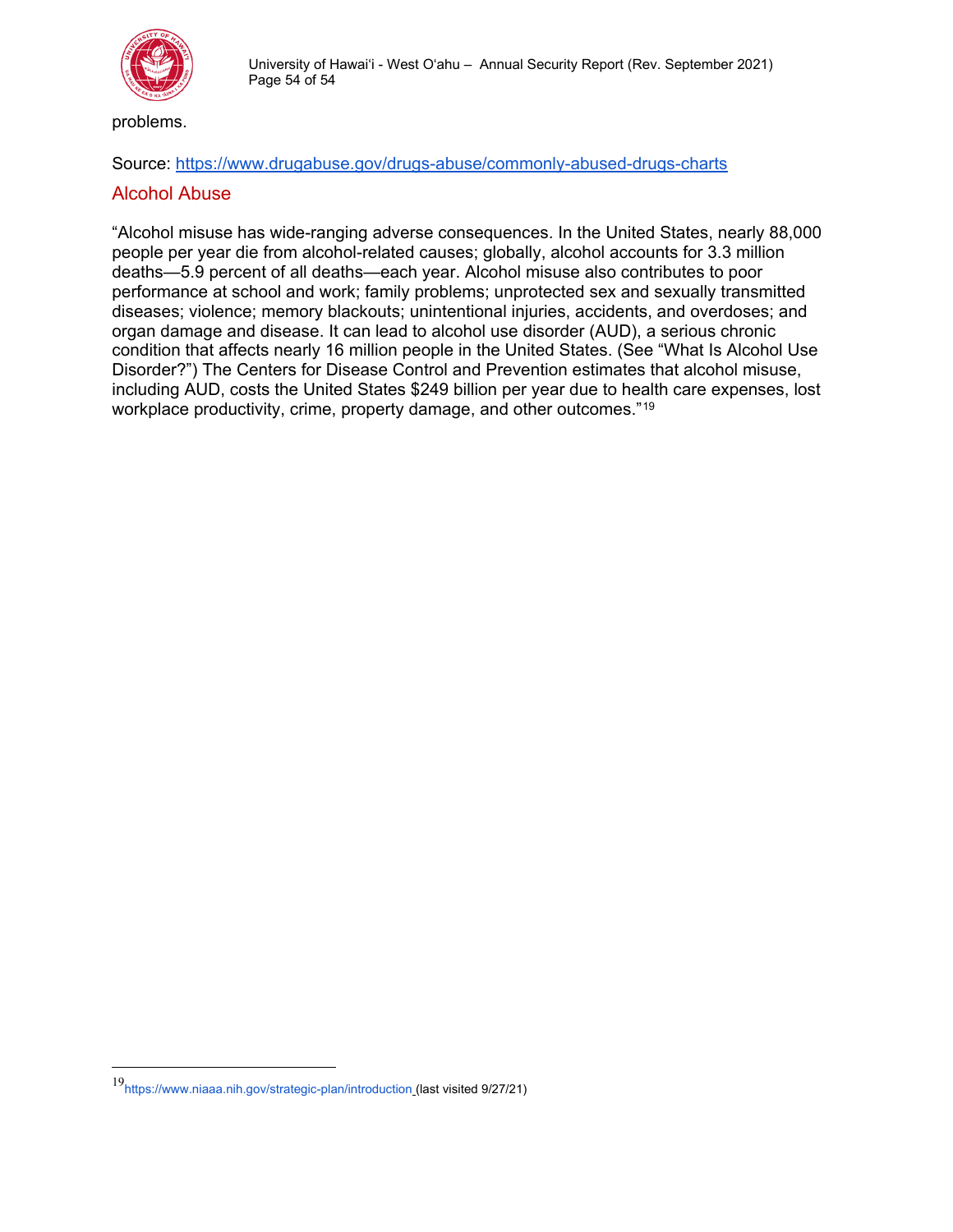problems.

Source: https://www.drugabuse.gov/drugs-abuse/commonly-abused-drugs-charts

## Alcohol Abuse

"Alcohol misuse has wide-ranging adverse consequences. In the United States, nearly 88,000 people per year die from alcohol-related causes; globally, alcohol accounts for 3.3 million deaths—5.9 percent of all deaths—each year. Alcohol misuse also contributes to poor performance at school and work; family problems; unprotected sex and sexually transmitted diseases; violence; memory blackouts; unintentional injuries, accidents, and overdoses; and organ damage and disease. It can lead to alcohol use disorder (AUD), a serious chronic condition that affects nearly 16 million people in the United States. (See "What Is Alcohol Use Disorder?") The Centers for Disease Control and Prevention estimates that alcohol misuse, including AUD, costs the United States $249 billion per year due to health care expenses, lost workplace productivity, crime, property damage, and other outcomes."[19]

---

[19] https://www.niaaa.nih.gov/strategic-plan/introduction (last visited 9/27/21)